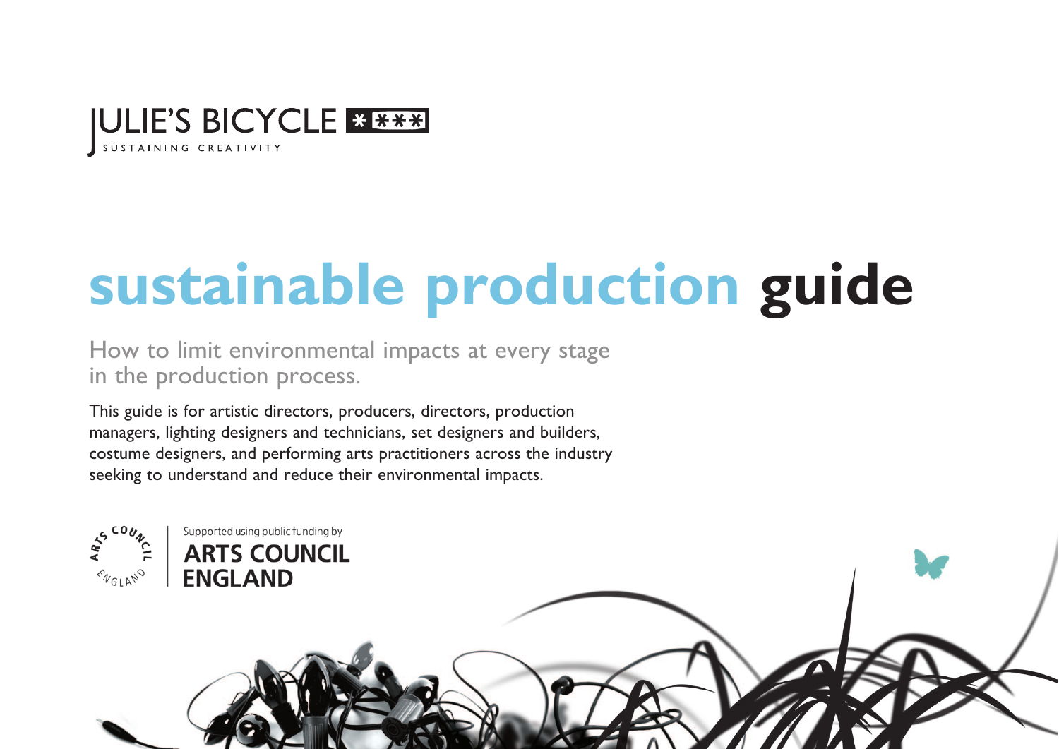JULIE'S BICYCLE

SUSTAINING CREATIVITY

# sustainable production guide

## How to limit environmental impacts at every stage in the production process.

This guide is for artistic directors, producers, directors, production managers, lighting designers and technicians, set designers and builders, costume designers, and performing arts practitioners across the industry seeking to understand and reduce their environmental impacts.

Supported using public funding by ARTS COUNCIL ENGLAND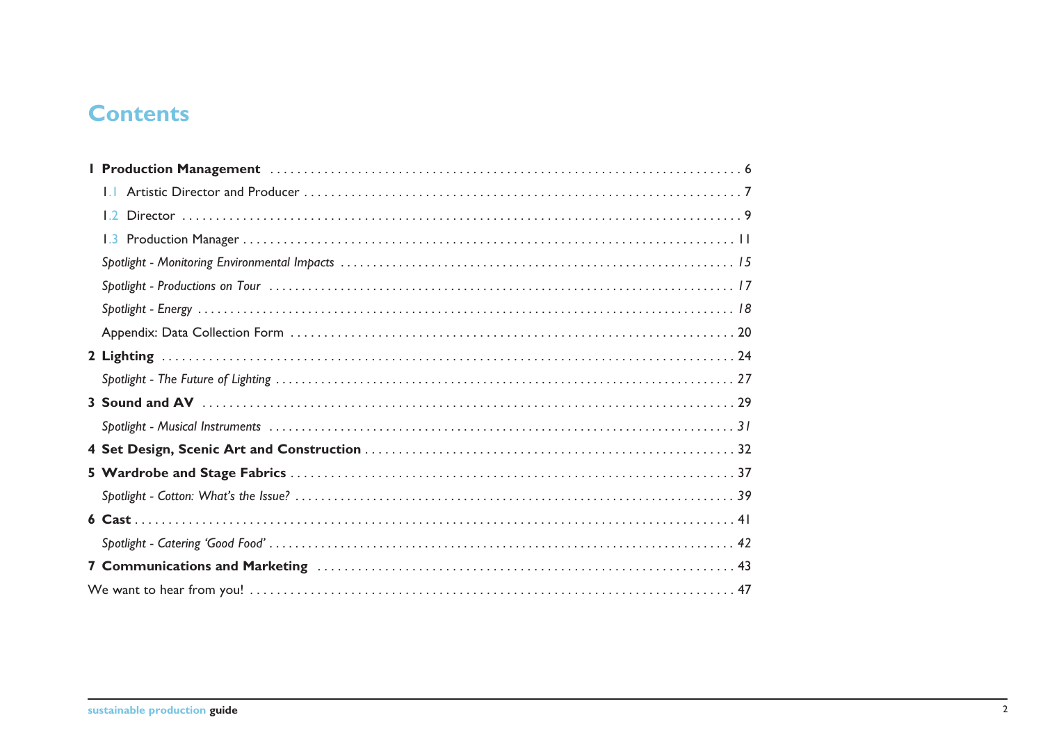# Contents

**1 Production Management** ... 6

1.1 Artistic Director and Producer ... 7

1.2 Director ... 9

1.3 Production Manager ... 11

*Spotlight - Monitoring Environmental Impacts* ... *15*

*Spotlight - Productions on Tour* ... *17*

*Spotlight - Energy* ... *18*

Appendix: Data Collection Form ... 20

**2 Lighting** ... 24

*Spotlight - The Future of Lighting* ... *27*

**3 Sound and AV** ... 29

*Spotlight - Musical Instruments* ... *31*

**4 Set Design, Scenic Art and Construction** ... 32

**5 Wardrobe and Stage Fabrics** ... 37

*Spotlight - Cotton: What's the Issue?* ... *39*

**6 Cast** ... 41

*Spotlight - Catering 'Good Food'* ... *42*

**7 Communications and Marketing** ... 43

We want to hear from you! ... 47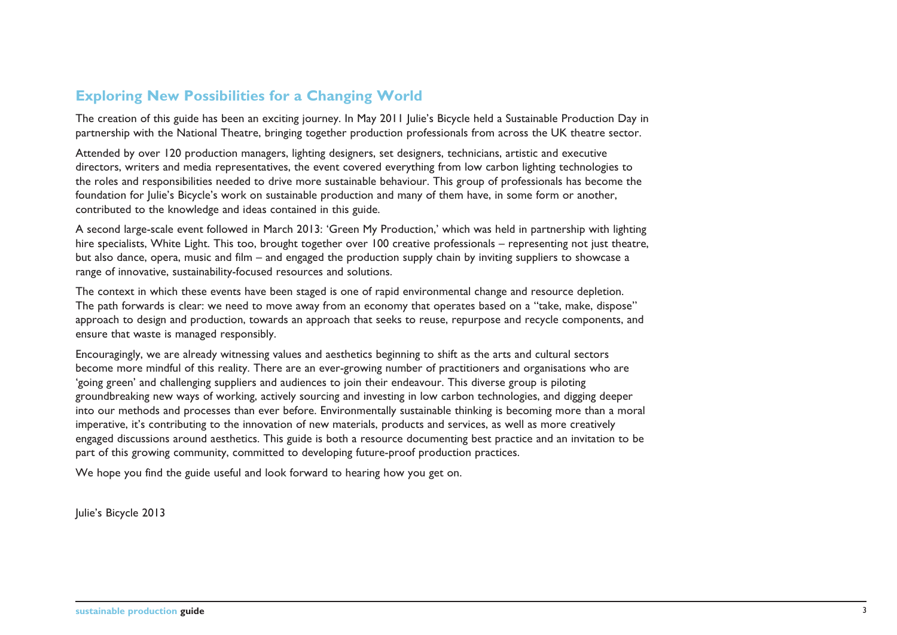## Exploring New Possibilities for a Changing World

The creation of this guide has been an exciting journey. In May 2011 Julie's Bicycle held a Sustainable Production Day in partnership with the National Theatre, bringing together production professionals from across the UK theatre sector.

Attended by over 120 production managers, lighting designers, set designers, technicians, artistic and executive directors, writers and media representatives, the event covered everything from low carbon lighting technologies to the roles and responsibilities needed to drive more sustainable behaviour. This group of professionals has become the foundation for Julie's Bicycle's work on sustainable production and many of them have, in some form or another, contributed to the knowledge and ideas contained in this guide.

A second large-scale event followed in March 2013: 'Green My Production,' which was held in partnership with lighting hire specialists, White Light. This too, brought together over 100 creative professionals – representing not just theatre, but also dance, opera, music and film – and engaged the production supply chain by inviting suppliers to showcase a range of innovative, sustainability-focused resources and solutions.

The context in which these events have been staged is one of rapid environmental change and resource depletion. The path forwards is clear: we need to move away from an economy that operates based on a "take, make, dispose" approach to design and production, towards an approach that seeks to reuse, repurpose and recycle components, and ensure that waste is managed responsibly.

Encouragingly, we are already witnessing values and aesthetics beginning to shift as the arts and cultural sectors become more mindful of this reality. There are an ever-growing number of practitioners and organisations who are 'going green' and challenging suppliers and audiences to join their endeavour. This diverse group is piloting groundbreaking new ways of working, actively sourcing and investing in low carbon technologies, and digging deeper into our methods and processes than ever before. Environmentally sustainable thinking is becoming more than a moral imperative, it's contributing to the innovation of new materials, products and services, as well as more creatively engaged discussions around aesthetics. This guide is both a resource documenting best practice and an invitation to be part of this growing community, committed to developing future-proof production practices.

We hope you find the guide useful and look forward to hearing how you get on.

Julie's Bicycle 2013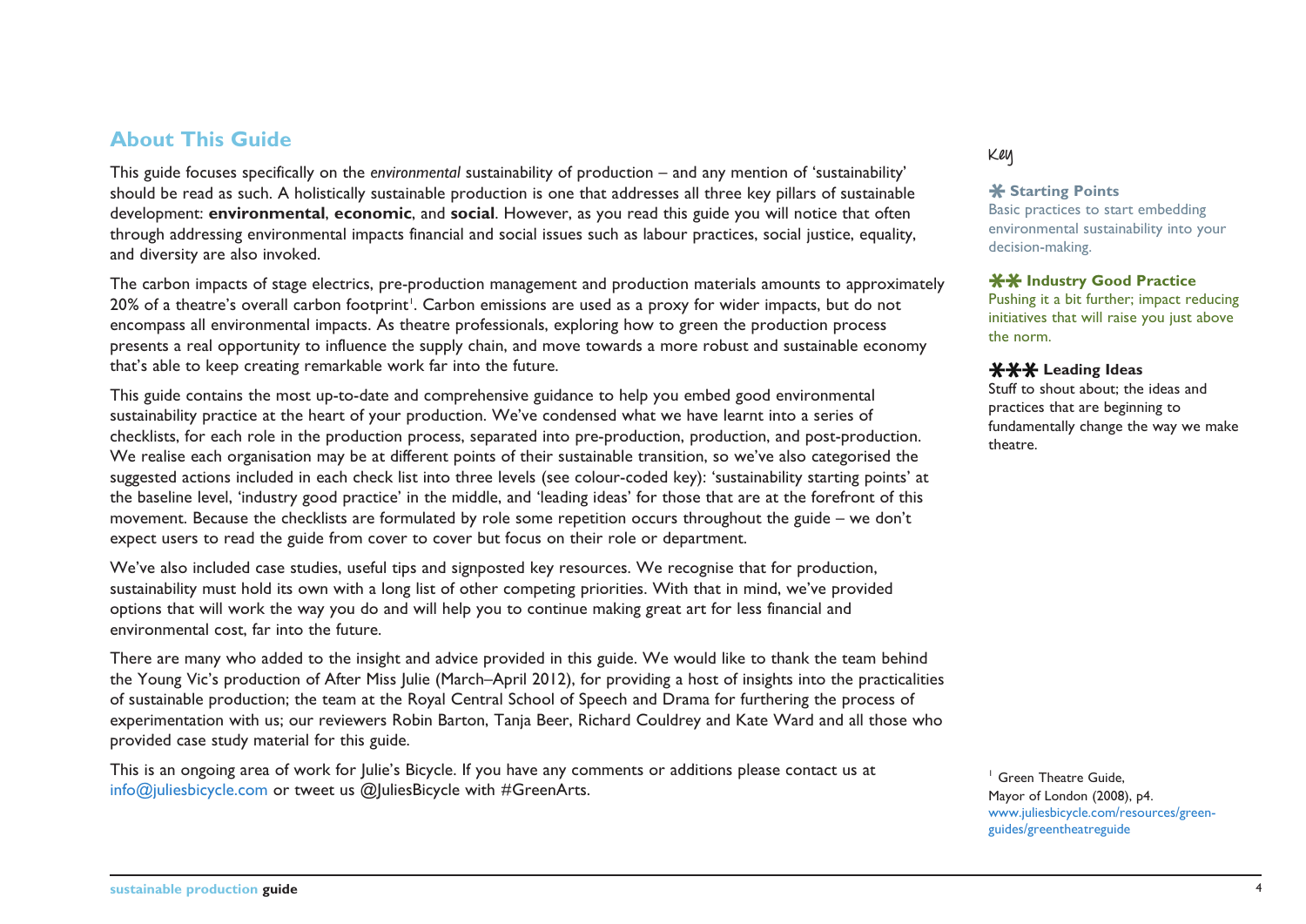## About This Guide

This guide focuses specifically on the *environmental* sustainability of production – and any mention of 'sustainability' should be read as such. A holistically sustainable production is one that addresses all three key pillars of sustainable development: **environmental**, **economic**, and **social**. However, as you read this guide you will notice that often through addressing environmental impacts financial and social issues such as labour practices, social justice, equality, and diversity are also invoked.

The carbon impacts of stage electrics, pre-production management and production materials amounts to approximately 20% of a theatre's overall carbon footprint[1]. Carbon emissions are used as a proxy for wider impacts, but do not encompass all environmental impacts. As theatre professionals, exploring how to green the production process presents a real opportunity to influence the supply chain, and move towards a more robust and sustainable economy that's able to keep creating remarkable work far into the future.

This guide contains the most up-to-date and comprehensive guidance to help you embed good environmental sustainability practice at the heart of your production. We've condensed what we have learnt into a series of checklists, for each role in the production process, separated into pre-production, production, and post-production. We realise each organisation may be at different points of their sustainable transition, so we've also categorised the suggested actions included in each check list into three levels (see colour-coded key): 'sustainability starting points' at the baseline level, 'industry good practice' in the middle, and 'leading ideas' for those that are at the forefront of this movement. Because the checklists are formulated by role some repetition occurs throughout the guide – we don't expect users to read the guide from cover to cover but focus on their role or department.

We've also included case studies, useful tips and signposted key resources. We recognise that for production, sustainability must hold its own with a long list of other competing priorities. With that in mind, we've provided options that will work the way you do and will help you to continue making great art for less financial and environmental cost, far into the future.

There are many who added to the insight and advice provided in this guide. We would like to thank the team behind the Young Vic's production of After Miss Julie (March–April 2012), for providing a host of insights into the practicalities of sustainable production; the team at the Royal Central School of Speech and Drama for furthering the process of experimentation with us; our reviewers Robin Barton, Tanja Beer, Richard Couldrey and Kate Ward and all those who provided case study material for this guide.

This is an ongoing area of work for Julie's Bicycle. If you have any comments or additions please contact us at info@juliesbicycle.com or tweet us @JuliesBicycle with #GreenArts.

### Key

**✱ Starting Points**
Basic practices to start embedding environmental sustainability into your decision-making.

**✱✱ Industry Good Practice**
Pushing it a bit further; impact reducing initiatives that will raise you just above the norm.

**✱✱✱ Leading Ideas**
Stuff to shout about; the ideas and practices that are beginning to fundamentally change the way we make theatre.

[1] Green Theatre Guide, Mayor of London (2008), p4. www.juliesbicycle.com/resources/green-guides/greentheatreguide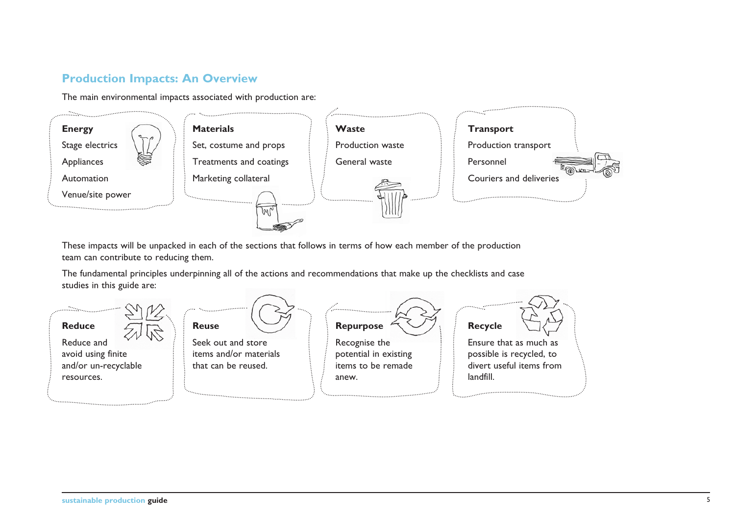## Production Impacts: An Overview

The main environmental impacts associated with production are:

**Energy**
- Stage electrics
- Appliances
- Automation
- Venue/site power

**Materials**
- Set, costume and props
- Treatments and coatings
- Marketing collateral

**Waste**
- Production waste
- General waste

**Transport**
- Production transport
- Personnel
- Couriers and deliveries

These impacts will be unpacked in each of the sections that follows in terms of how each member of the production team can contribute to reducing them.

The fundamental principles underpinning all of the actions and recommendations that make up the checklists and case studies in this guide are:

**Reduce**
Reduce and avoid using finite and/or un-recyclable resources.

**Reuse**
Seek out and store items and/or materials that can be reused.

**Repurpose**
Recognise the potential in existing items to be remade anew.

**Recycle**
Ensure that as much as possible is recycled, to divert useful items from landfill.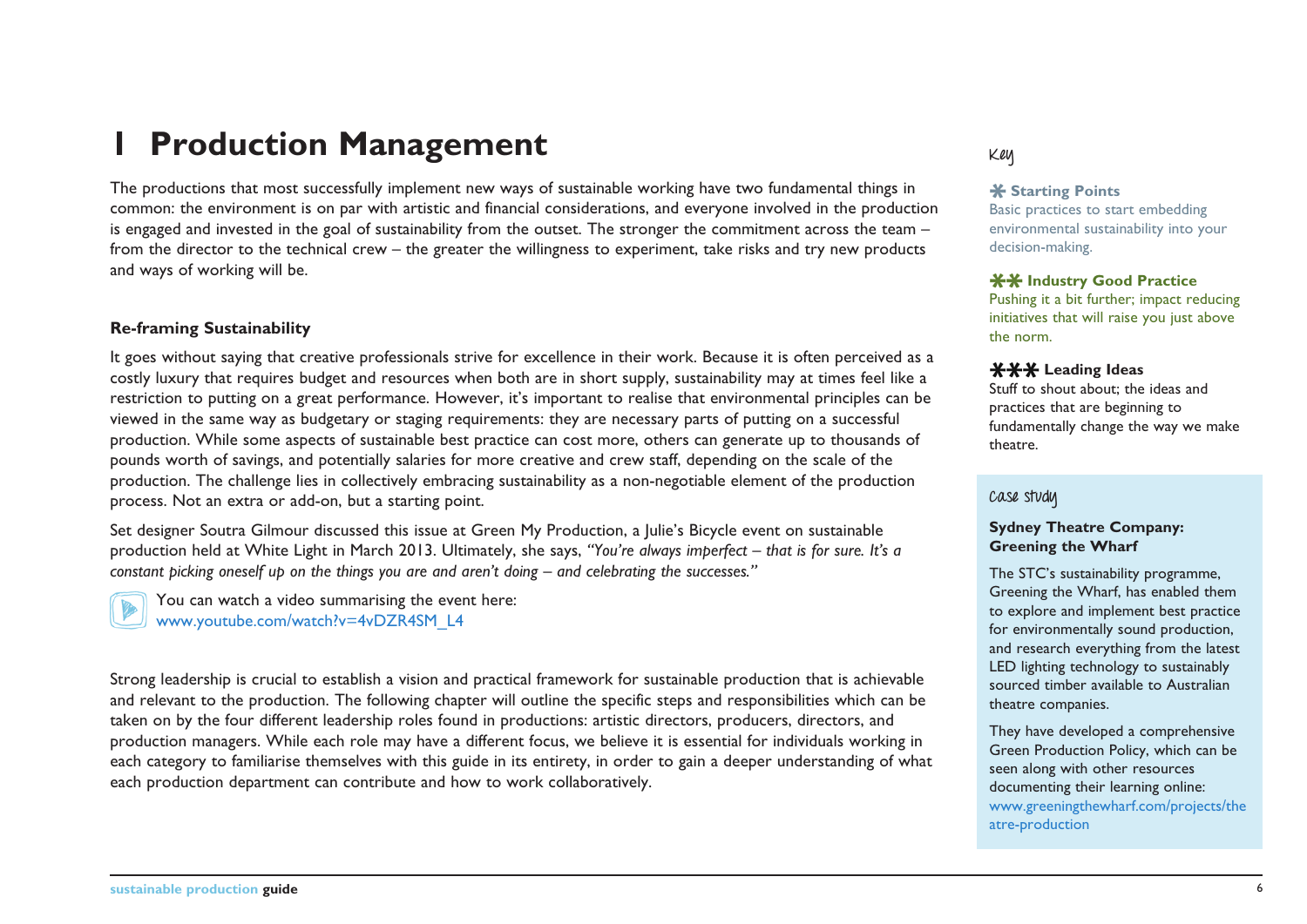# 1 Production Management

The productions that most successfully implement new ways of sustainable working have two fundamental things in common: the environment is on par with artistic and financial considerations, and everyone involved in the production is engaged and invested in the goal of sustainability from the outset. The stronger the commitment across the team – from the director to the technical crew – the greater the willingness to experiment, take risks and try new products and ways of working will be.

### Re-framing Sustainability

It goes without saying that creative professionals strive for excellence in their work. Because it is often perceived as a costly luxury that requires budget and resources when both are in short supply, sustainability may at times feel like a restriction to putting on a great performance. However, it's important to realise that environmental principles can be viewed in the same way as budgetary or staging requirements: they are necessary parts of putting on a successful production. While some aspects of sustainable best practice can cost more, others can generate up to thousands of pounds worth of savings, and potentially salaries for more creative and crew staff, depending on the scale of the production. The challenge lies in collectively embracing sustainability as a non-negotiable element of the production process. Not an extra or add-on, but a starting point.

Set designer Soutra Gilmour discussed this issue at Green My Production, a Julie's Bicycle event on sustainable production held at White Light in March 2013. Ultimately, she says, *"You're always imperfect – that is for sure. It's a constant picking oneself up on the things you are and aren't doing – and celebrating the successes."*

You can watch a video summarising the event here:
www.youtube.com/watch?v=4vDZR4SM_L4

Strong leadership is crucial to establish a vision and practical framework for sustainable production that is achievable and relevant to the production. The following chapter will outline the specific steps and responsibilities which can be taken on by the four different leadership roles found in productions: artistic directors, producers, directors, and production managers. While each role may have a different focus, we believe it is essential for individuals working in each category to familiarise themselves with this guide in its entirety, in order to gain a deeper understanding of what each production department can contribute and how to work collaboratively.

### Key

**✱ Starting Points**
Basic practices to start embedding environmental sustainability into your decision-making.

**✱✱ Industry Good Practice**
Pushing it a bit further; impact reducing initiatives that will raise you just above the norm.

**✱✱✱ Leading Ideas**
Stuff to shout about; the ideas and practices that are beginning to fundamentally change the way we make theatre.

### Case study

**Sydney Theatre Company: Greening the Wharf**

The STC's sustainability programme, Greening the Wharf, has enabled them to explore and implement best practice for environmentally sound production, and research everything from the latest LED lighting technology to sustainably sourced timber available to Australian theatre companies.

They have developed a comprehensive Green Production Policy, which can be seen along with other resources documenting their learning online: www.greeningthewharf.com/projects/theatre-production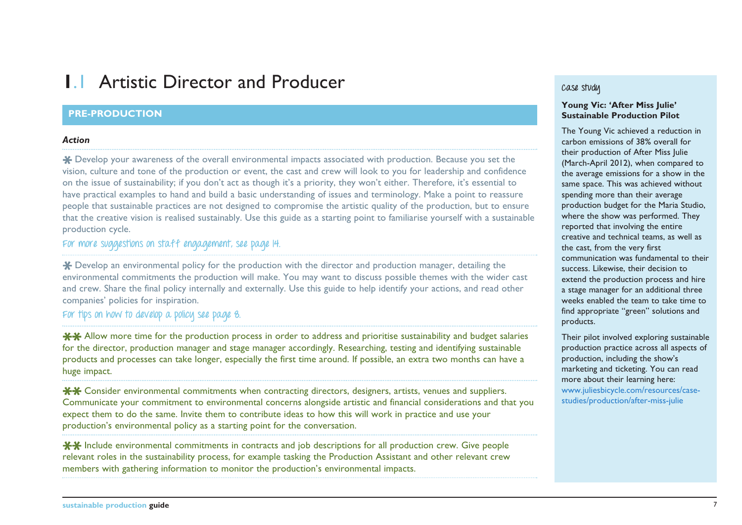# 1.1 Artistic Director and Producer

## PRE-PRODUCTION

***Action***

* Develop your awareness of the overall environmental impacts associated with production. Because you set the vision, culture and tone of the production or event, the cast and crew will look to you for leadership and confidence on the issue of sustainability; if you don't act as though it's a priority, they won't either. Therefore, it's essential to have practical examples to hand and build a basic understanding of issues and terminology. Make a point to reassure people that sustainable practices are not designed to compromise the artistic quality of the production, but to ensure that the creative vision is realised sustainably. Use this guide as a starting point to familiarise yourself with a sustainable production cycle.

For more suggestions on staff engagement, see page 14.

* Develop an environmental policy for the production with the director and production manager, detailing the environmental commitments the production will make. You may want to discuss possible themes with the wider cast and crew. Share the final policy internally and externally. Use this guide to help identify your actions, and read other companies' policies for inspiration.

For tips on how to develop a policy see page 8.

** Allow more time for the production process in order to address and prioritise sustainability and budget salaries for the director, production manager and stage manager accordingly. Researching, testing and identifying sustainable products and processes can take longer, especially the first time around. If possible, an extra two months can have a huge impact.

** Consider environmental commitments when contracting directors, designers, artists, venues and suppliers. Communicate your commitment to environmental concerns alongside artistic and financial considerations and that you expect them to do the same. Invite them to contribute ideas to how this will work in practice and use your production's environmental policy as a starting point for the conversation.

** Include environmental commitments in contracts and job descriptions for all production crew. Give people relevant roles in the sustainability process, for example tasking the Production Assistant and other relevant crew members with gathering information to monitor the production's environmental impacts.

### Case study

**Young Vic: 'After Miss Julie' Sustainable Production Pilot**

The Young Vic achieved a reduction in carbon emissions of 38% overall for their production of After Miss Julie (March-April 2012), when compared to the average emissions for a show in the same space. This was achieved without spending more than their average production budget for the Maria Studio, where the show was performed. They reported that involving the entire creative and technical teams, as well as the cast, from the very first communication was fundamental to their success. Likewise, their decision to extend the production process and hire a stage manager for an additional three weeks enabled the team to take time to find appropriate "green" solutions and products.

Their pilot involved exploring sustainable production practice across all aspects of production, including the show's marketing and ticketing. You can read more about their learning here: www.juliesbicycle.com/resources/case-studies/production/after-miss-julie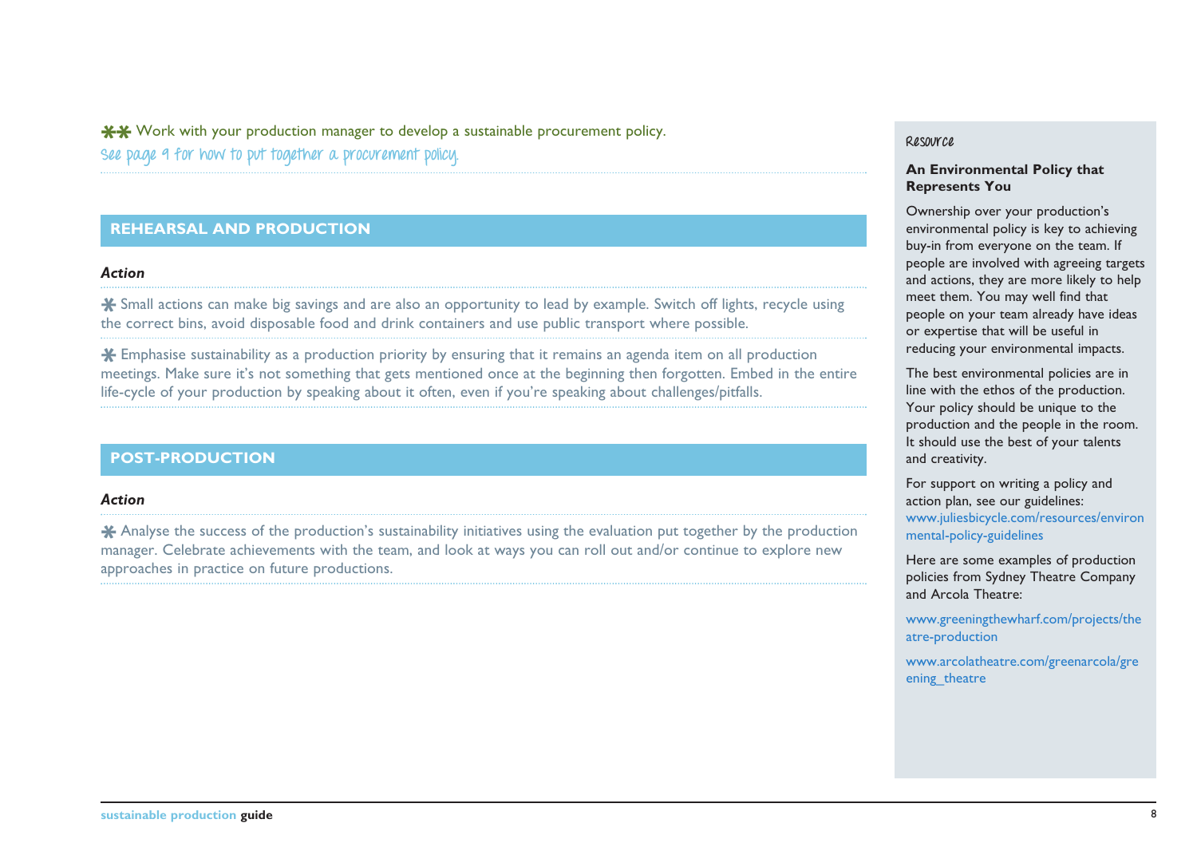✱✱ Work with your production manager to develop a sustainable procurement policy.

See page 9 for how to put together a procurement policy.

## REHEARSAL AND PRODUCTION

***Action***

✱ Small actions can make big savings and are also an opportunity to lead by example. Switch off lights, recycle using the correct bins, avoid disposable food and drink containers and use public transport where possible.

✱ Emphasise sustainability as a production priority by ensuring that it remains an agenda item on all production meetings. Make sure it's not something that gets mentioned once at the beginning then forgotten. Embed in the entire life-cycle of your production by speaking about it often, even if you're speaking about challenges/pitfalls.

## POST-PRODUCTION

***Action***

✱ Analyse the success of the production's sustainability initiatives using the evaluation put together by the production manager. Celebrate achievements with the team, and look at ways you can roll out and/or continue to explore new approaches in practice on future productions.

---

Resource

**An Environmental Policy that Represents You**

Ownership over your production's environmental policy is key to achieving buy-in from everyone on the team. If people are involved with agreeing targets and actions, they are more likely to help meet them. You may well find that people on your team already have ideas or expertise that will be useful in reducing your environmental impacts.

The best environmental policies are in line with the ethos of the production. Your policy should be unique to the production and the people in the room. It should use the best of your talents and creativity.

For support on writing a policy and action plan, see our guidelines: www.juliesbicycle.com/resources/environmental-policy-guidelines

Here are some examples of production policies from Sydney Theatre Company and Arcola Theatre:

www.greeningthewharf.com/projects/theatre-production

www.arcolatheatre.com/greenarcola/greening_theatre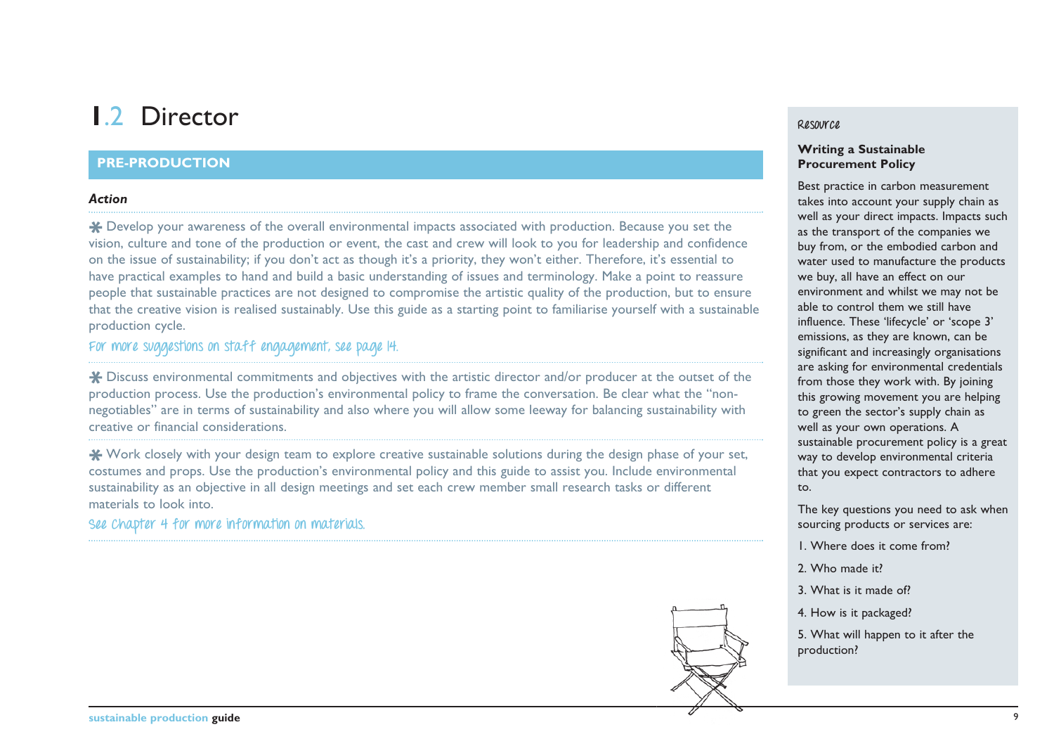# 1.2 Director

## PRE-PRODUCTION

***Action***

✱ Develop your awareness of the overall environmental impacts associated with production. Because you set the vision, culture and tone of the production or event, the cast and crew will look to you for leadership and confidence on the issue of sustainability; if you don't act as though it's a priority, they won't either. Therefore, it's essential to have practical examples to hand and build a basic understanding of issues and terminology. Make a point to reassure people that sustainable practices are not designed to compromise the artistic quality of the production, but to ensure that the creative vision is realised sustainably. Use this guide as a starting point to familiarise yourself with a sustainable production cycle.

*For more suggestions on staff engagement, see page 14.*

✱ Discuss environmental commitments and objectives with the artistic director and/or producer at the outset of the production process. Use the production's environmental policy to frame the conversation. Be clear what the "non-negotiables" are in terms of sustainability and also where you will allow some leeway for balancing sustainability with creative or financial considerations.

✱ Work closely with your design team to explore creative sustainable solutions during the design phase of your set, costumes and props. Use the production's environmental policy and this guide to assist you. Include environmental sustainability as an objective in all design meetings and set each crew member small research tasks or different materials to look into.

*See Chapter 4 for more information on materials.*

---

*Resource*

**Writing a Sustainable Procurement Policy**

Best practice in carbon measurement takes into account your supply chain as well as your direct impacts. Impacts such as the transport of the companies we buy from, or the embodied carbon and water used to manufacture the products we buy, all have an effect on our environment and whilst we may not be able to control them we still have influence. These 'lifecycle' or 'scope 3' emissions, as they are known, can be significant and increasingly organisations are asking for environmental credentials from those they work with. By joining this growing movement you are helping to green the sector's supply chain as well as your own operations. A sustainable procurement policy is a great way to develop environmental criteria that you expect contractors to adhere to.

The key questions you need to ask when sourcing products or services are:

1. Where does it come from?
2. Who made it?
3. What is it made of?
4. How is it packaged?
5. What will happen to it after the production?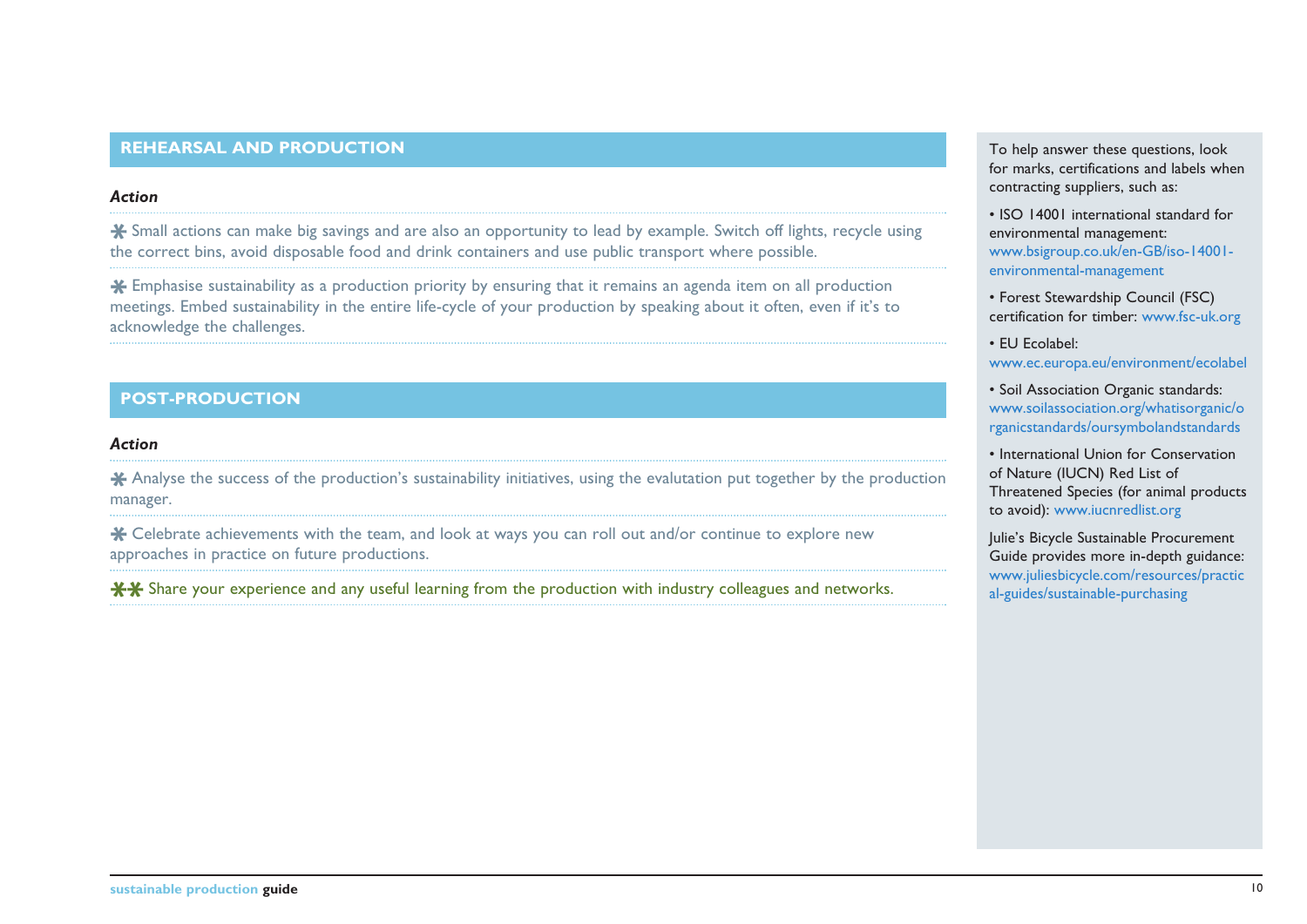## REHEARSAL AND PRODUCTION

*Action*

✱ Small actions can make big savings and are also an opportunity to lead by example. Switch off lights, recycle using the correct bins, avoid disposable food and drink containers and use public transport where possible.

✱ Emphasise sustainability as a production priority by ensuring that it remains an agenda item on all production meetings. Embed sustainability in the entire life-cycle of your production by speaking about it often, even if it's to acknowledge the challenges.

## POST-PRODUCTION

*Action*

✱ Analyse the success of the production's sustainability initiatives, using the evalutation put together by the production manager.

✱ Celebrate achievements with the team, and look at ways you can roll out and/or continue to explore new approaches in practice on future productions.

✱✱ Share your experience and any useful learning from the production with industry colleagues and networks.

To help answer these questions, look for marks, certifications and labels when contracting suppliers, such as:

- ISO 14001 international standard for environmental management: www.bsigroup.co.uk/en-GB/iso-14001-environmental-management
- Forest Stewardship Council (FSC) certification for timber: www.fsc-uk.org
- EU Ecolabel: www.ec.europa.eu/environment/ecolabel
- Soil Association Organic standards: www.soilassociation.org/whatisorganic/organicstandards/oursymbolandstandards
- International Union for Conservation of Nature (IUCN) Red List of Threatened Species (for animal products to avoid): www.iucnredlist.org

Julie's Bicycle Sustainable Procurement Guide provides more in-depth guidance: www.juliesbicycle.com/resources/practical-guides/sustainable-purchasing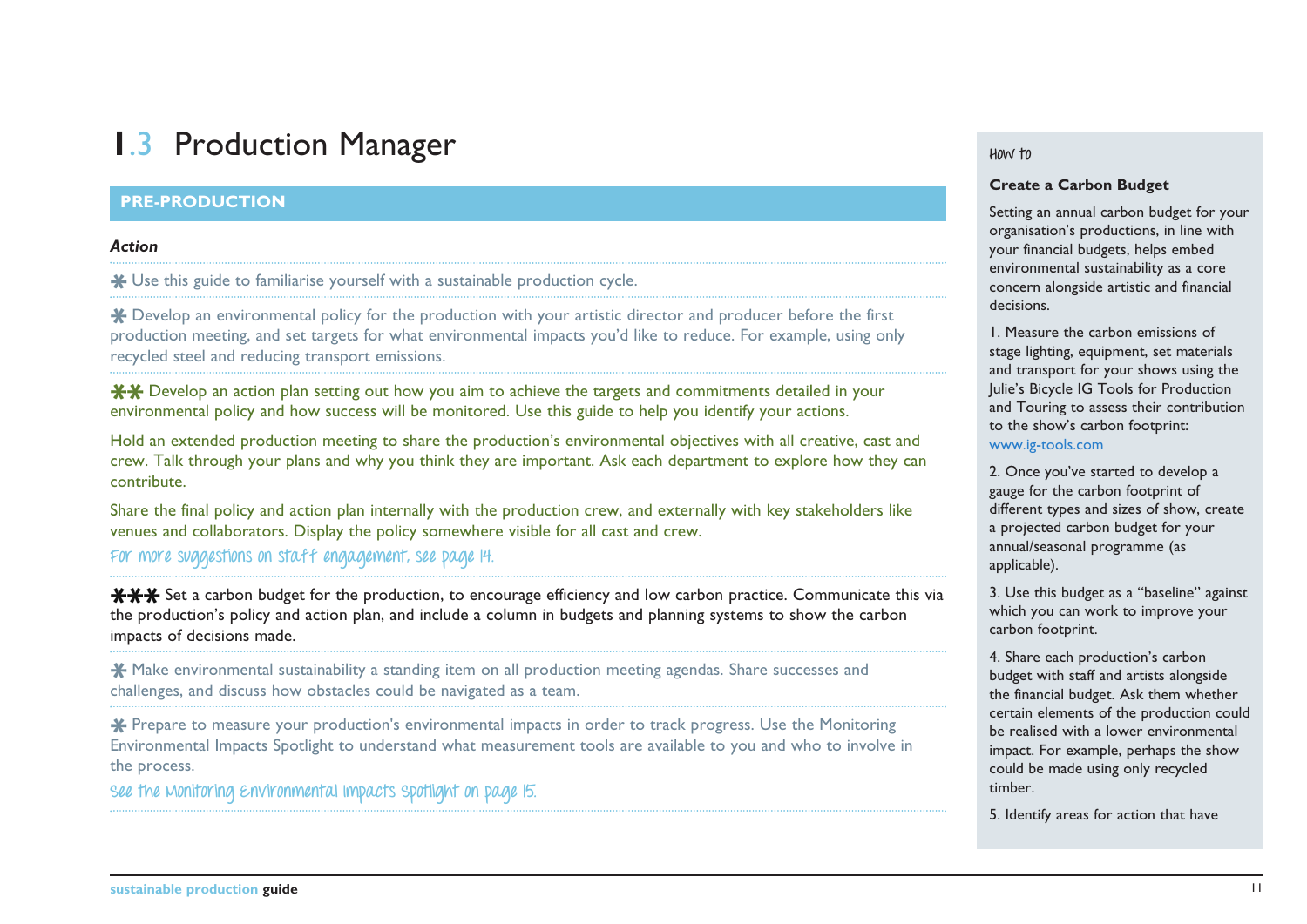# 1.3 Production Manager

## PRE-PRODUCTION

***Action***

* Use this guide to familiarise yourself with a sustainable production cycle.

* Develop an environmental policy for the production with your artistic director and producer before the first production meeting, and set targets for what environmental impacts you'd like to reduce. For example, using only recycled steel and reducing transport emissions.

** Develop an action plan setting out how you aim to achieve the targets and commitments detailed in your environmental policy and how success will be monitored. Use this guide to help you identify your actions.

Hold an extended production meeting to share the production's environmental objectives with all creative, cast and crew. Talk through your plans and why you think they are important. Ask each department to explore how they can contribute.

Share the final policy and action plan internally with the production crew, and externally with key stakeholders like venues and collaborators. Display the policy somewhere visible for all cast and crew.

For more suggestions on staff engagement, see page 14.

*** Set a carbon budget for the production, to encourage efficiency and low carbon practice. Communicate this via the production's policy and action plan, and include a column in budgets and planning systems to show the carbon impacts of decisions made.

* Make environmental sustainability a standing item on all production meeting agendas. Share successes and challenges, and discuss how obstacles could be navigated as a team.

* Prepare to measure your production's environmental impacts in order to track progress. Use the Monitoring Environmental Impacts Spotlight to understand what measurement tools are available to you and who to involve in the process.

See the Monitoring Environmental Impacts Spotlight on page 15.

---

How to

### Create a Carbon Budget

Setting an annual carbon budget for your organisation's productions, in line with your financial budgets, helps embed environmental sustainability as a core concern alongside artistic and financial decisions.

1. Measure the carbon emissions of stage lighting, equipment, set materials and transport for your shows using the Julie's Bicycle IG Tools for Production and Touring to assess their contribution to the show's carbon footprint: www.ig-tools.com

2. Once you've started to develop a gauge for the carbon footprint of different types and sizes of show, create a projected carbon budget for your annual/seasonal programme (as applicable).

3. Use this budget as a "baseline" against which you can work to improve your carbon footprint.

4. Share each production's carbon budget with staff and artists alongside the financial budget. Ask them whether certain elements of the production could be realised with a lower environmental impact. For example, perhaps the show could be made using only recycled timber.

5. Identify areas for action that have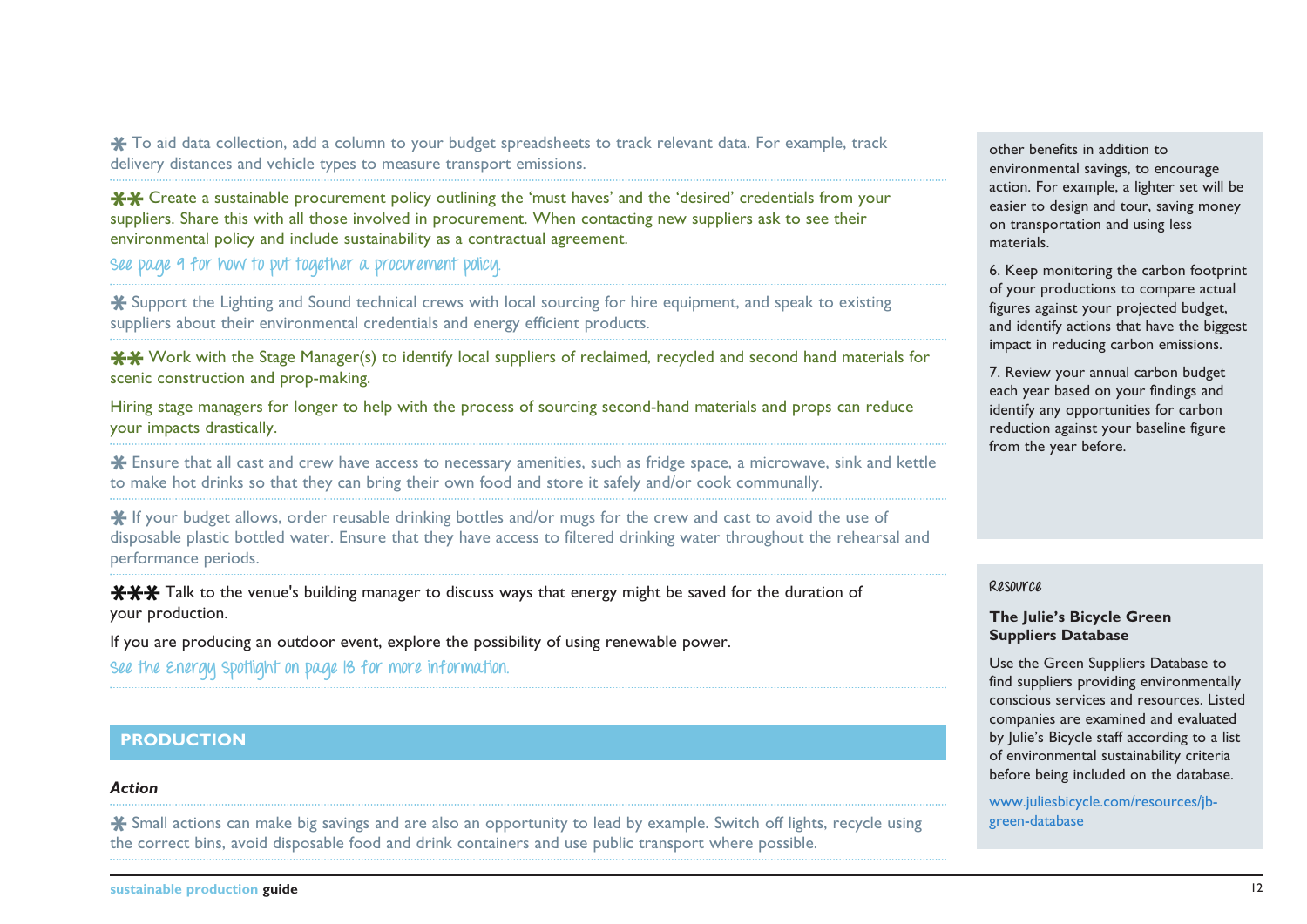✱ To aid data collection, add a column to your budget spreadsheets to track relevant data. For example, track delivery distances and vehicle types to measure transport emissions.

✱✱ Create a sustainable procurement policy outlining the 'must haves' and the 'desired' credentials from your suppliers. Share this with all those involved in procurement. When contacting new suppliers ask to see their environmental policy and include sustainability as a contractual agreement.

*See page 9 for how to put together a procurement policy.*

✱ Support the Lighting and Sound technical crews with local sourcing for hire equipment, and speak to existing suppliers about their environmental credentials and energy efficient products.

✱✱ Work with the Stage Manager(s) to identify local suppliers of reclaimed, recycled and second hand materials for scenic construction and prop-making.

Hiring stage managers for longer to help with the process of sourcing second-hand materials and props can reduce your impacts drastically.

✱ Ensure that all cast and crew have access to necessary amenities, such as fridge space, a microwave, sink and kettle to make hot drinks so that they can bring their own food and store it safely and/or cook communally.

✱ If your budget allows, order reusable drinking bottles and/or mugs for the crew and cast to avoid the use of disposable plastic bottled water. Ensure that they have access to filtered drinking water throughout the rehearsal and performance periods.

✱✱✱ Talk to the venue's building manager to discuss ways that energy might be saved for the duration of your production.

If you are producing an outdoor event, explore the possibility of using renewable power.

*See the Energy Spotlight on page 18 for more information.*

## PRODUCTION

***Action***

✱ Small actions can make big savings and are also an opportunity to lead by example. Switch off lights, recycle using the correct bins, avoid disposable food and drink containers and use public transport where possible.

other benefits in addition to environmental savings, to encourage action. For example, a lighter set will be easier to design and tour, saving money on transportation and using less materials.

6. Keep monitoring the carbon footprint of your productions to compare actual figures against your projected budget, and identify actions that have the biggest impact in reducing carbon emissions.

7. Review your annual carbon budget each year based on your findings and identify any opportunities for carbon reduction against your baseline figure from the year before.

*Resource*

**The Julie's Bicycle Green Suppliers Database**

Use the Green Suppliers Database to find suppliers providing environmentally conscious services and resources. Listed companies are examined and evaluated by Julie's Bicycle staff according to a list of environmental sustainability criteria before being included on the database.

www.juliesbicycle.com/resources/jb-green-database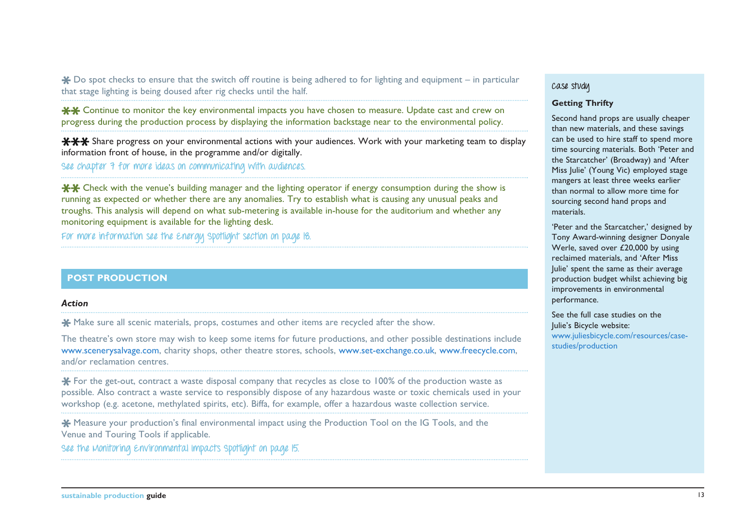✱ Do spot checks to ensure that the switch off routine is being adhered to for lighting and equipment – in particular that stage lighting is being doused after rig checks until the half.

✱✱ Continue to monitor the key environmental impacts you have chosen to measure. Update cast and crew on progress during the production process by displaying the information backstage near to the environmental policy.

✱✱✱ Share progress on your environmental actions with your audiences. Work with your marketing team to display information front of house, in the programme and/or digitally.

See chapter 7 for more ideas on communicating with audiences.

✱✱ Check with the venue's building manager and the lighting operator if energy consumption during the show is running as expected or whether there are any anomalies. Try to establish what is causing any unusual peaks and troughs. This analysis will depend on what sub-metering is available in-house for the auditorium and whether any monitoring equipment is available for the lighting desk.

For more information see the Energy Spotlight section on page 18.

## POST PRODUCTION

***Action***

✱ Make sure all scenic materials, props, costumes and other items are recycled after the show.

The theatre's own store may wish to keep some items for future productions, and other possible destinations include www.scenerysalvage.com, charity shops, other theatre stores, schools, www.set-exchange.co.uk, www.freecycle.com, and/or reclamation centres.

✱ For the get-out, contract a waste disposal company that recycles as close to 100% of the production waste as possible. Also contract a waste service to responsibly dispose of any hazardous waste or toxic chemicals used in your workshop (e.g. acetone, methylated spirits, etc). Biffa, for example, offer a hazardous waste collection service.

✱ Measure your production's final environmental impact using the Production Tool on the IG Tools, and the Venue and Touring Tools if applicable.

See the Monitoring Environmental Impacts Spotlight on page 15.

---

Case study

**Getting Thrifty**

Second hand props are usually cheaper than new materials, and these savings can be used to hire staff to spend more time sourcing materials. Both 'Peter and the Starcatcher' (Broadway) and 'After Miss Julie' (Young Vic) employed stage mangers at least three weeks earlier than normal to allow more time for sourcing second hand props and materials.

'Peter and the Starcatcher,' designed by Tony Award-winning designer Donyale Werle, saved over £20,000 by using reclaimed materials, and 'After Miss Julie' spent the same as their average production budget whilst achieving big improvements in environmental performance.

See the full case studies on the Julie's Bicycle website: www.juliesbicycle.com/resources/case-studies/production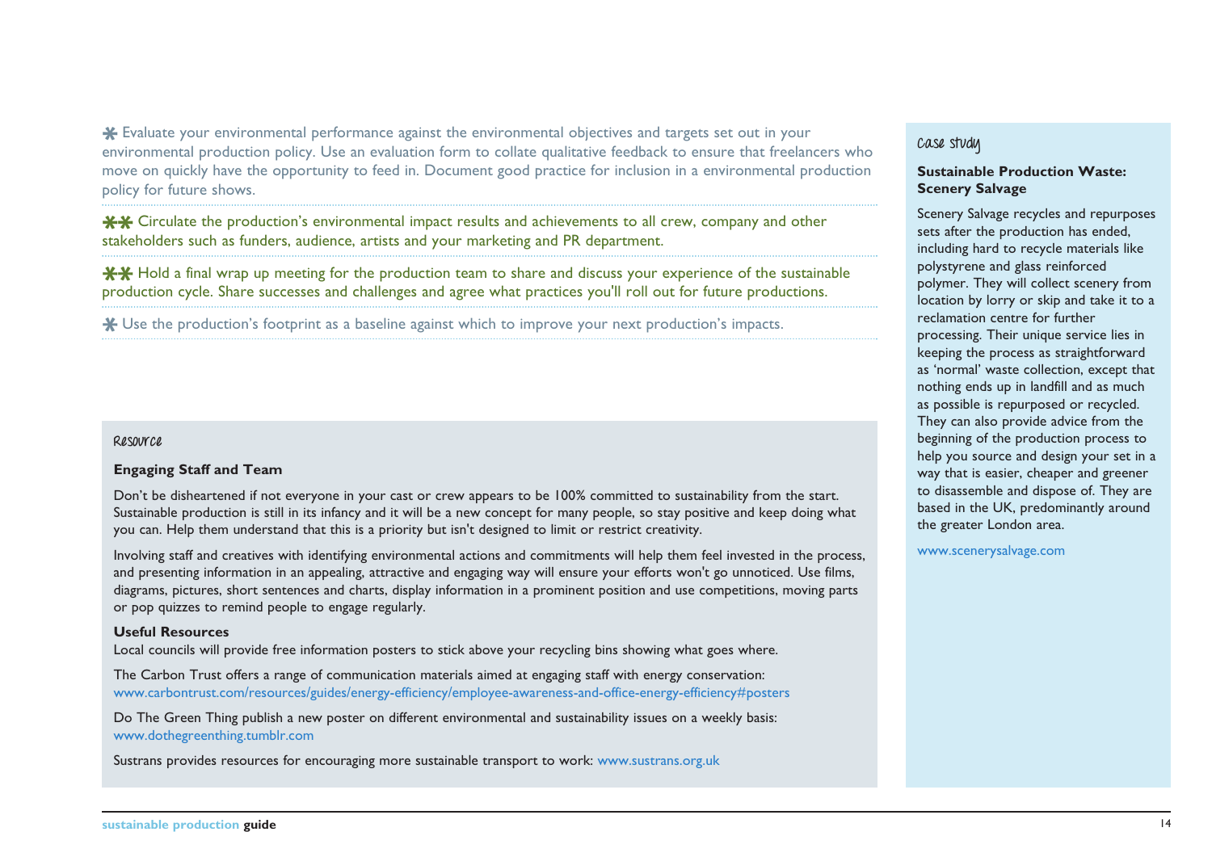* Evaluate your environmental performance against the environmental objectives and targets set out in your environmental production policy. Use an evaluation form to collate qualitative feedback to ensure that freelancers who move on quickly have the opportunity to feed in. Document good practice for inclusion in a environmental production policy for future shows.

** Circulate the production's environmental impact results and achievements to all crew, company and other stakeholders such as funders, audience, artists and your marketing and PR department.

** Hold a final wrap up meeting for the production team to share and discuss your experience of the sustainable production cycle. Share successes and challenges and agree what practices you'll roll out for future productions.

* Use the production's footprint as a baseline against which to improve your next production's impacts.

Resource

**Engaging Staff and Team**

Don't be disheartened if not everyone in your cast or crew appears to be 100% committed to sustainability from the start. Sustainable production is still in its infancy and it will be a new concept for many people, so stay positive and keep doing what you can. Help them understand that this is a priority but isn't designed to limit or restrict creativity.

Involving staff and creatives with identifying environmental actions and commitments will help them feel invested in the process, and presenting information in an appealing, attractive and engaging way will ensure your efforts won't go unnoticed. Use films, diagrams, pictures, short sentences and charts, display information in a prominent position and use competitions, moving parts or pop quizzes to remind people to engage regularly.

**Useful Resources**

Local councils will provide free information posters to stick above your recycling bins showing what goes where.

The Carbon Trust offers a range of communication materials aimed at engaging staff with energy conservation:
www.carbontrust.com/resources/guides/energy-efficiency/employee-awareness-and-office-energy-efficiency#posters

Do The Green Thing publish a new poster on different environmental and sustainability issues on a weekly basis:
www.dothegreenthing.tumblr.com

Sustrans provides resources for encouraging more sustainable transport to work: www.sustrans.org.uk

Case study

**Sustainable Production Waste: Scenery Salvage**

Scenery Salvage recycles and repurposes sets after the production has ended, including hard to recycle materials like polystyrene and glass reinforced polymer. They will collect scenery from location by lorry or skip and take it to a reclamation centre for further processing. Their unique service lies in keeping the process as straightforward as 'normal' waste collection, except that nothing ends up in landfill and as much as possible is repurposed or recycled. They can also provide advice from the beginning of the production process to help you source and design your set in a way that is easier, cheaper and greener to disassemble and dispose of. They are based in the UK, predominantly around the greater London area.

www.scenerysalvage.com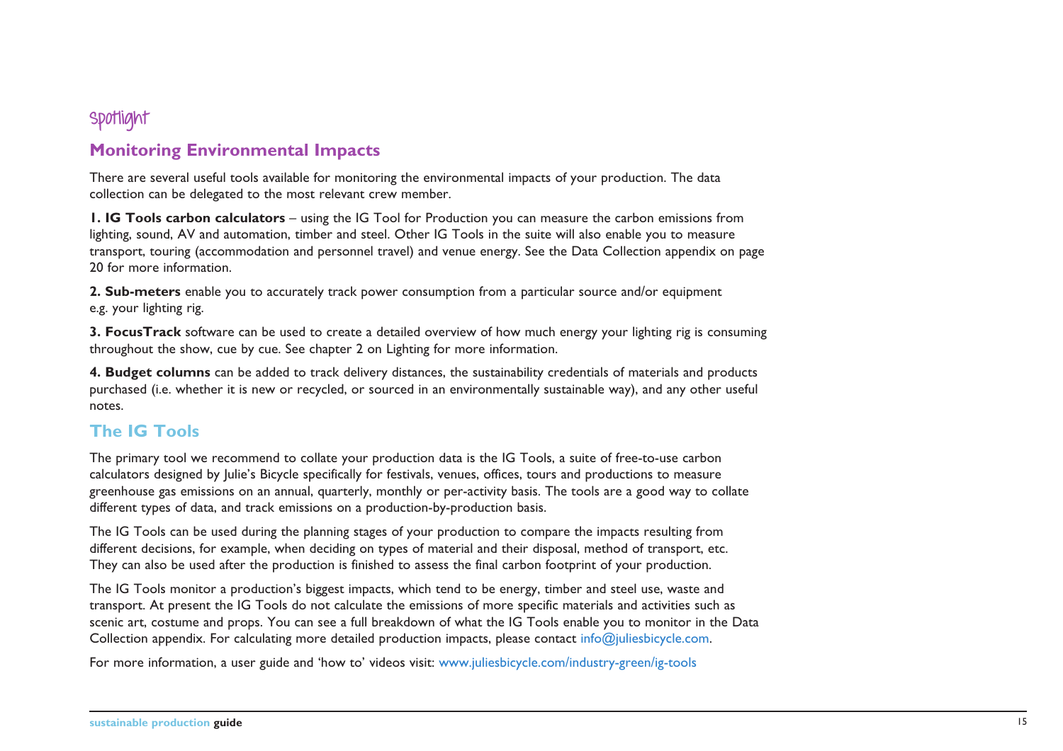spotlight

## Monitoring Environmental Impacts

There are several useful tools available for monitoring the environmental impacts of your production. The data collection can be delegated to the most relevant crew member.

**1. IG Tools carbon calculators** – using the IG Tool for Production you can measure the carbon emissions from lighting, sound, AV and automation, timber and steel. Other IG Tools in the suite will also enable you to measure transport, touring (accommodation and personnel travel) and venue energy. See the Data Collection appendix on page 20 for more information.

**2. Sub-meters** enable you to accurately track power consumption from a particular source and/or equipment e.g. your lighting rig.

**3. FocusTrack** software can be used to create a detailed overview of how much energy your lighting rig is consuming throughout the show, cue by cue. See chapter 2 on Lighting for more information.

**4. Budget columns** can be added to track delivery distances, the sustainability credentials of materials and products purchased (i.e. whether it is new or recycled, or sourced in an environmentally sustainable way), and any other useful notes.

## The IG Tools

The primary tool we recommend to collate your production data is the IG Tools, a suite of free-to-use carbon calculators designed by Julie's Bicycle specifically for festivals, venues, offices, tours and productions to measure greenhouse gas emissions on an annual, quarterly, monthly or per-activity basis. The tools are a good way to collate different types of data, and track emissions on a production-by-production basis.

The IG Tools can be used during the planning stages of your production to compare the impacts resulting from different decisions, for example, when deciding on types of material and their disposal, method of transport, etc. They can also be used after the production is finished to assess the final carbon footprint of your production.

The IG Tools monitor a production's biggest impacts, which tend to be energy, timber and steel use, waste and transport. At present the IG Tools do not calculate the emissions of more specific materials and activities such as scenic art, costume and props. You can see a full breakdown of what the IG Tools enable you to monitor in the Data Collection appendix. For calculating more detailed production impacts, please contact info@juliesbicycle.com.

For more information, a user guide and 'how to' videos visit: www.juliesbicycle.com/industry-green/ig-tools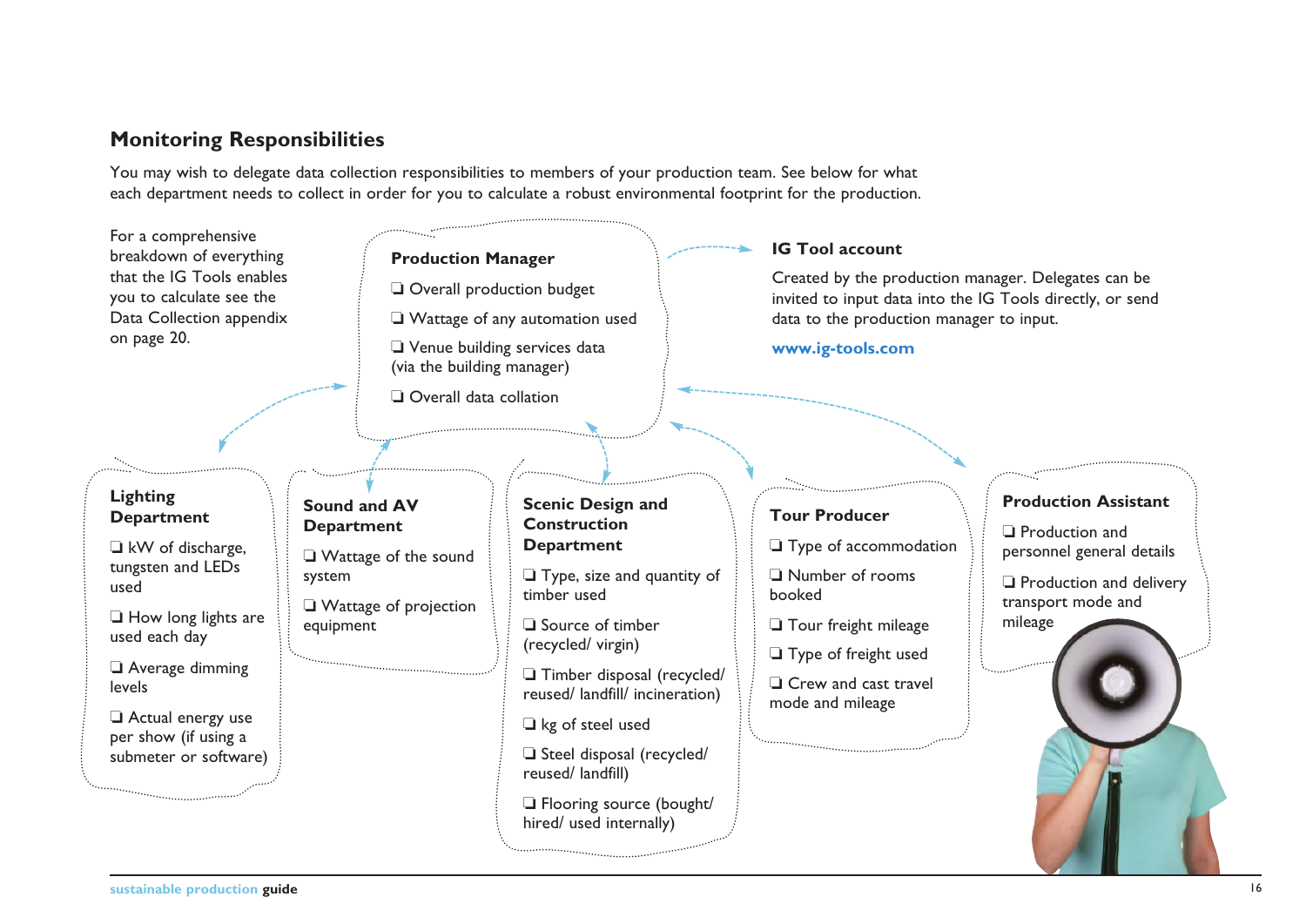## Monitoring Responsibilities

You may wish to delegate data collection responsibilities to members of your production team. See below for what each department needs to collect in order for you to calculate a robust environmental footprint for the production.

For a comprehensive breakdown of everything that the IG Tools enables you to calculate see the Data Collection appendix on page 20.

### Production Manager

- ❑ Overall production budget
- ❑ Wattage of any automation used
- ❑ Venue building services data (via the building manager)
- ❑ Overall data collation

### IG Tool account

Created by the production manager. Delegates can be invited to input data into the IG Tools directly, or send data to the production manager to input.

**www.ig-tools.com**

### Lighting Department

- ❑ kW of discharge, tungsten and LEDs used
- ❑ How long lights are used each day
- ❑ Average dimming levels
- ❑ Actual energy use per show (if using a submeter or software)

### Sound and AV Department

- ❑ Wattage of the sound system
- ❑ Wattage of projection equipment

### Scenic Design and Construction Department

- ❑ Type, size and quantity of timber used
- ❑ Source of timber (recycled/ virgin)
- ❑ Timber disposal (recycled/ reused/ landfill/ incineration)
- ❑ kg of steel used
- ❑ Steel disposal (recycled/ reused/ landfill)
- ❑ Flooring source (bought/ hired/ used internally)

### Tour Producer

- ❑ Type of accommodation
- ❑ Number of rooms booked
- ❑ Tour freight mileage
- ❑ Type of freight used
- ❑ Crew and cast travel mode and mileage

### Production Assistant

- ❑ Production and personnel general details
- ❑ Production and delivery transport mode and mileage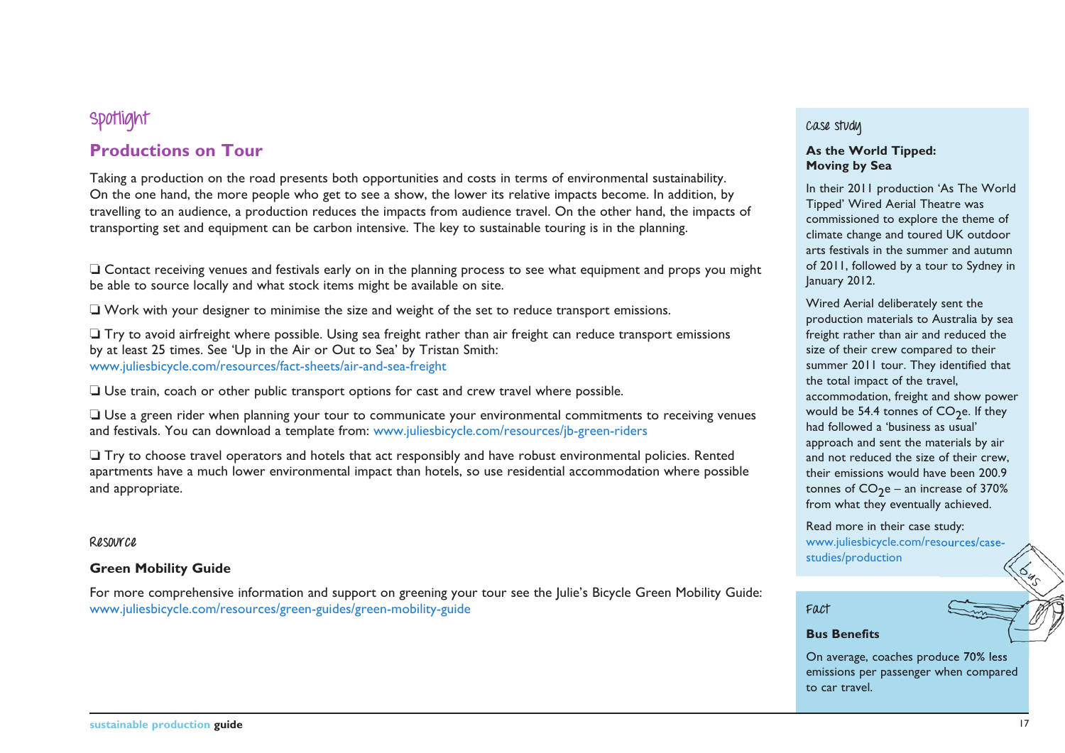Spotlight

## Productions on Tour

Taking a production on the road presents both opportunities and costs in terms of environmental sustainability. On the one hand, the more people who get to see a show, the lower its relative impacts become. In addition, by travelling to an audience, a production reduces the impacts from audience travel. On the other hand, the impacts of transporting set and equipment can be carbon intensive. The key to sustainable touring is in the planning.

❑ Contact receiving venues and festivals early on in the planning process to see what equipment and props you might be able to source locally and what stock items might be available on site.

❑ Work with your designer to minimise the size and weight of the set to reduce transport emissions.

❑ Try to avoid airfreight where possible. Using sea freight rather than air freight can reduce transport emissions by at least 25 times. See 'Up in the Air or Out to Sea' by Tristan Smith: www.juliesbicycle.com/resources/fact-sheets/air-and-sea-freight

❑ Use train, coach or other public transport options for cast and crew travel where possible.

❑ Use a green rider when planning your tour to communicate your environmental commitments to receiving venues and festivals. You can download a template from: www.juliesbicycle.com/resources/jb-green-riders

❑ Try to choose travel operators and hotels that act responsibly and have robust environmental policies. Rented apartments have a much lower environmental impact than hotels, so use residential accommodation where possible and appropriate.

Resource

### Green Mobility Guide

For more comprehensive information and support on greening your tour see the Julie's Bicycle Green Mobility Guide: www.juliesbicycle.com/resources/green-guides/green-mobility-guide

Case study

### As the World Tipped: Moving by Sea

In their 2011 production 'As The World Tipped' Wired Aerial Theatre was commissioned to explore the theme of climate change and toured UK outdoor arts festivals in the summer and autumn of 2011, followed by a tour to Sydney in January 2012.

Wired Aerial deliberately sent the production materials to Australia by sea freight rather than air and reduced the size of their crew compared to their summer 2011 tour. They identified that the total impact of the travel, accommodation, freight and show power would be 54.4 tonnes of $CO_2e$. If they had followed a 'business as usual' approach and sent the materials by air and not reduced the size of their crew, their emissions would have been 200.9 tonnes of $CO_2e$ – an increase of 370% from what they eventually achieved.

Read more in their case study: www.juliesbicycle.com/resources/case-studies/production

Fact

### Bus Benefits

On average, coaches produce 70% less emissions per passenger when compared to car travel.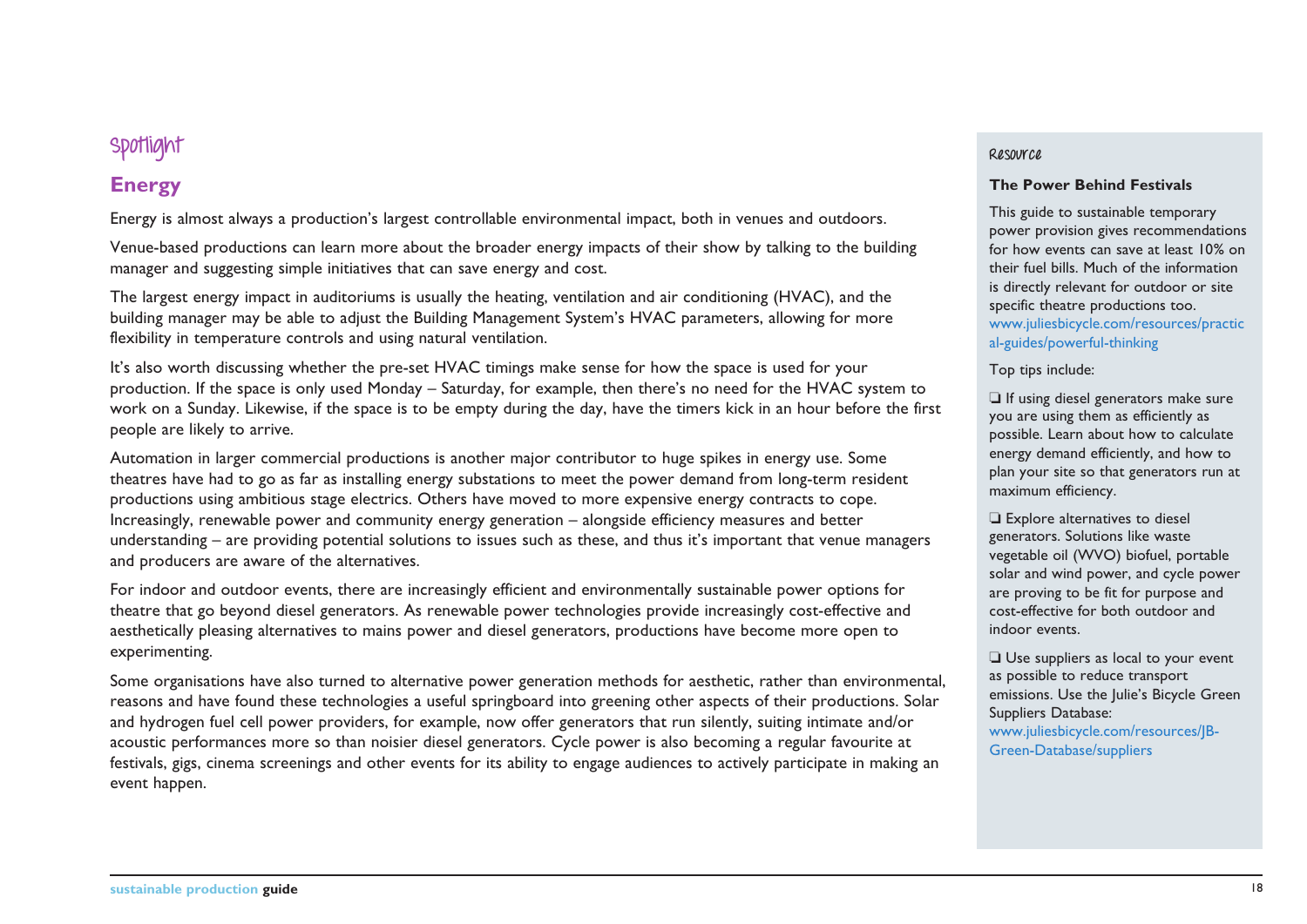Spotlight

## Energy

Energy is almost always a production's largest controllable environmental impact, both in venues and outdoors.

Venue-based productions can learn more about the broader energy impacts of their show by talking to the building manager and suggesting simple initiatives that can save energy and cost.

The largest energy impact in auditoriums is usually the heating, ventilation and air conditioning (HVAC), and the building manager may be able to adjust the Building Management System's HVAC parameters, allowing for more flexibility in temperature controls and using natural ventilation.

It's also worth discussing whether the pre-set HVAC timings make sense for how the space is used for your production. If the space is only used Monday – Saturday, for example, then there's no need for the HVAC system to work on a Sunday. Likewise, if the space is to be empty during the day, have the timers kick in an hour before the first people are likely to arrive.

Automation in larger commercial productions is another major contributor to huge spikes in energy use. Some theatres have had to go as far as installing energy substations to meet the power demand from long-term resident productions using ambitious stage electrics. Others have moved to more expensive energy contracts to cope. Increasingly, renewable power and community energy generation – alongside efficiency measures and better understanding – are providing potential solutions to issues such as these, and thus it's important that venue managers and producers are aware of the alternatives.

For indoor and outdoor events, there are increasingly efficient and environmentally sustainable power options for theatre that go beyond diesel generators. As renewable power technologies provide increasingly cost-effective and aesthetically pleasing alternatives to mains power and diesel generators, productions have become more open to experimenting.

Some organisations have also turned to alternative power generation methods for aesthetic, rather than environmental, reasons and have found these technologies a useful springboard into greening other aspects of their productions. Solar and hydrogen fuel cell power providers, for example, now offer generators that run silently, suiting intimate and/or acoustic performances more so than noisier diesel generators. Cycle power is also becoming a regular favourite at festivals, gigs, cinema screenings and other events for its ability to engage audiences to actively participate in making an event happen.

Resource

**The Power Behind Festivals**

This guide to sustainable temporary power provision gives recommendations for how events can save at least 10% on their fuel bills. Much of the information is directly relevant for outdoor or site specific theatre productions too.
www.juliesbicycle.com/resources/practical-guides/powerful-thinking

Top tips include:

- ❏ If using diesel generators make sure you are using them as efficiently as possible. Learn about how to calculate energy demand efficiently, and how to plan your site so that generators run at maximum efficiency.
- ❏ Explore alternatives to diesel generators. Solutions like waste vegetable oil (WVO) biofuel, portable solar and wind power, and cycle power are proving to be fit for purpose and cost-effective for both outdoor and indoor events.
- ❏ Use suppliers as local to your event as possible to reduce transport emissions. Use the Julie's Bicycle Green Suppliers Database: www.juliesbicycle.com/resources/JB-Green-Database/suppliers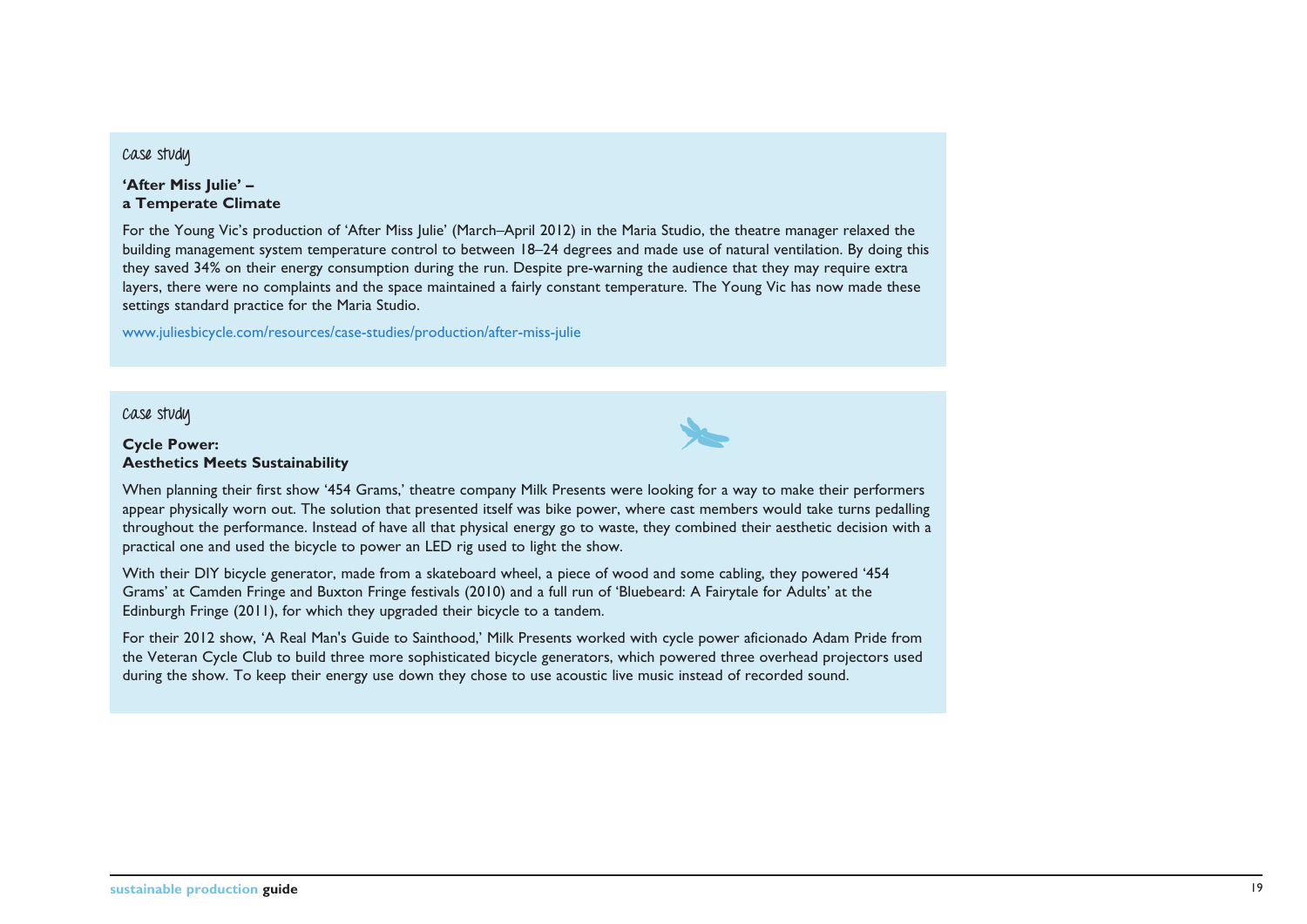## case study

**'After Miss Julie' –**
**a Temperate Climate**

For the Young Vic's production of 'After Miss Julie' (March–April 2012) in the Maria Studio, the theatre manager relaxed the building management system temperature control to between 18–24 degrees and made use of natural ventilation. By doing this they saved 34% on their energy consumption during the run. Despite pre-warning the audience that they may require extra layers, there were no complaints and the space maintained a fairly constant temperature. The Young Vic has now made these settings standard practice for the Maria Studio.

www.juliesbicycle.com/resources/case-studies/production/after-miss-julie

## case study

**Cycle Power:**
**Aesthetics Meets Sustainability**

When planning their first show '454 Grams,' theatre company Milk Presents were looking for a way to make their performers appear physically worn out. The solution that presented itself was bike power, where cast members would take turns pedalling throughout the performance. Instead of have all that physical energy go to waste, they combined their aesthetic decision with a practical one and used the bicycle to power an LED rig used to light the show.

With their DIY bicycle generator, made from a skateboard wheel, a piece of wood and some cabling, they powered '454 Grams' at Camden Fringe and Buxton Fringe festivals (2010) and a full run of 'Bluebeard: A Fairytale for Adults' at the Edinburgh Fringe (2011), for which they upgraded their bicycle to a tandem.

For their 2012 show, 'A Real Man's Guide to Sainthood,' Milk Presents worked with cycle power aficionado Adam Pride from the Veteran Cycle Club to build three more sophisticated bicycle generators, which powered three overhead projectors used during the show. To keep their energy use down they chose to use acoustic live music instead of recorded sound.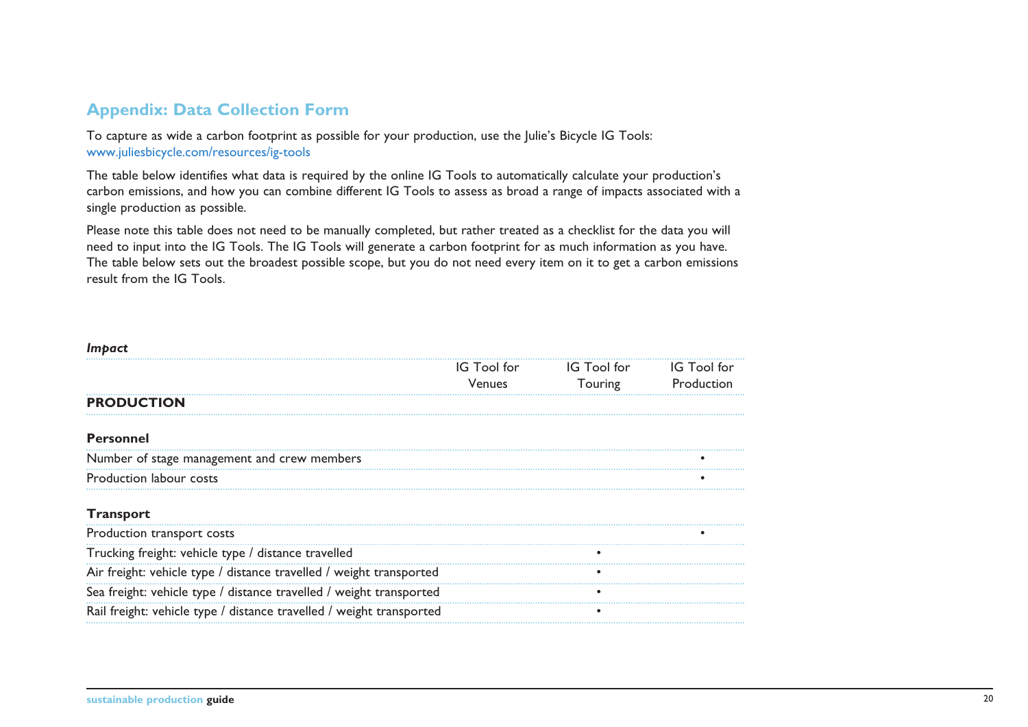## Appendix: Data Collection Form

To capture as wide a carbon footprint as possible for your production, use the Julie's Bicycle IG Tools: www.juliesbicycle.com/resources/ig-tools

The table below identifies what data is required by the online IG Tools to automatically calculate your production's carbon emissions, and how you can combine different IG Tools to assess as broad a range of impacts associated with a single production as possible.

Please note this table does not need to be manually completed, but rather treated as a checklist for the data you will need to input into the IG Tools. The IG Tools will generate a carbon footprint for as much information as you have. The table below sets out the broadest possible scope, but you do not need every item on it to get a carbon emissions result from the IG Tools.

| *Impact* | IG Tool for Venues | IG Tool for Touring | IG Tool for Production |
|---|---|---|---|
| **PRODUCTION** | | | |
| **Personnel** | | | |
| Number of stage management and crew members | | | • |
| Production labour costs | | | • |
| **Transport** | | | |
| Production transport costs | | | • |
| Trucking freight: vehicle type / distance travelled | | • | |
| Air freight: vehicle type / distance travelled / weight transported | | • | |
| Sea freight: vehicle type / distance travelled / weight transported | | • | |
| Rail freight: vehicle type / distance travelled / weight transported | | • | |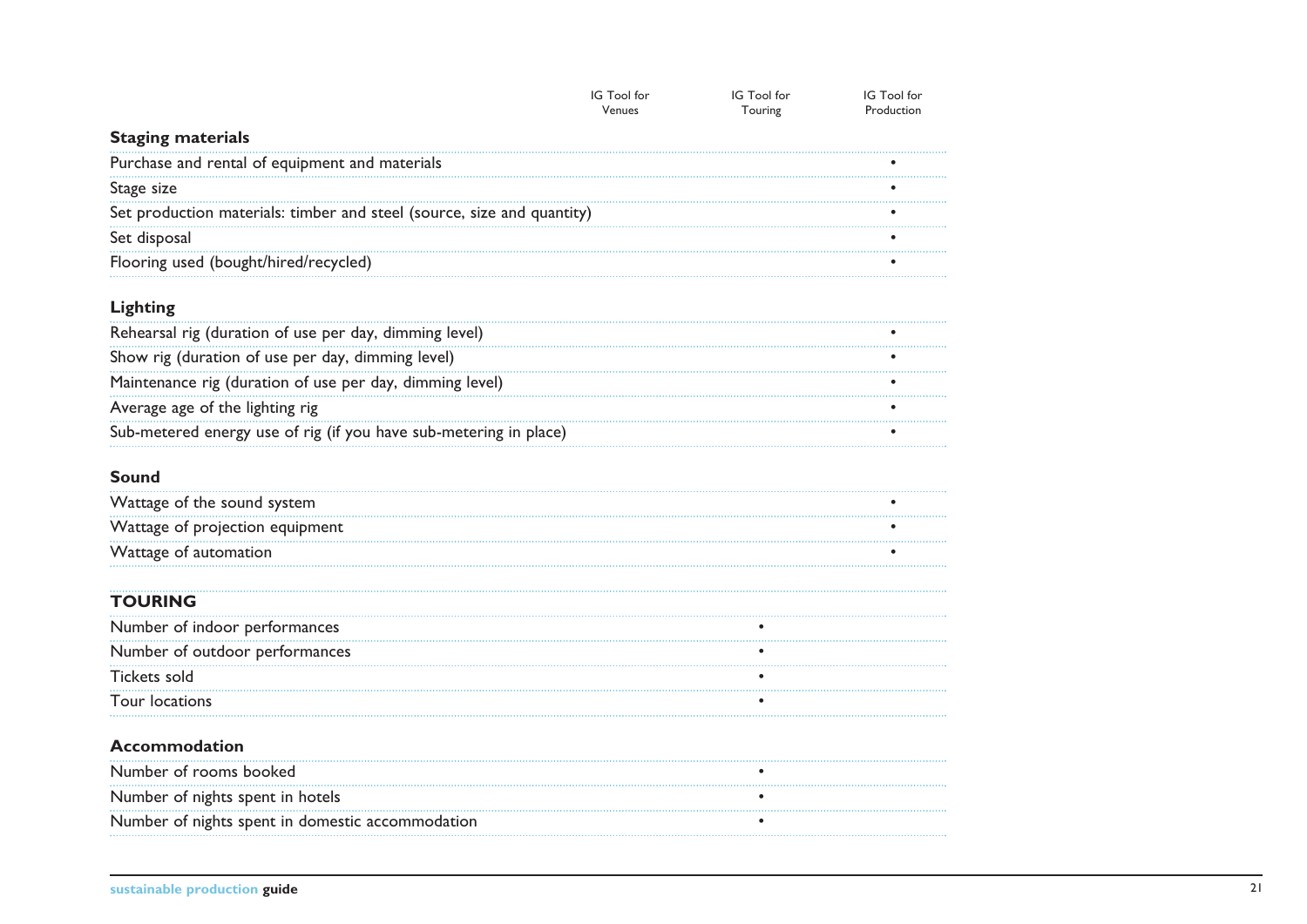| | IG Tool for Venues | IG Tool for Touring | IG Tool for Production |
|---|---|---|---|
| **Staging materials** | | | |
| Purchase and rental of equipment and materials | | | • |
| Stage size | | | • |
| Set production materials: timber and steel (source, size and quantity) | | | • |
| Set disposal | | | • |
| Flooring used (bought/hired/recycled) | | | • |
| **Lighting** | | | |
| Rehearsal rig (duration of use per day, dimming level) | | | • |
| Show rig (duration of use per day, dimming level) | | | • |
| Maintenance rig (duration of use per day, dimming level) | | | • |
| Average age of the lighting rig | | | • |
| Sub-metered energy use of rig (if you have sub-metering in place) | | | • |
| **Sound** | | | |
| Wattage of the sound system | | | • |
| Wattage of projection equipment | | | • |
| Wattage of automation | | | • |
| **TOURING** | | | |
| Number of indoor performances | | • | |
| Number of outdoor performances | | • | |
| Tickets sold | | • | |
| Tour locations | | • | |
| **Accommodation** | | | |
| Number of rooms booked | | • | |
| Number of nights spent in hotels | | • | |
| Number of nights spent in domestic accommodation | | • | |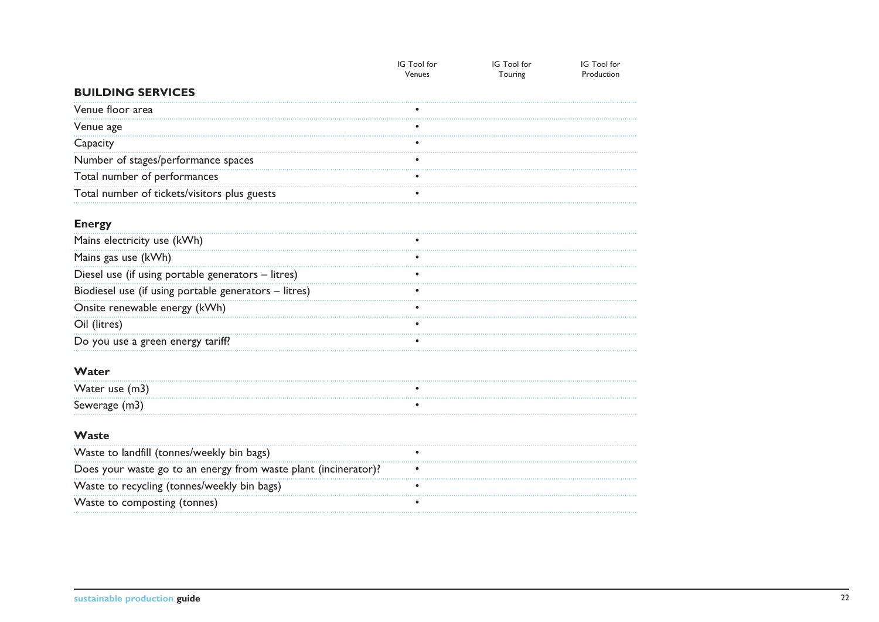| | IG Tool for Venues | IG Tool for Touring | IG Tool for Production |
|---|---|---|---|
| **BUILDING SERVICES** | | | |
| Venue floor area | • | | |
| Venue age | • | | |
| Capacity | • | | |
| Number of stages/performance spaces | • | | |
| Total number of performances | • | | |
| Total number of tickets/visitors plus guests | • | | |
| **Energy** | | | |
| Mains electricity use (kWh) | • | | |
| Mains gas use (kWh) | • | | |
| Diesel use (if using portable generators – litres) | • | | |
| Biodiesel use (if using portable generators – litres) | • | | |
| Onsite renewable energy (kWh) | • | | |
| Oil (litres) | • | | |
| Do you use a green energy tariff? | • | | |
| **Water** | | | |
| Water use (m3) | • | | |
| Sewerage (m3) | • | | |
| **Waste** | | | |
| Waste to landfill (tonnes/weekly bin bags) | • | | |
| Does your waste go to an energy from waste plant (incinerator)? | • | | |
| Waste to recycling (tonnes/weekly bin bags) | • | | |
| Waste to composting (tonnes) | • | | |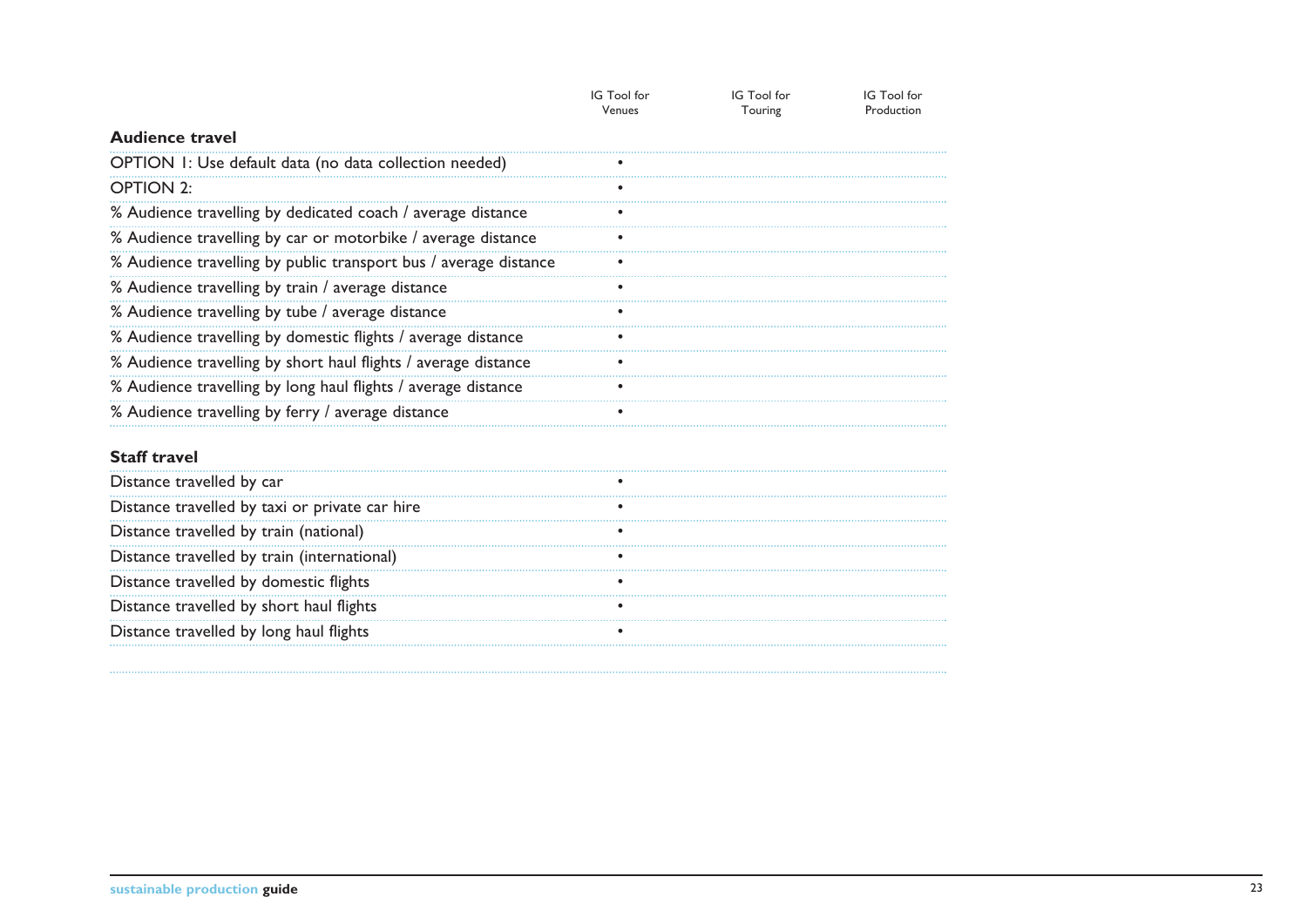| | IG Tool for Venues | IG Tool for Touring | IG Tool for Production |
|---|---|---|---|
| **Audience travel** | | | |
| OPTION 1: Use default data (no data collection needed) | • | | |
| OPTION 2: | • | | |
| % Audience travelling by dedicated coach / average distance | • | | |
| % Audience travelling by car or motorbike / average distance | • | | |
| % Audience travelling by public transport bus / average distance | • | | |
| % Audience travelling by train / average distance | • | | |
| % Audience travelling by tube / average distance | • | | |
| % Audience travelling by domestic flights / average distance | • | | |
| % Audience travelling by short haul flights / average distance | • | | |
| % Audience travelling by long haul flights / average distance | • | | |
| % Audience travelling by ferry / average distance | • | | |
| **Staff travel** | | | |
| Distance travelled by car | • | | |
| Distance travelled by taxi or private car hire | • | | |
| Distance travelled by train (national) | • | | |
| Distance travelled by train (international) | • | | |
| Distance travelled by domestic flights | • | | |
| Distance travelled by short haul flights | • | | |
| Distance travelled by long haul flights | • | | |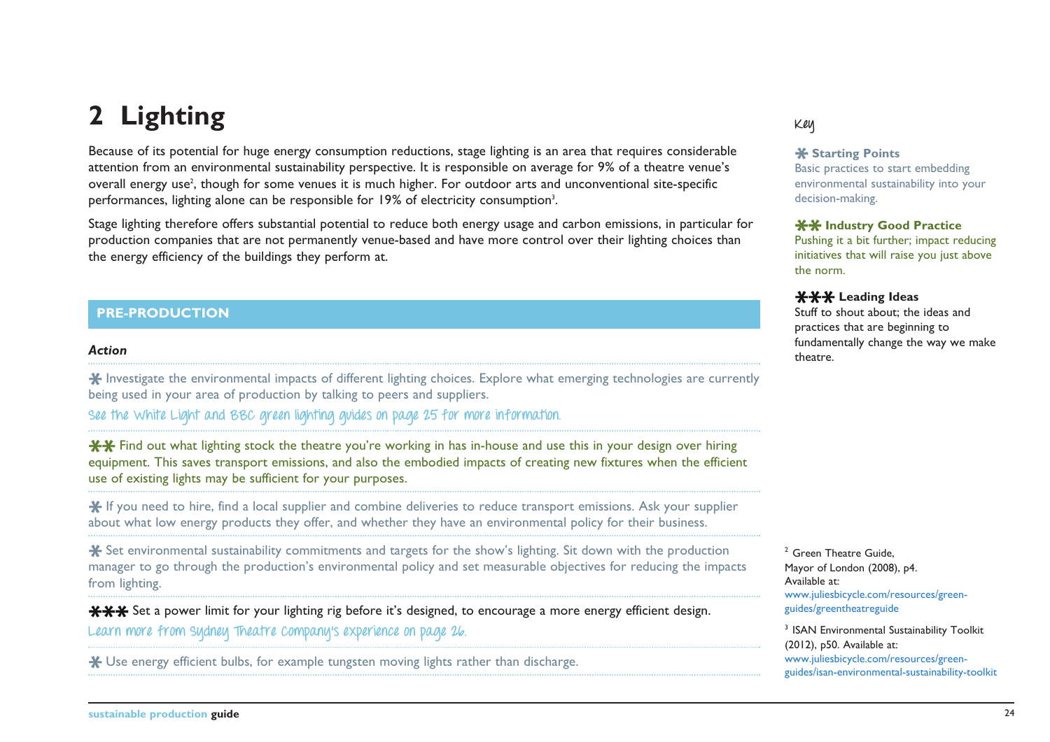# 2 Lighting

Because of its potential for huge energy consumption reductions, stage lighting is an area that requires considerable attention from an environmental sustainability perspective. It is responsible on average for 9% of a theatre venue's overall energy use[2], though for some venues it is much higher. For outdoor arts and unconventional site-specific performances, lighting alone can be responsible for 19% of electricity consumption[3].

Stage lighting therefore offers substantial potential to reduce both energy usage and carbon emissions, in particular for production companies that are not permanently venue-based and have more control over their lighting choices than the energy efficiency of the buildings they perform at.

**Key**

**✱ Starting Points**
Basic practices to start embedding environmental sustainability into your decision-making.

**✱✱ Industry Good Practice**
Pushing it a bit further; impact reducing initiatives that will raise you just above the norm.

**✱✱✱ Leading Ideas**
Stuff to shout about; the ideas and practices that are beginning to fundamentally change the way we make theatre.

## PRE-PRODUCTION

***Action***

✱ Investigate the environmental impacts of different lighting choices. Explore what emerging technologies are currently being used in your area of production by talking to peers and suppliers.

See the White Light and BBC green lighting guides on page 25 for more information.

✱✱ Find out what lighting stock the theatre you're working in has in-house and use this in your design over hiring equipment. This saves transport emissions, and also the embodied impacts of creating new fixtures when the efficient use of existing lights may be sufficient for your purposes.

✱ If you need to hire, find a local supplier and combine deliveries to reduce transport emissions. Ask your supplier about what low energy products they offer, and whether they have an environmental policy for their business.

✱ Set environmental sustainability commitments and targets for the show's lighting. Sit down with the production manager to go through the production's environmental policy and set measurable objectives for reducing the impacts from lighting.

✱✱✱ Set a power limit for your lighting rig before it's designed, to encourage a more energy efficient design.

Learn more from Sydney Theatre Company's experience on page 26.

✱ Use energy efficient bulbs, for example tungsten moving lights rather than discharge.

---

[2] Green Theatre Guide, Mayor of London (2008), p4. Available at: www.juliesbicycle.com/resources/green-guides/greentheatreguide

[3] ISAN Environmental Sustainability Toolkit (2012), p50. Available at: www.juliesbicycle.com/resources/green-guides/isan-environmental-sustainability-toolkit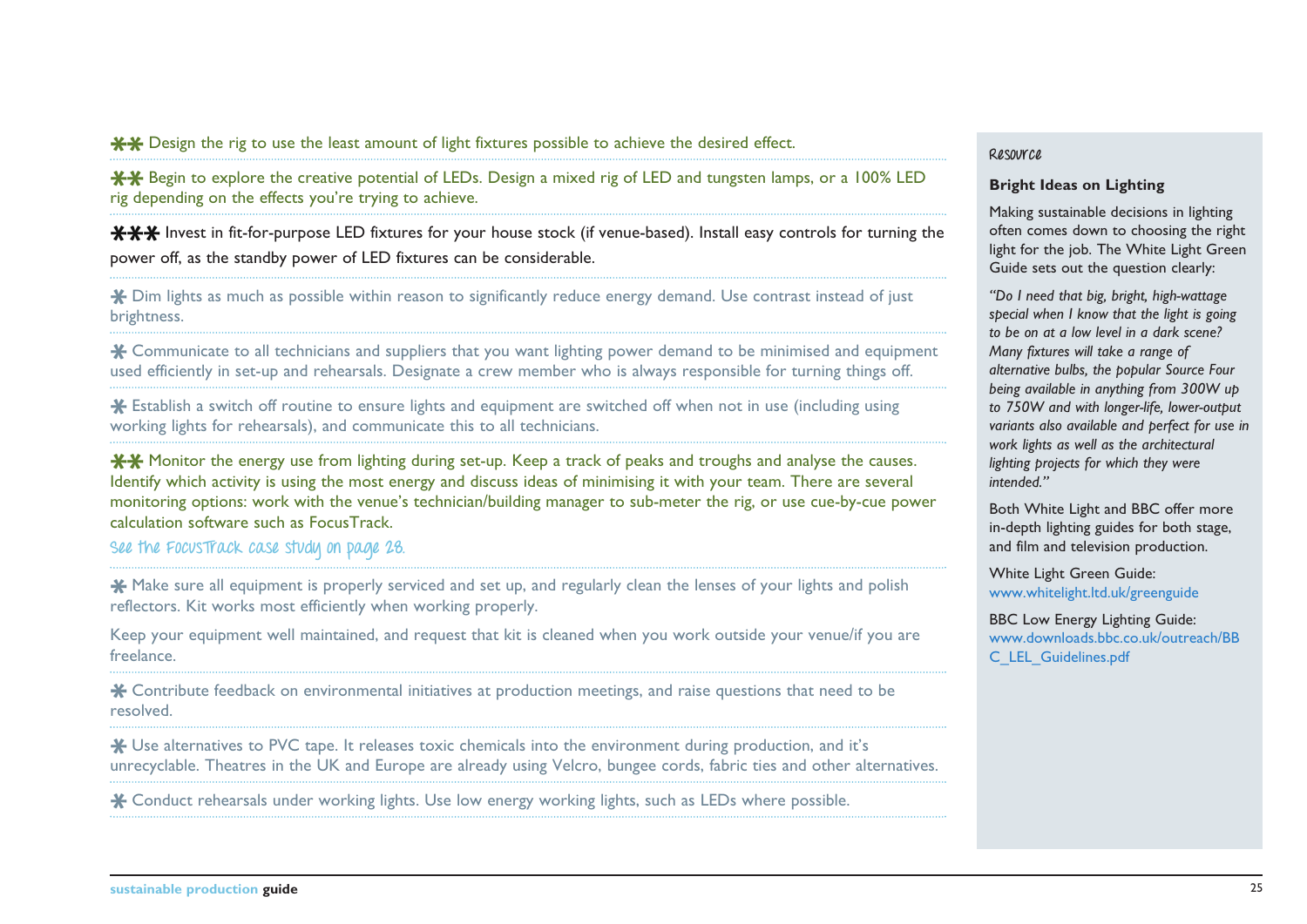** Design the rig to use the least amount of light fixtures possible to achieve the desired effect.

** Begin to explore the creative potential of LEDs. Design a mixed rig of LED and tungsten lamps, or a 100% LED rig depending on the effects you're trying to achieve.

*** Invest in fit-for-purpose LED fixtures for your house stock (if venue-based). Install easy controls for turning the power off, as the standby power of LED fixtures can be considerable.

* Dim lights as much as possible within reason to significantly reduce energy demand. Use contrast instead of just brightness.

* Communicate to all technicians and suppliers that you want lighting power demand to be minimised and equipment used efficiently in set-up and rehearsals. Designate a crew member who is always responsible for turning things off.

* Establish a switch off routine to ensure lights and equipment are switched off when not in use (including using working lights for rehearsals), and communicate this to all technicians.

** Monitor the energy use from lighting during set-up. Keep a track of peaks and troughs and analyse the causes. Identify which activity is using the most energy and discuss ideas of minimising it with your team. There are several monitoring options: work with the venue's technician/building manager to sub-meter the rig, or use cue-by-cue power calculation software such as FocusTrack.

See the FocusTrack case study on page 28.

* Make sure all equipment is properly serviced and set up, and regularly clean the lenses of your lights and polish reflectors. Kit works most efficiently when working properly.

Keep your equipment well maintained, and request that kit is cleaned when you work outside your venue/if you are freelance.

* Contribute feedback on environmental initiatives at production meetings, and raise questions that need to be resolved.

* Use alternatives to PVC tape. It releases toxic chemicals into the environment during production, and it's unrecyclable. Theatres in the UK and Europe are already using Velcro, bungee cords, fabric ties and other alternatives.

* Conduct rehearsals under working lights. Use low energy working lights, such as LEDs where possible.

Resource

**Bright Ideas on Lighting**

Making sustainable decisions in lighting often comes down to choosing the right light for the job. The White Light Green Guide sets out the question clearly:

*"Do I need that big, bright, high-wattage special when I know that the light is going to be on at a low level in a dark scene? Many fixtures will take a range of alternative bulbs, the popular Source Four being available in anything from 300W up to 750W and with longer-life, lower-output variants also available and perfect for use in work lights as well as the architectural lighting projects for which they were intended."*

Both White Light and BBC offer more in-depth lighting guides for both stage, and film and television production.

White Light Green Guide:
www.whitelight.ltd.uk/greenguide

BBC Low Energy Lighting Guide:
www.downloads.bbc.co.uk/outreach/BBC_LEL_Guidelines.pdf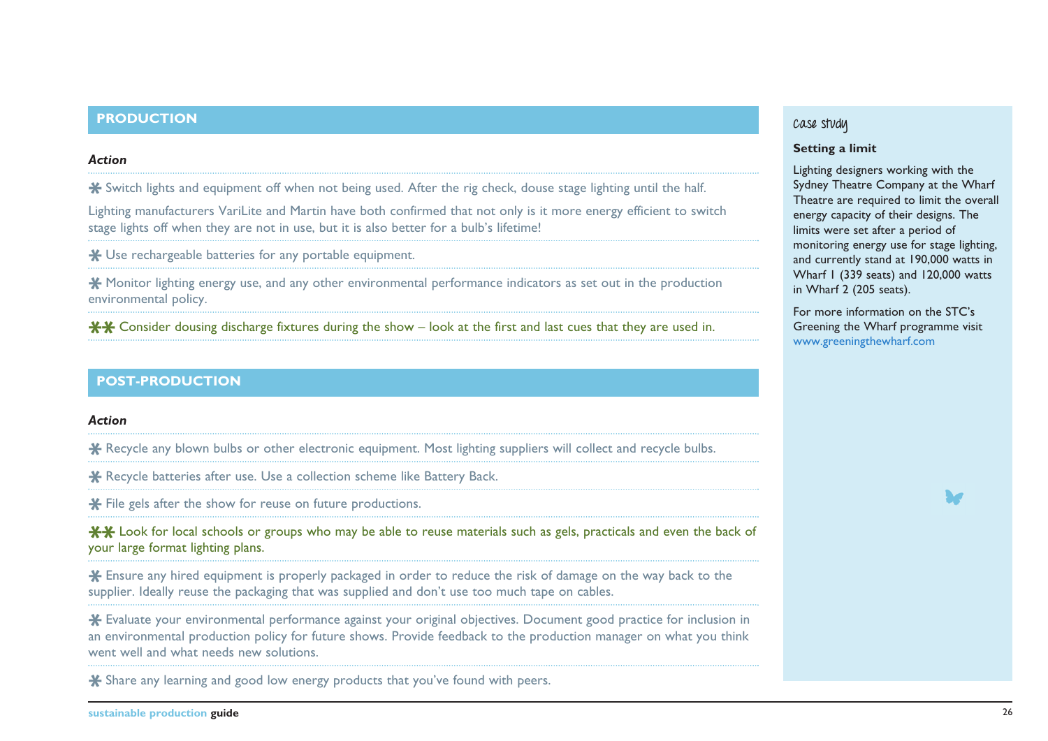## PRODUCTION

***Action***

✱ Switch lights and equipment off when not being used. After the rig check, douse stage lighting until the half.

Lighting manufacturers VariLite and Martin have both confirmed that not only is it more energy efficient to switch stage lights off when they are not in use, but it is also better for a bulb's lifetime!

✱ Use rechargeable batteries for any portable equipment.

✱ Monitor lighting energy use, and any other environmental performance indicators as set out in the production environmental policy.

✱✱ Consider dousing discharge fixtures during the show – look at the first and last cues that they are used in.

## POST-PRODUCTION

***Action***

✱ Recycle any blown bulbs or other electronic equipment. Most lighting suppliers will collect and recycle bulbs.

✱ Recycle batteries after use. Use a collection scheme like Battery Back.

✱ File gels after the show for reuse on future productions.

✱✱ Look for local schools or groups who may be able to reuse materials such as gels, practicals and even the back of your large format lighting plans.

✱ Ensure any hired equipment is properly packaged in order to reduce the risk of damage on the way back to the supplier. Ideally reuse the packaging that was supplied and don't use too much tape on cables.

✱ Evaluate your environmental performance against your original objectives. Document good practice for inclusion in an environmental production policy for future shows. Provide feedback to the production manager on what you think went well and what needs new solutions.

✱ Share any learning and good low energy products that you've found with peers.

### case study

**Setting a limit**

Lighting designers working with the Sydney Theatre Company at the Wharf Theatre are required to limit the overall energy capacity of their designs. The limits were set after a period of monitoring energy use for stage lighting, and currently stand at 190,000 watts in Wharf 1 (339 seats) and 120,000 watts in Wharf 2 (205 seats).

For more information on the STC's Greening the Wharf programme visit www.greeningthewharf.com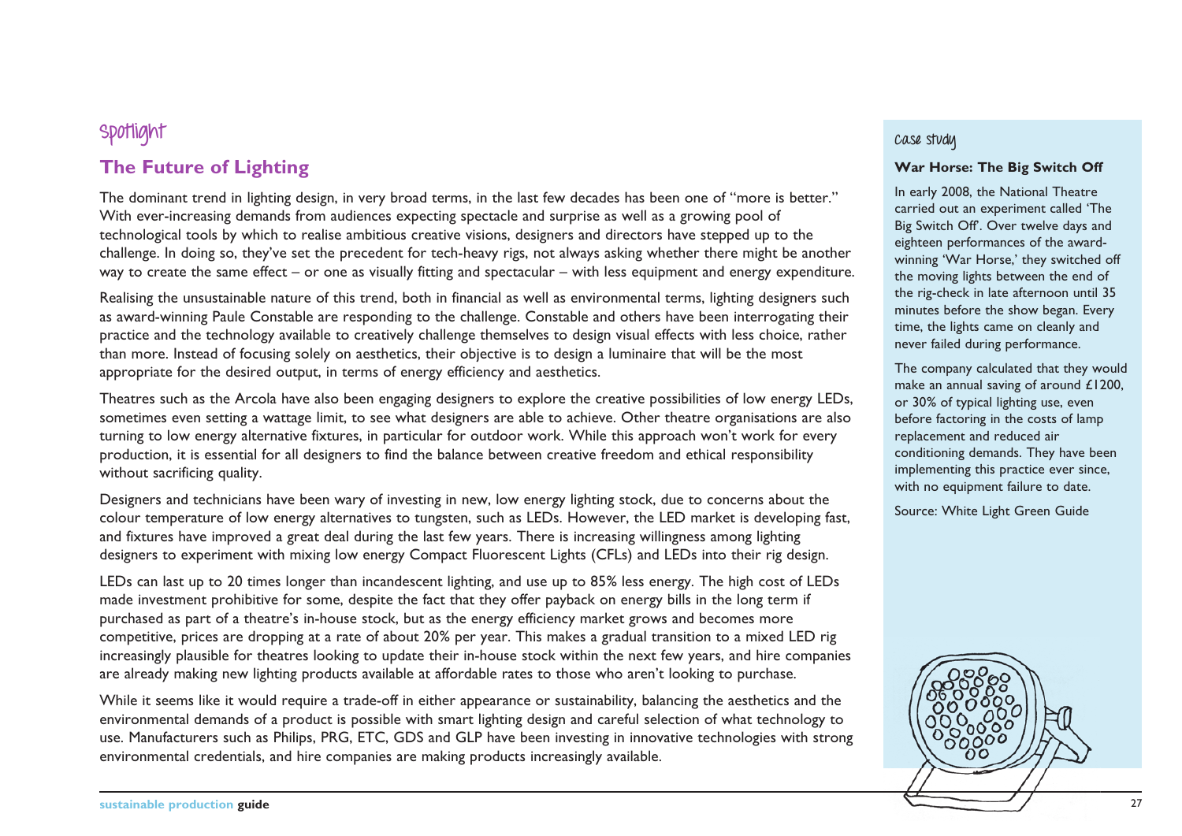Spotlight

## The Future of Lighting

The dominant trend in lighting design, in very broad terms, in the last few decades has been one of "more is better." With ever-increasing demands from audiences expecting spectacle and surprise as well as a growing pool of technological tools by which to realise ambitious creative visions, designers and directors have stepped up to the challenge. In doing so, they've set the precedent for tech-heavy rigs, not always asking whether there might be another way to create the same effect – or one as visually fitting and spectacular – with less equipment and energy expenditure.

Realising the unsustainable nature of this trend, both in financial as well as environmental terms, lighting designers such as award-winning Paule Constable are responding to the challenge. Constable and others have been interrogating their practice and the technology available to creatively challenge themselves to design visual effects with less choice, rather than more. Instead of focusing solely on aesthetics, their objective is to design a luminaire that will be the most appropriate for the desired output, in terms of energy efficiency and aesthetics.

Theatres such as the Arcola have also been engaging designers to explore the creative possibilities of low energy LEDs, sometimes even setting a wattage limit, to see what designers are able to achieve. Other theatre organisations are also turning to low energy alternative fixtures, in particular for outdoor work. While this approach won't work for every production, it is essential for all designers to find the balance between creative freedom and ethical responsibility without sacrificing quality.

Designers and technicians have been wary of investing in new, low energy lighting stock, due to concerns about the colour temperature of low energy alternatives to tungsten, such as LEDs. However, the LED market is developing fast, and fixtures have improved a great deal during the last few years. There is increasing willingness among lighting designers to experiment with mixing low energy Compact Fluorescent Lights (CFLs) and LEDs into their rig design.

LEDs can last up to 20 times longer than incandescent lighting, and use up to 85% less energy. The high cost of LEDs made investment prohibitive for some, despite the fact that they offer payback on energy bills in the long term if purchased as part of a theatre's in-house stock, but as the energy efficiency market grows and becomes more competitive, prices are dropping at a rate of about 20% per year. This makes a gradual transition to a mixed LED rig increasingly plausible for theatres looking to update their in-house stock within the next few years, and hire companies are already making new lighting products available at affordable rates to those who aren't looking to purchase.

While it seems like it would require a trade-off in either appearance or sustainability, balancing the aesthetics and the environmental demands of a product is possible with smart lighting design and careful selection of what technology to use. Manufacturers such as Philips, PRG, ETC, GDS and GLP have been investing in innovative technologies with strong environmental credentials, and hire companies are making products increasingly available.

Case study

### War Horse: The Big Switch Off

In early 2008, the National Theatre carried out an experiment called 'The Big Switch Off'. Over twelve days and eighteen performances of the award-winning 'War Horse,' they switched off the moving lights between the end of the rig-check in late afternoon until 35 minutes before the show began. Every time, the lights came on cleanly and never failed during performance.

The company calculated that they would make an annual saving of around £1200, or 30% of typical lighting use, even before factoring in the costs of lamp replacement and reduced air conditioning demands. They have been implementing this practice ever since, with no equipment failure to date.

Source: White Light Green Guide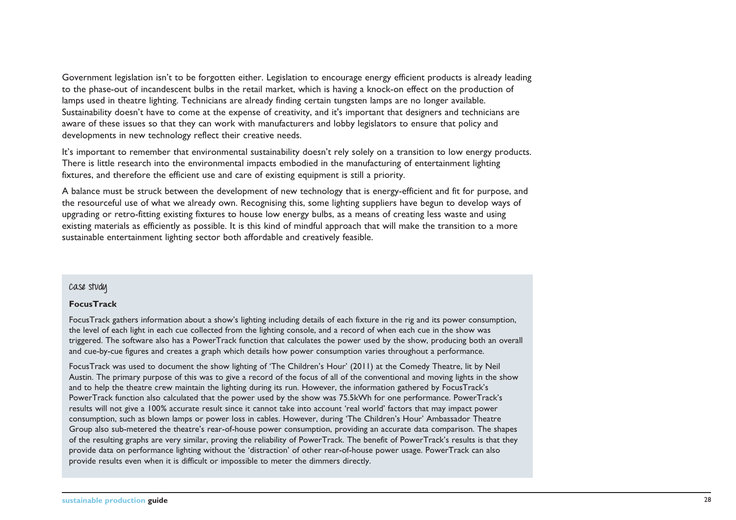Government legislation isn't to be forgotten either. Legislation to encourage energy efficient products is already leading to the phase-out of incandescent bulbs in the retail market, which is having a knock-on effect on the production of lamps used in theatre lighting. Technicians are already finding certain tungsten lamps are no longer available. Sustainability doesn't have to come at the expense of creativity, and it's important that designers and technicians are aware of these issues so that they can work with manufacturers and lobby legislators to ensure that policy and developments in new technology reflect their creative needs.

It's important to remember that environmental sustainability doesn't rely solely on a transition to low energy products. There is little research into the environmental impacts embodied in the manufacturing of entertainment lighting fixtures, and therefore the efficient use and care of existing equipment is still a priority.

A balance must be struck between the development of new technology that is energy-efficient and fit for purpose, and the resourceful use of what we already own. Recognising this, some lighting suppliers have begun to develop ways of upgrading or retro-fitting existing fixtures to house low energy bulbs, as a means of creating less waste and using existing materials as efficiently as possible. It is this kind of mindful approach that will make the transition to a more sustainable entertainment lighting sector both affordable and creatively feasible.

### case study

**FocusTrack**

FocusTrack gathers information about a show's lighting including details of each fixture in the rig and its power consumption, the level of each light in each cue collected from the lighting console, and a record of when each cue in the show was triggered. The software also has a PowerTrack function that calculates the power used by the show, producing both an overall and cue-by-cue figures and creates a graph which details how power consumption varies throughout a performance.

FocusTrack was used to document the show lighting of 'The Children's Hour' (2011) at the Comedy Theatre, lit by Neil Austin. The primary purpose of this was to give a record of the focus of all of the conventional and moving lights in the show and to help the theatre crew maintain the lighting during its run. However, the information gathered by FocusTrack's PowerTrack function also calculated that the power used by the show was 75.5kWh for one performance. PowerTrack's results will not give a 100% accurate result since it cannot take into account 'real world' factors that may impact power consumption, such as blown lamps or power loss in cables. However, during 'The Children's Hour' Ambassador Theatre Group also sub-metered the theatre's rear-of-house power consumption, providing an accurate data comparison. The shapes of the resulting graphs are very similar, proving the reliability of PowerTrack. The benefit of PowerTrack's results is that they provide data on performance lighting without the 'distraction' of other rear-of-house power usage. PowerTrack can also provide results even when it is difficult or impossible to meter the dimmers directly.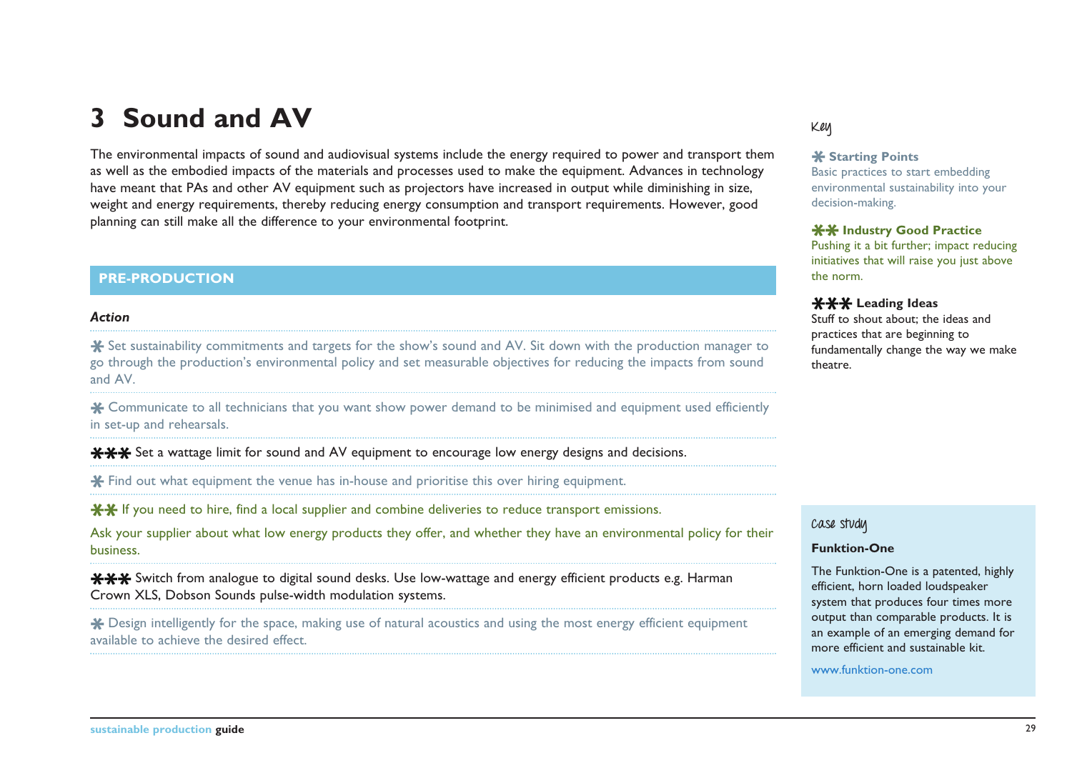# 3 Sound and AV

The environmental impacts of sound and audiovisual systems include the energy required to power and transport them as well as the embodied impacts of the materials and processes used to make the equipment. Advances in technology have meant that PAs and other AV equipment such as projectors have increased in output while diminishing in size, weight and energy requirements, thereby reducing energy consumption and transport requirements. However, good planning can still make all the difference to your environmental footprint.

## PRE-PRODUCTION

***Action***

✱ Set sustainability commitments and targets for the show's sound and AV. Sit down with the production manager to go through the production's environmental policy and set measurable objectives for reducing the impacts from sound and AV.

✱ Communicate to all technicians that you want show power demand to be minimised and equipment used efficiently in set-up and rehearsals.

✱✱✱ Set a wattage limit for sound and AV equipment to encourage low energy designs and decisions.

✱ Find out what equipment the venue has in-house and prioritise this over hiring equipment.

✱✱ If you need to hire, find a local supplier and combine deliveries to reduce transport emissions.

Ask your supplier about what low energy products they offer, and whether they have an environmental policy for their business.

✱✱✱ Switch from analogue to digital sound desks. Use low-wattage and energy efficient products e.g. Harman Crown XLS, Dobson Sounds pulse-width modulation systems.

✱ Design intelligently for the space, making use of natural acoustics and using the most energy efficient equipment available to achieve the desired effect.

### Key

**✱ Starting Points**
Basic practices to start embedding environmental sustainability into your decision-making.

**✱✱ Industry Good Practice**
Pushing it a bit further; impact reducing initiatives that will raise you just above the norm.

**✱✱✱ Leading Ideas**
Stuff to shout about; the ideas and practices that are beginning to fundamentally change the way we make theatre.

### Case study

**Funktion-One**

The Funktion-One is a patented, highly efficient, horn loaded loudspeaker system that produces four times more output than comparable products. It is an example of an emerging demand for more efficient and sustainable kit.

www.funktion-one.com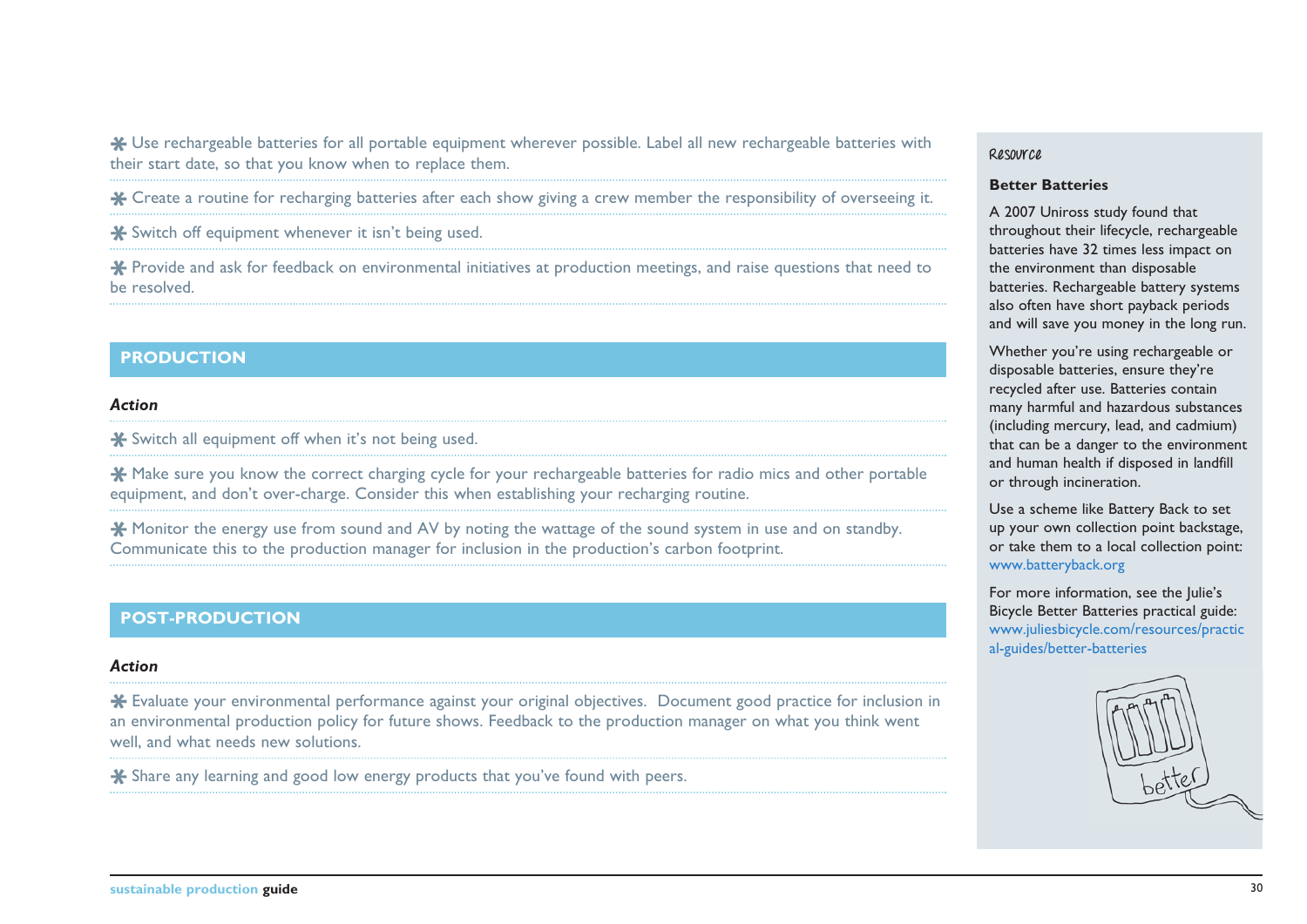* Use rechargeable batteries for all portable equipment wherever possible. Label all new rechargeable batteries with their start date, so that you know when to replace them.

* Create a routine for recharging batteries after each show giving a crew member the responsibility of overseeing it.

* Switch off equipment whenever it isn't being used.

* Provide and ask for feedback on environmental initiatives at production meetings, and raise questions that need to be resolved.

## PRODUCTION

***Action***

* Switch all equipment off when it's not being used.

* Make sure you know the correct charging cycle for your rechargeable batteries for radio mics and other portable equipment, and don't over-charge. Consider this when establishing your recharging routine.

* Monitor the energy use from sound and AV by noting the wattage of the sound system in use and on standby. Communicate this to the production manager for inclusion in the production's carbon footprint.

## POST-PRODUCTION

***Action***

* Evaluate your environmental performance against your original objectives. Document good practice for inclusion in an environmental production policy for future shows. Feedback to the production manager on what you think went well, and what needs new solutions.

* Share any learning and good low energy products that you've found with peers.

Resource

**Better Batteries**

A 2007 Uniross study found that throughout their lifecycle, rechargeable batteries have 32 times less impact on the environment than disposable batteries. Rechargeable battery systems also often have short payback periods and will save you money in the long run.

Whether you're using rechargeable or disposable batteries, ensure they're recycled after use. Batteries contain many harmful and hazardous substances (including mercury, lead, and cadmium) that can be a danger to the environment and human health if disposed in landfill or through incineration.

Use a scheme like Battery Back to set up your own collection point backstage, or take them to a local collection point: www.batteryback.org

For more information, see the Julie's Bicycle Better Batteries practical guide: www.juliesbicycle.com/resources/practical-guides/better-batteries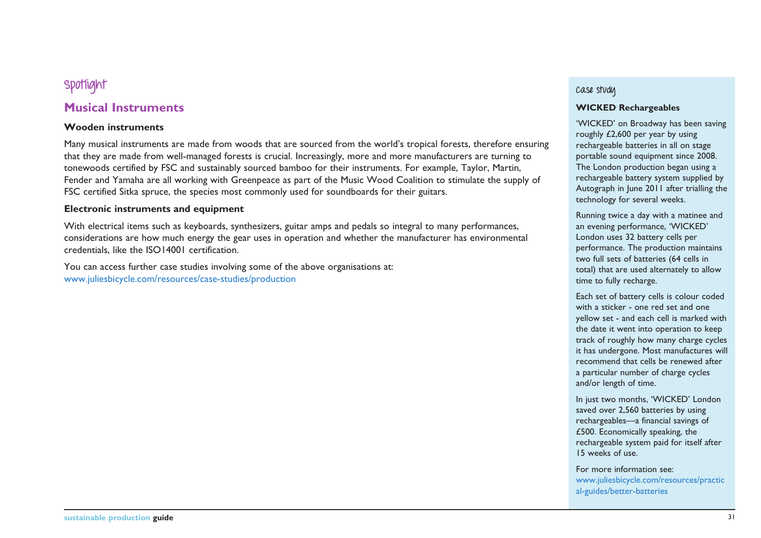Spotlight

## Musical Instruments

### Wooden instruments

Many musical instruments are made from woods that are sourced from the world's tropical forests, therefore ensuring that they are made from well-managed forests is crucial. Increasingly, more and more manufacturers are turning to tonewoods certified by FSC and sustainably sourced bamboo for their instruments. For example, Taylor, Martin, Fender and Yamaha are all working with Greenpeace as part of the Music Wood Coalition to stimulate the supply of FSC certified Sitka spruce, the species most commonly used for soundboards for their guitars.

### Electronic instruments and equipment

With electrical items such as keyboards, synthesizers, guitar amps and pedals so integral to many performances, considerations are how much energy the gear uses in operation and whether the manufacturer has environmental credentials, like the ISO14001 certification.

You can access further case studies involving some of the above organisations at:
www.juliesbicycle.com/resources/case-studies/production

Case study

### WICKED Rechargeables

'WICKED' on Broadway has been saving roughly £2,600 per year by using rechargeable batteries in all on stage portable sound equipment since 2008. The London production began using a rechargeable battery system supplied by Autograph in June 2011 after trialling the technology for several weeks.

Running twice a day with a matinee and an evening performance, 'WICKED' London uses 32 battery cells per performance. The production maintains two full sets of batteries (64 cells in total) that are used alternately to allow time to fully recharge.

Each set of battery cells is colour coded with a sticker - one red set and one yellow set - and each cell is marked with the date it went into operation to keep track of roughly how many charge cycles it has undergone. Most manufactures will recommend that cells be renewed after a particular number of charge cycles and/or length of time.

In just two months, 'WICKED' London saved over 2,560 batteries by using rechargeables—a financial savings of £500. Economically speaking, the rechargeable system paid for itself after 15 weeks of use.

For more information see:
www.juliesbicycle.com/resources/practical-guides/better-batteries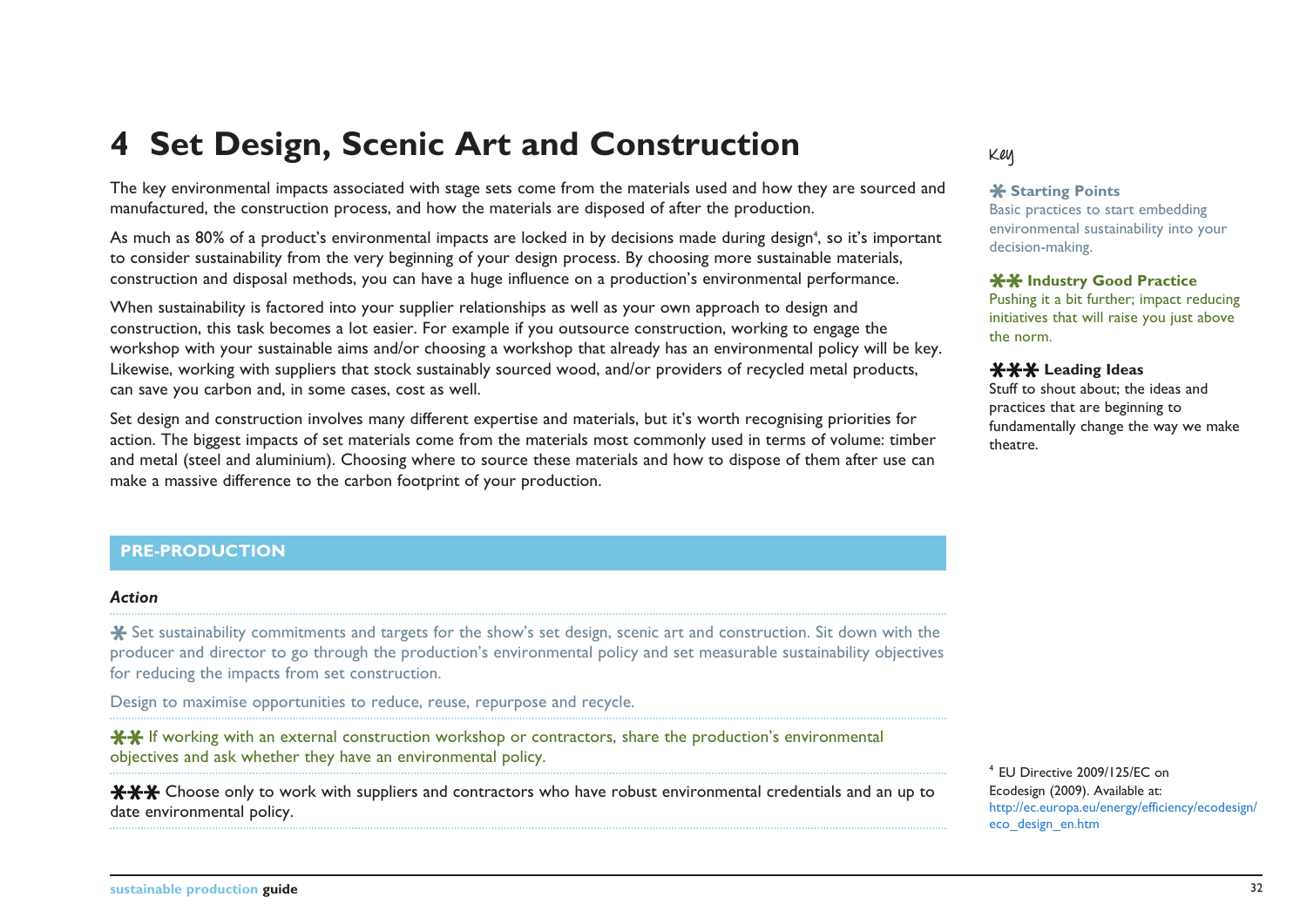# 4 Set Design, Scenic Art and Construction

The key environmental impacts associated with stage sets come from the materials used and how they are sourced and manufactured, the construction process, and how the materials are disposed of after the production.

As much as 80% of a product's environmental impacts are locked in by decisions made during design[4], so it's important to consider sustainability from the very beginning of your design process. By choosing more sustainable materials, construction and disposal methods, you can have a huge influence on a production's environmental performance.

When sustainability is factored into your supplier relationships as well as your own approach to design and construction, this task becomes a lot easier. For example if you outsource construction, working to engage the workshop with your sustainable aims and/or choosing a workshop that already has an environmental policy will be key. Likewise, working with suppliers that stock sustainably sourced wood, and/or providers of recycled metal products, can save you carbon and, in some cases, cost as well.

Set design and construction involves many different expertise and materials, but it's worth recognising priorities for action. The biggest impacts of set materials come from the materials most commonly used in terms of volume: timber and metal (steel and aluminium). Choosing where to source these materials and how to dispose of them after use can make a massive difference to the carbon footprint of your production.

## PRE-PRODUCTION

***Action***

✱ Set sustainability commitments and targets for the show's set design, scenic art and construction. Sit down with the producer and director to go through the production's environmental policy and set measurable sustainability objectives for reducing the impacts from set construction.

Design to maximise opportunities to reduce, reuse, repurpose and recycle.

✱✱ If working with an external construction workshop or contractors, share the production's environmental objectives and ask whether they have an environmental policy.

✱✱✱ Choose only to work with suppliers and contractors who have robust environmental credentials and an up to date environmental policy.

Key

**✱ Starting Points**
Basic practices to start embedding environmental sustainability into your decision-making.

**✱✱ Industry Good Practice**
Pushing it a bit further; impact reducing initiatives that will raise you just above the norm.

**✱✱✱ Leading Ideas**
Stuff to shout about; the ideas and practices that are beginning to fundamentally change the way we make theatre.

[4] EU Directive 2009/125/EC on Ecodesign (2009). Available at: http://ec.europa.eu/energy/efficiency/ecodesign/eco_design_en.htm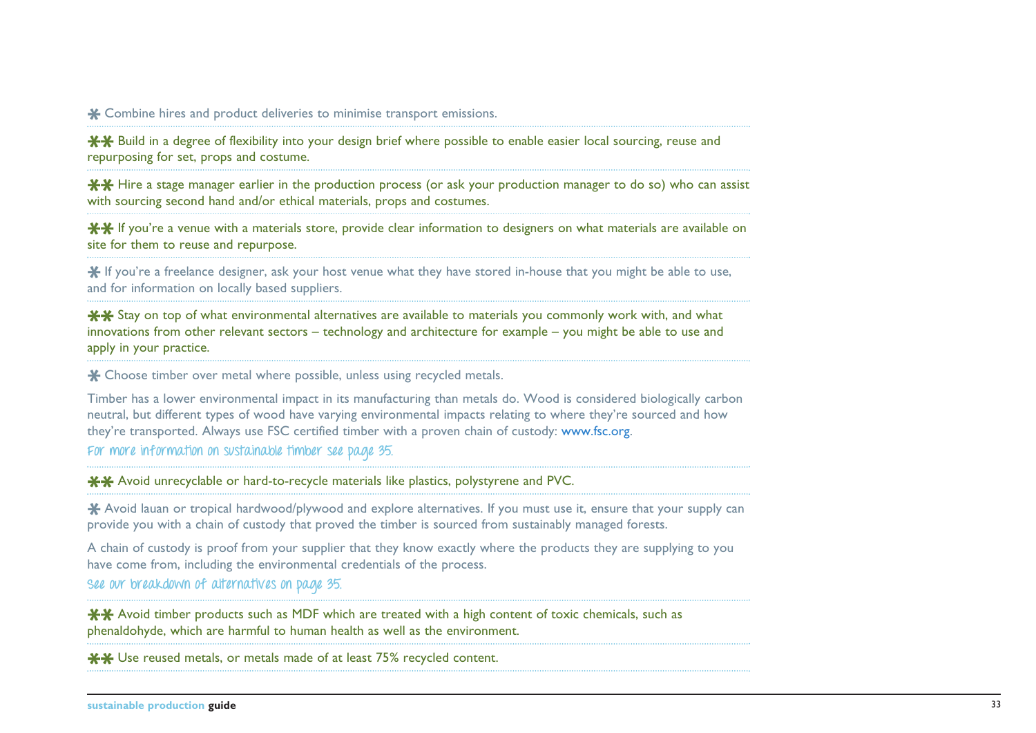\* Combine hires and product deliveries to minimise transport emissions.

\*\* Build in a degree of flexibility into your design brief where possible to enable easier local sourcing, reuse and repurposing for set, props and costume.

\*\* Hire a stage manager earlier in the production process (or ask your production manager to do so) who can assist with sourcing second hand and/or ethical materials, props and costumes.

\*\* If you're a venue with a materials store, provide clear information to designers on what materials are available on site for them to reuse and repurpose.

\* If you're a freelance designer, ask your host venue what they have stored in-house that you might be able to use, and for information on locally based suppliers.

\*\* Stay on top of what environmental alternatives are available to materials you commonly work with, and what innovations from other relevant sectors – technology and architecture for example – you might be able to use and apply in your practice.

\* Choose timber over metal where possible, unless using recycled metals.

Timber has a lower environmental impact in its manufacturing than metals do. Wood is considered biologically carbon neutral, but different types of wood have varying environmental impacts relating to where they're sourced and how they're transported. Always use FSC certified timber with a proven chain of custody: www.fsc.org.

For more information on sustainable timber see page 35.

\*\* Avoid unrecyclable or hard-to-recycle materials like plastics, polystyrene and PVC.

\* Avoid lauan or tropical hardwood/plywood and explore alternatives. If you must use it, ensure that your supply can provide you with a chain of custody that proved the timber is sourced from sustainably managed forests.

A chain of custody is proof from your supplier that they know exactly where the products they are supplying to you have come from, including the environmental credentials of the process.

See our breakdown of alternatives on page 35.

\*\* Avoid timber products such as MDF which are treated with a high content of toxic chemicals, such as phenaldohyde, which are harmful to human health as well as the environment.

\*\* Use reused metals, or metals made of at least 75% recycled content.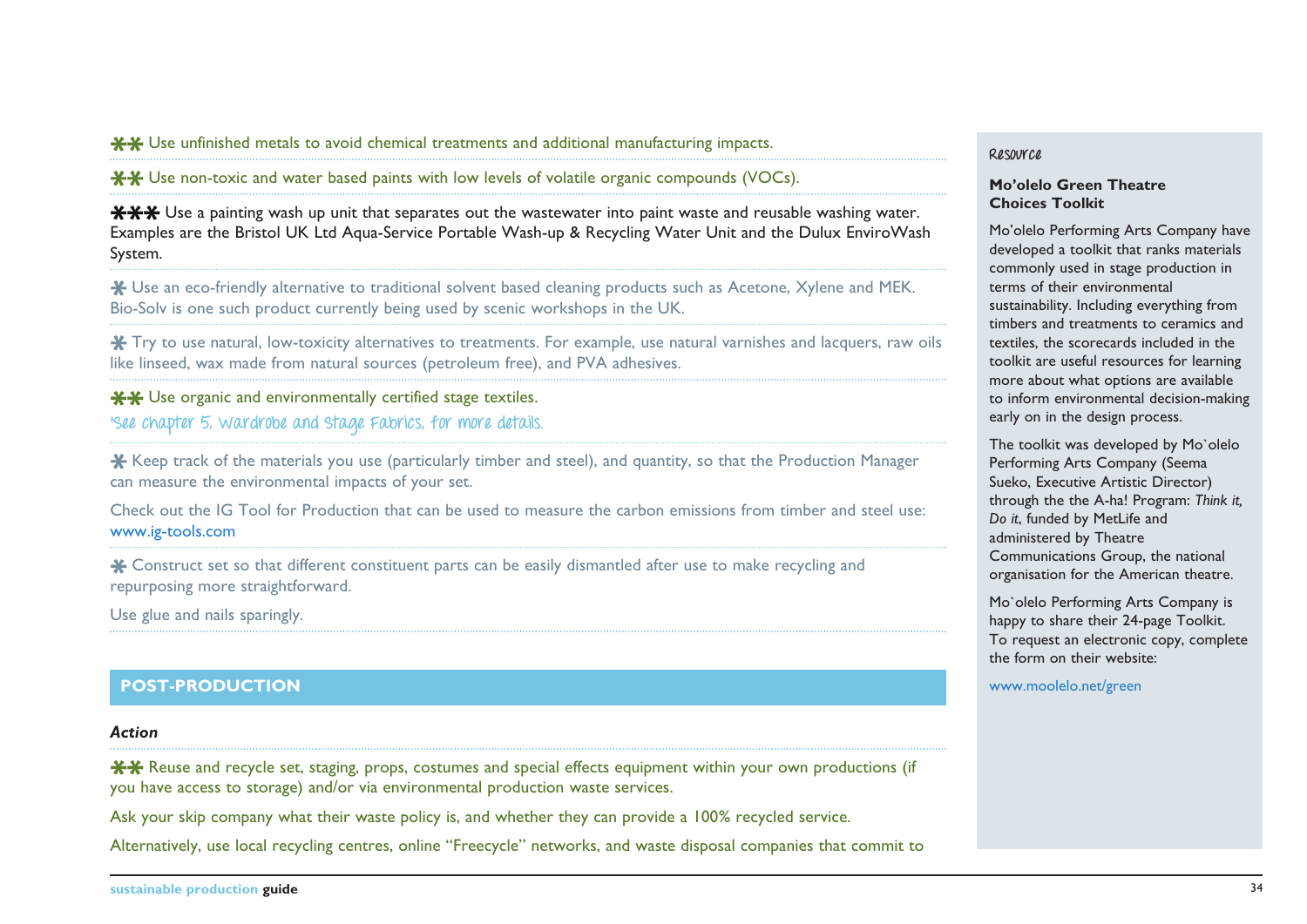✱✱ Use unfinished metals to avoid chemical treatments and additional manufacturing impacts.

✱✱ Use non-toxic and water based paints with low levels of volatile organic compounds (VOCs).

✱✱✱ Use a painting wash up unit that separates out the wastewater into paint waste and reusable washing water. Examples are the Bristol UK Ltd Aqua-Service Portable Wash-up & Recycling Water Unit and the Dulux EnviroWash System.

✱ Use an eco-friendly alternative to traditional solvent based cleaning products such as Acetone, Xylene and MEK. Bio-Solv is one such product currently being used by scenic workshops in the UK.

✱ Try to use natural, low-toxicity alternatives to treatments. For example, use natural varnishes and lacquers, raw oils like linseed, wax made from natural sources (petroleum free), and PVA adhesives.

✱✱ Use organic and environmentally certified stage textiles.

*See chapter 5, Wardrobe and Stage Fabrics, for more details.*

✱ Keep track of the materials you use (particularly timber and steel), and quantity, so that the Production Manager can measure the environmental impacts of your set.

Check out the IG Tool for Production that can be used to measure the carbon emissions from timber and steel use: www.ig-tools.com

✱ Construct set so that different constituent parts can be easily dismantled after use to make recycling and repurposing more straightforward.

Use glue and nails sparingly.

## POST-PRODUCTION

***Action***

✱✱ Reuse and recycle set, staging, props, costumes and special effects equipment within your own productions (if you have access to storage) and/or via environmental production waste services.

Ask your skip company what their waste policy is, and whether they can provide a 100% recycled service.

Alternatively, use local recycling centres, online "Freecycle" networks, and waste disposal companies that commit to

---

*Resource*

**Mo'olelo Green Theatre Choices Toolkit**

Mo'olelo Performing Arts Company have developed a toolkit that ranks materials commonly used in stage production in terms of their environmental sustainability. Including everything from timbers and treatments to ceramics and textiles, the scorecards included in the toolkit are useful resources for learning more about what options are available to inform environmental decision-making early on in the design process.

The toolkit was developed by Mo`olelo Performing Arts Company (Seema Sueko, Executive Artistic Director) through the the A-ha! Program: *Think it, Do it*, funded by MetLife and administered by Theatre Communications Group, the national organisation for the American theatre.

Mo`olelo Performing Arts Company is happy to share their 24-page Toolkit. To request an electronic copy, complete the form on their website:

www.moolelo.net/green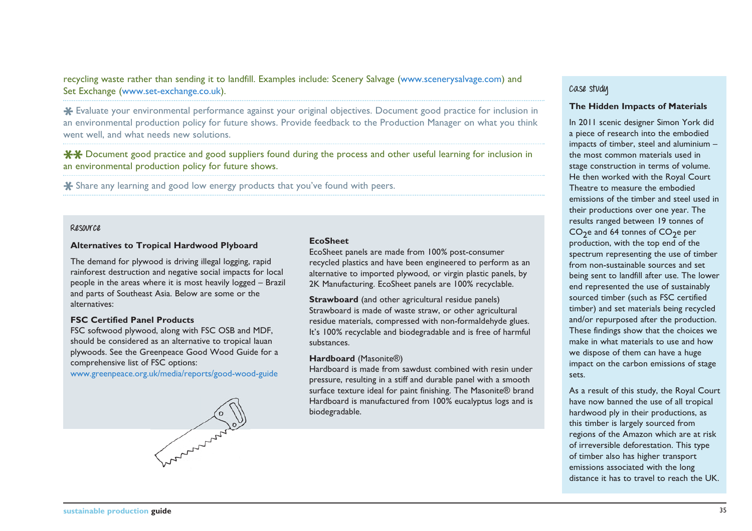recycling waste rather than sending it to landfill. Examples include: Scenery Salvage (www.scenerysalvage.com) and Set Exchange (www.set-exchange.co.uk).

* Evaluate your environmental performance against your original objectives. Document good practice for inclusion in an environmental production policy for future shows. Provide feedback to the Production Manager on what you think went well, and what needs new solutions.

** Document good practice and good suppliers found during the process and other useful learning for inclusion in an environmental production policy for future shows.

* Share any learning and good low energy products that you've found with peers.

Resource

**Alternatives to Tropical Hardwood Plyboard**

The demand for plywood is driving illegal logging, rapid rainforest destruction and negative social impacts for local people in the areas where it is most heavily logged – Brazil and parts of Southeast Asia. Below are some or the alternatives:

**FSC Certified Panel Products**
FSC softwood plywood, along with FSC OSB and MDF, should be considered as an alternative to tropical lauan plywoods. See the Greenpeace Good Wood Guide for a comprehensive list of FSC options:
www.greenpeace.org.uk/media/reports/good-wood-guide

**EcoSheet**
EcoSheet panels are made from 100% post-consumer recycled plastics and have been engineered to perform as an alternative to imported plywood, or virgin plastic panels, by 2K Manufacturing. EcoSheet panels are 100% recyclable.

**Strawboard** (and other agricultural residue panels)
Strawboard is made of waste straw, or other agricultural residue materials, compressed with non-formaldehyde glues. It's 100% recyclable and biodegradable and is free of harmful substances.

**Hardboard** (Masonite®)
Hardboard is made from sawdust combined with resin under pressure, resulting in a stiff and durable panel with a smooth surface texture ideal for paint finishing. The Masonite® brand Hardboard is manufactured from 100% eucalyptus logs and is biodegradable.

Case study

**The Hidden Impacts of Materials**

In 2011 scenic designer Simon York did a piece of research into the embodied impacts of timber, steel and aluminium – the most common materials used in stage construction in terms of volume. He then worked with the Royal Court Theatre to measure the embodied emissions of the timber and steel used in their productions over one year. The results ranged between 19 tonnes of $CO_2e$ and 64 tonnes of $CO_2e$ per production, with the top end of the spectrum representing the use of timber from non-sustainable sources and set being sent to landfill after use. The lower end represented the use of sustainably sourced timber (such as FSC certified timber) and set materials being recycled and/or repurposed after the production. These findings show that the choices we make in what materials to use and how we dispose of them can have a huge impact on the carbon emissions of stage sets.

As a result of this study, the Royal Court have now banned the use of all tropical hardwood ply in their productions, as this timber is largely sourced from regions of the Amazon which are at risk of irreversible deforestation. This type of timber also has higher transport emissions associated with the long distance it has to travel to reach the UK.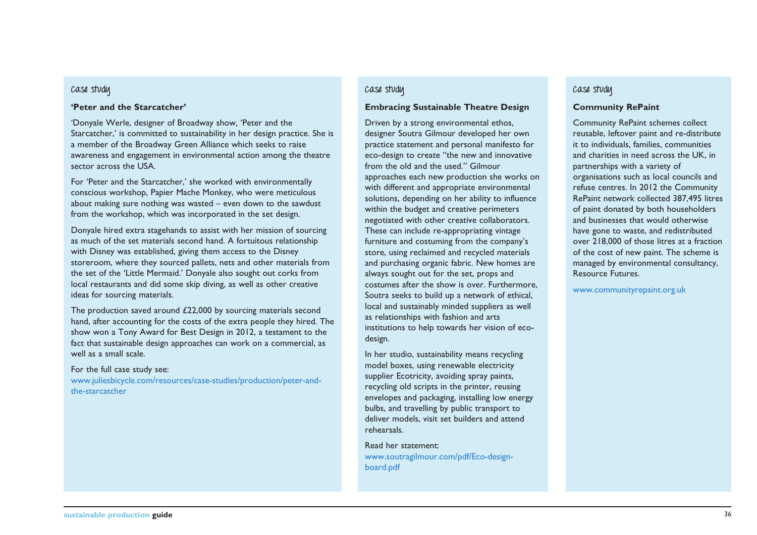### Case study

**'Peter and the Starcatcher'**

'Donyale Werle, designer of Broadway show, 'Peter and the Starcatcher,' is committed to sustainability in her design practice. She is a member of the Broadway Green Alliance which seeks to raise awareness and engagement in environmental action among the theatre sector across the USA.

For 'Peter and the Starcatcher,' she worked with environmentally conscious workshop, Papier Mache Monkey, who were meticulous about making sure nothing was wasted – even down to the sawdust from the workshop, which was incorporated in the set design.

Donyale hired extra stagehands to assist with her mission of sourcing as much of the set materials second hand. A fortuitous relationship with Disney was established, giving them access to the Disney storeroom, where they sourced pallets, nets and other materials from the set of the 'Little Mermaid.' Donyale also sought out corks from local restaurants and did some skip diving, as well as other creative ideas for sourcing materials.

The production saved around £22,000 by sourcing materials second hand, after accounting for the costs of the extra people they hired. The show won a Tony Award for Best Design in 2012, a testament to the fact that sustainable design approaches can work on a commercial, as well as a small scale.

For the full case study see:
www.juliesbicycle.com/resources/case-studies/production/peter-and-the-starcatcher

### Case study

**Embracing Sustainable Theatre Design**

Driven by a strong environmental ethos, designer Soutra Gilmour developed her own practice statement and personal manifesto for eco-design to create "the new and innovative from the old and the used." Gilmour approaches each new production she works on with different and appropriate environmental solutions, depending on her ability to influence within the budget and creative perimeters negotiated with other creative collaborators. These can include re-appropriating vintage furniture and costuming from the company's store, using reclaimed and recycled materials and purchasing organic fabric. New homes are always sought out for the set, props and costumes after the show is over. Furthermore, Soutra seeks to build up a network of ethical, local and sustainably minded suppliers as well as relationships with fashion and arts institutions to help towards her vision of eco-design.

In her studio, sustainability means recycling model boxes, using renewable electricity supplier Ecotricity, avoiding spray paints, recycling old scripts in the printer, reusing envelopes and packaging, installing low energy bulbs, and travelling by public transport to deliver models, visit set builders and attend rehearsals.

Read her statement:
www.soutragilmour.com/pdf/Eco-design-board.pdf

### Case study

**Community RePaint**

Community RePaint schemes collect reusable, leftover paint and re-distribute it to individuals, families, communities and charities in need across the UK, in partnerships with a variety of organisations such as local councils and refuse centres. In 2012 the Community RePaint network collected 387,495 litres of paint donated by both householders and businesses that would otherwise have gone to waste, and redistributed over 218,000 of those litres at a fraction of the cost of new paint. The scheme is managed by environmental consultancy, Resource Futures.

www.communityrepaint.org.uk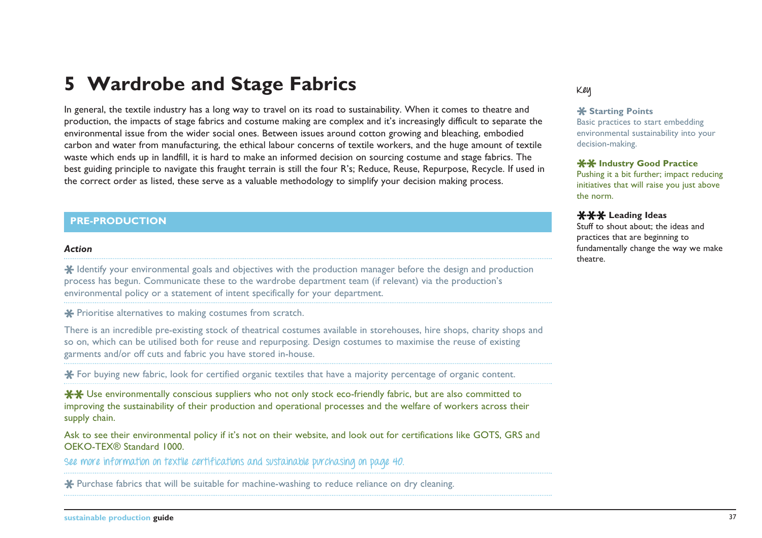# 5 Wardrobe and Stage Fabrics

In general, the textile industry has a long way to travel on its road to sustainability. When it comes to theatre and production, the impacts of stage fabrics and costume making are complex and it's increasingly difficult to separate the environmental issue from the wider social ones. Between issues around cotton growing and bleaching, embodied carbon and water from manufacturing, the ethical labour concerns of textile workers, and the huge amount of textile waste which ends up in landfill, it is hard to make an informed decision on sourcing costume and stage fabrics. The best guiding principle to navigate this fraught terrain is still the four R's; Reduce, Reuse, Repurpose, Recycle. If used in the correct order as listed, these serve as a valuable methodology to simplify your decision making process.

Key

✱ **Starting Points**
Basic practices to start embedding environmental sustainability into your decision-making.

✱✱ **Industry Good Practice**
Pushing it a bit further; impact reducing initiatives that will raise you just above the norm.

✱✱✱ **Leading Ideas**
Stuff to shout about; the ideas and practices that are beginning to fundamentally change the way we make theatre.

## PRE-PRODUCTION

***Action***

✱ Identify your environmental goals and objectives with the production manager before the design and production process has begun. Communicate these to the wardrobe department team (if relevant) via the production's environmental policy or a statement of intent specifically for your department.

✱ Prioritise alternatives to making costumes from scratch.

There is an incredible pre-existing stock of theatrical costumes available in storehouses, hire shops, charity shops and so on, which can be utilised both for reuse and repurposing. Design costumes to maximise the reuse of existing garments and/or off cuts and fabric you have stored in-house.

✱ For buying new fabric, look for certified organic textiles that have a majority percentage of organic content.

✱✱ Use environmentally conscious suppliers who not only stock eco-friendly fabric, but are also committed to improving the sustainability of their production and operational processes and the welfare of workers across their supply chain.

Ask to see their environmental policy if it's not on their website, and look out for certifications like GOTS, GRS and OEKO-TEX® Standard 1000.

See more information on textile certifications and sustainable purchasing on page 40.

✱ Purchase fabrics that will be suitable for machine-washing to reduce reliance on dry cleaning.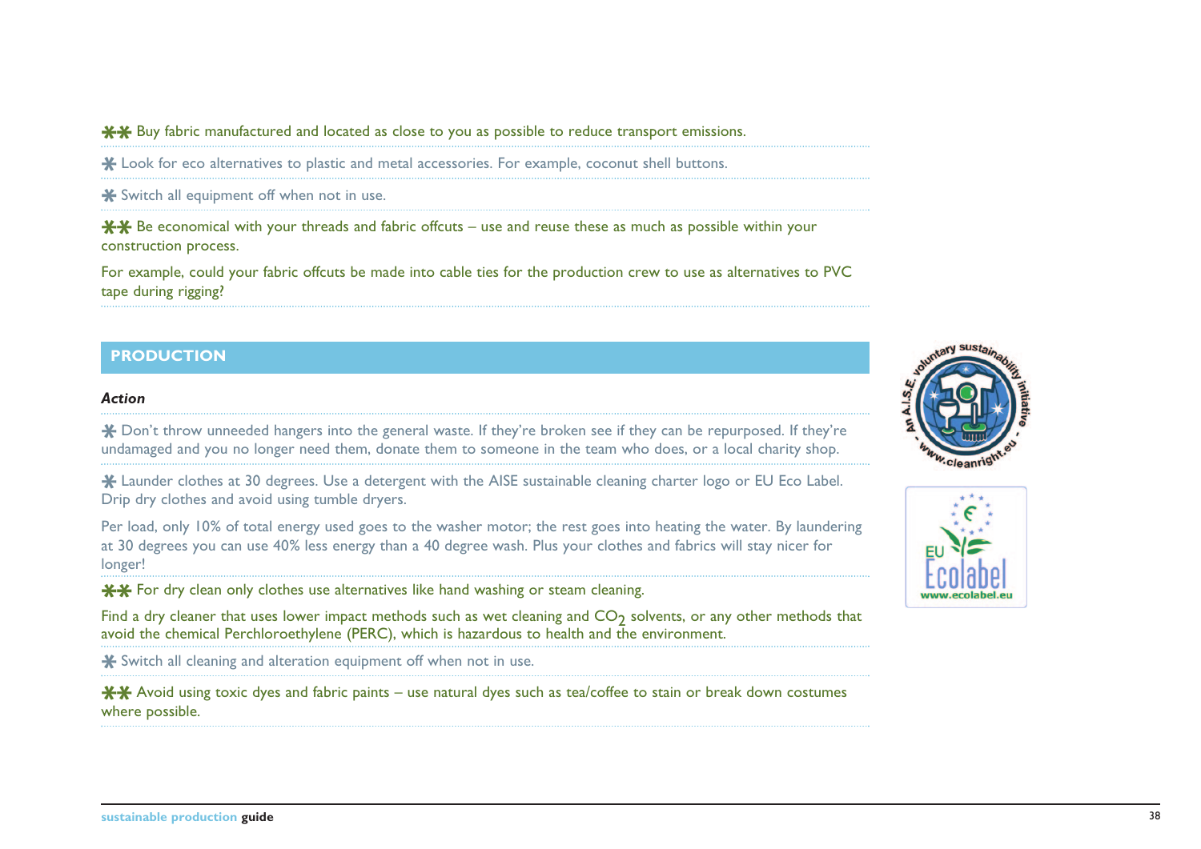** Buy fabric manufactured and located as close to you as possible to reduce transport emissions.

* Look for eco alternatives to plastic and metal accessories. For example, coconut shell buttons.

* Switch all equipment off when not in use.

** Be economical with your threads and fabric offcuts – use and reuse these as much as possible within your construction process.

For example, could your fabric offcuts be made into cable ties for the production crew to use as alternatives to PVC tape during rigging?

## PRODUCTION

***Action***

* Don't throw unneeded hangers into the general waste. If they're broken see if they can be repurposed. If they're undamaged and you no longer need them, donate them to someone in the team who does, or a local charity shop.

* Launder clothes at 30 degrees. Use a detergent with the AISE sustainable cleaning charter logo or EU Eco Label. Drip dry clothes and avoid using tumble dryers.

Per load, only 10% of total energy used goes to the washer motor; the rest goes into heating the water. By laundering at 30 degrees you can use 40% less energy than a 40 degree wash. Plus your clothes and fabrics will stay nicer for longer!

** For dry clean only clothes use alternatives like hand washing or steam cleaning.

Find a dry cleaner that uses lower impact methods such as wet cleaning and $CO_2$ solvents, or any other methods that avoid the chemical Perchloroethylene (PERC), which is hazardous to health and the environment.

* Switch all cleaning and alteration equipment off when not in use.

** Avoid using toxic dyes and fabric paints – use natural dyes such as tea/coffee to stain or break down costumes where possible.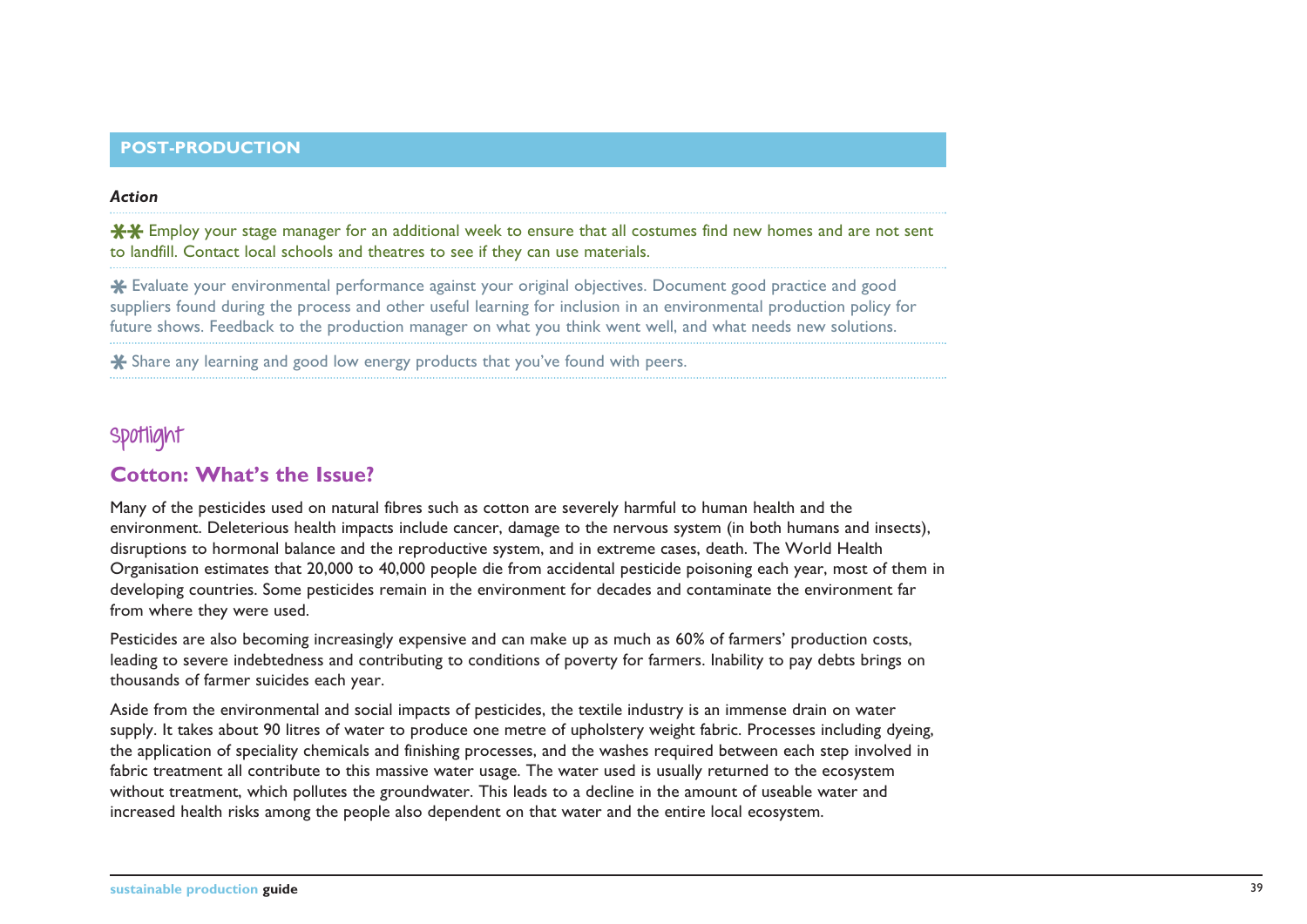## POST-PRODUCTION

*Action*

✱✱ Employ your stage manager for an additional week to ensure that all costumes find new homes and are not sent to landfill. Contact local schools and theatres to see if they can use materials.

✱ Evaluate your environmental performance against your original objectives. Document good practice and good suppliers found during the process and other useful learning for inclusion in an environmental production policy for future shows. Feedback to the production manager on what you think went well, and what needs new solutions.

✱ Share any learning and good low energy products that you've found with peers.

Spotlight

### Cotton: What's the Issue?

Many of the pesticides used on natural fibres such as cotton are severely harmful to human health and the environment. Deleterious health impacts include cancer, damage to the nervous system (in both humans and insects), disruptions to hormonal balance and the reproductive system, and in extreme cases, death. The World Health Organisation estimates that 20,000 to 40,000 people die from accidental pesticide poisoning each year, most of them in developing countries. Some pesticides remain in the environment for decades and contaminate the environment far from where they were used.

Pesticides are also becoming increasingly expensive and can make up as much as 60% of farmers' production costs, leading to severe indebtedness and contributing to conditions of poverty for farmers. Inability to pay debts brings on thousands of farmer suicides each year.

Aside from the environmental and social impacts of pesticides, the textile industry is an immense drain on water supply. It takes about 90 litres of water to produce one metre of upholstery weight fabric. Processes including dyeing, the application of speciality chemicals and finishing processes, and the washes required between each step involved in fabric treatment all contribute to this massive water usage. The water used is usually returned to the ecosystem without treatment, which pollutes the groundwater. This leads to a decline in the amount of useable water and increased health risks among the people also dependent on that water and the entire local ecosystem.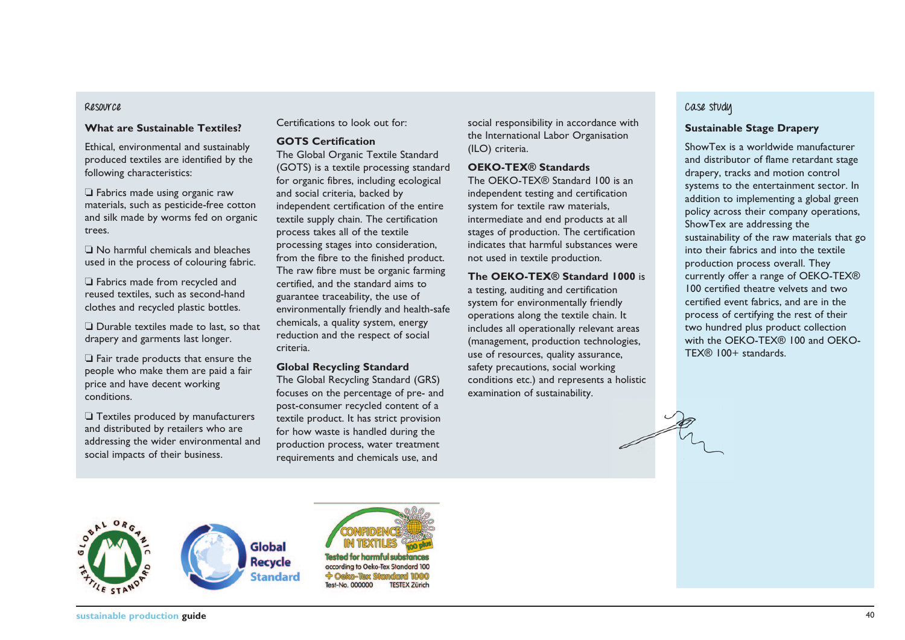Resource

## What are Sustainable Textiles?

Ethical, environmental and sustainably produced textiles are identified by the following characteristics:

- ❏ Fabrics made using organic raw materials, such as pesticide-free cotton and silk made by worms fed on organic trees.
- ❏ No harmful chemicals and bleaches used in the process of colouring fabric.
- ❏ Fabrics made from recycled and reused textiles, such as second-hand clothes and recycled plastic bottles.
- ❏ Durable textiles made to last, so that drapery and garments last longer.
- ❏ Fair trade products that ensure the people who make them are paid a fair price and have decent working conditions.
- ❏ Textiles produced by manufacturers and distributed by retailers who are addressing the wider environmental and social impacts of their business.

Certifications to look out for:

### GOTS Certification

The Global Organic Textile Standard (GOTS) is a textile processing standard for organic fibres, including ecological and social criteria, backed by independent certification of the entire textile supply chain. The certification process takes all of the textile processing stages into consideration, from the fibre to the finished product. The raw fibre must be organic farming certified, and the standard aims to guarantee traceability, the use of environmentally friendly and health-safe chemicals, a quality system, energy reduction and the respect of social criteria.

### Global Recycling Standard

The Global Recycling Standard (GRS) focuses on the percentage of pre- and post-consumer recycled content of a textile product. It has strict provision for how waste is handled during the production process, water treatment requirements and chemicals use, and social responsibility in accordance with the International Labor Organisation (ILO) criteria.

### OEKO-TEX® Standards

The OEKO-TEX® Standard 100 is an independent testing and certification system for textile raw materials, intermediate and end products at all stages of production. The certification indicates that harmful substances were not used in textile production.

**The OEKO-TEX® Standard 1000** is a testing, auditing and certification system for environmentally friendly operations along the textile chain. It includes all operationally relevant areas (management, production technologies, use of resources, quality assurance, safety precautions, social working conditions etc.) and represents a holistic examination of sustainability.

Case study

## Sustainable Stage Drapery

ShowTex is a worldwide manufacturer and distributor of flame retardant stage drapery, tracks and motion control systems to the entertainment sector. In addition to implementing a global green policy across their company operations, ShowTex are addressing the sustainability of the raw materials that go into their fabrics and into the textile production process overall. They currently offer a range of OEKO-TEX® 100 certified theatre velvets and two certified event fabrics, and are in the process of certifying the rest of their two hundred plus product collection with the OEKO-TEX® 100 and OEKO-TEX® 100+ standards.

GLOBAL ORGANIC TEXTILE STANDARD

Global Recycle Standard

CONFIDENCE IN TEXTILES 100 plus — Tested for harmful substances according to Oeko-Tex Standard 100 + Oeko-Tex Standard 1000 — Test-No. 000000 TESTEX Zürich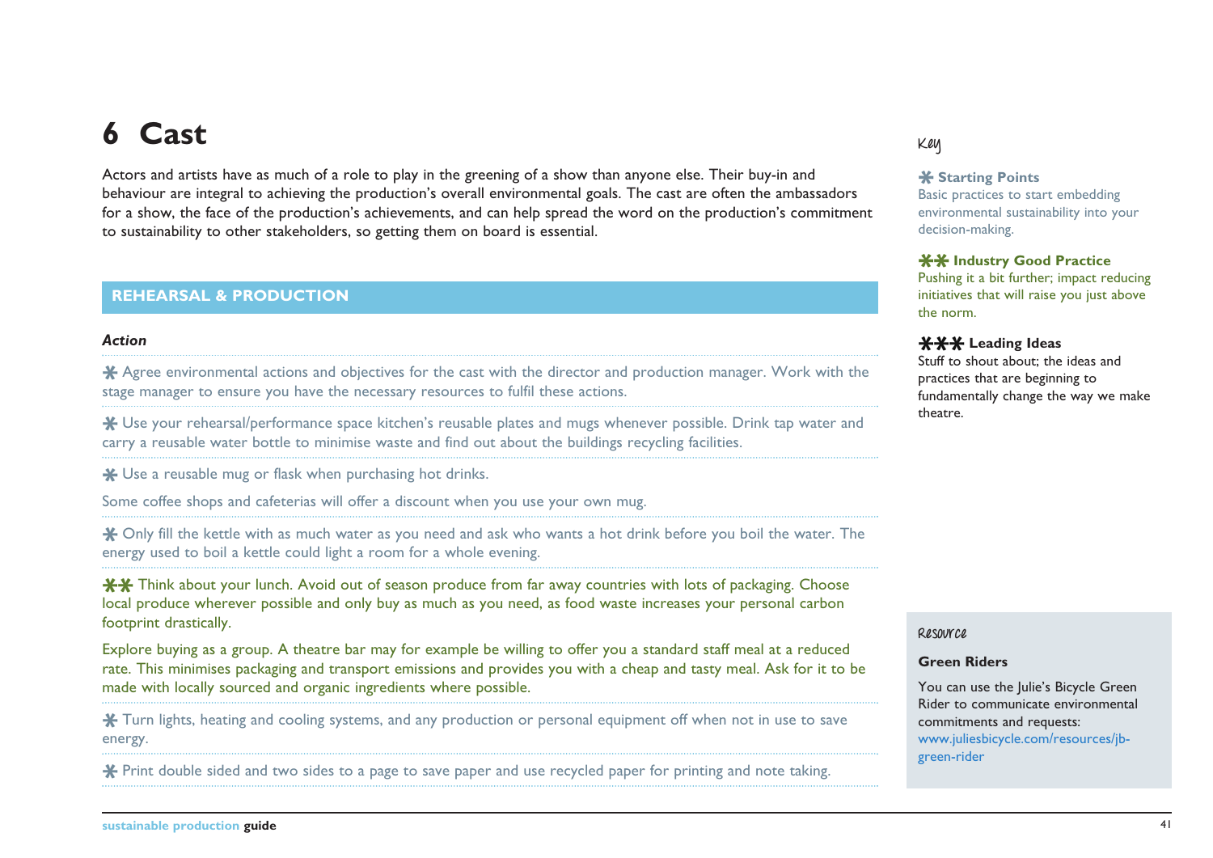# 6 Cast

Actors and artists have as much of a role to play in the greening of a show than anyone else. Their buy-in and behaviour are integral to achieving the production's overall environmental goals. The cast are often the ambassadors for a show, the face of the production's achievements, and can help spread the word on the production's commitment to sustainability to other stakeholders, so getting them on board is essential.

## REHEARSAL & PRODUCTION

***Action***

* Agree environmental actions and objectives for the cast with the director and production manager. Work with the stage manager to ensure you have the necessary resources to fulfil these actions.

* Use your rehearsal/performance space kitchen's reusable plates and mugs whenever possible. Drink tap water and carry a reusable water bottle to minimise waste and find out about the buildings recycling facilities.

* Use a reusable mug or flask when purchasing hot drinks.

Some coffee shops and cafeterias will offer a discount when you use your own mug.

* Only fill the kettle with as much water as you need and ask who wants a hot drink before you boil the water. The energy used to boil a kettle could light a room for a whole evening.

** Think about your lunch. Avoid out of season produce from far away countries with lots of packaging. Choose local produce wherever possible and only buy as much as you need, as food waste increases your personal carbon footprint drastically.

Explore buying as a group. A theatre bar may for example be willing to offer you a standard staff meal at a reduced rate. This minimises packaging and transport emissions and provides you with a cheap and tasty meal. Ask for it to be made with locally sourced and organic ingredients where possible.

* Turn lights, heating and cooling systems, and any production or personal equipment off when not in use to save energy.

* Print double sided and two sides to a page to save paper and use recycled paper for printing and note taking.

### Key

* **Starting Points**
Basic practices to start embedding environmental sustainability into your decision-making.

** **Industry Good Practice**
Pushing it a bit further; impact reducing initiatives that will raise you just above the norm.

*** **Leading Ideas**
Stuff to shout about; the ideas and practices that are beginning to fundamentally change the way we make theatre.

### Resource

**Green Riders**

You can use the Julie's Bicycle Green Rider to communicate environmental commitments and requests: www.juliesbicycle.com/resources/jb-green-rider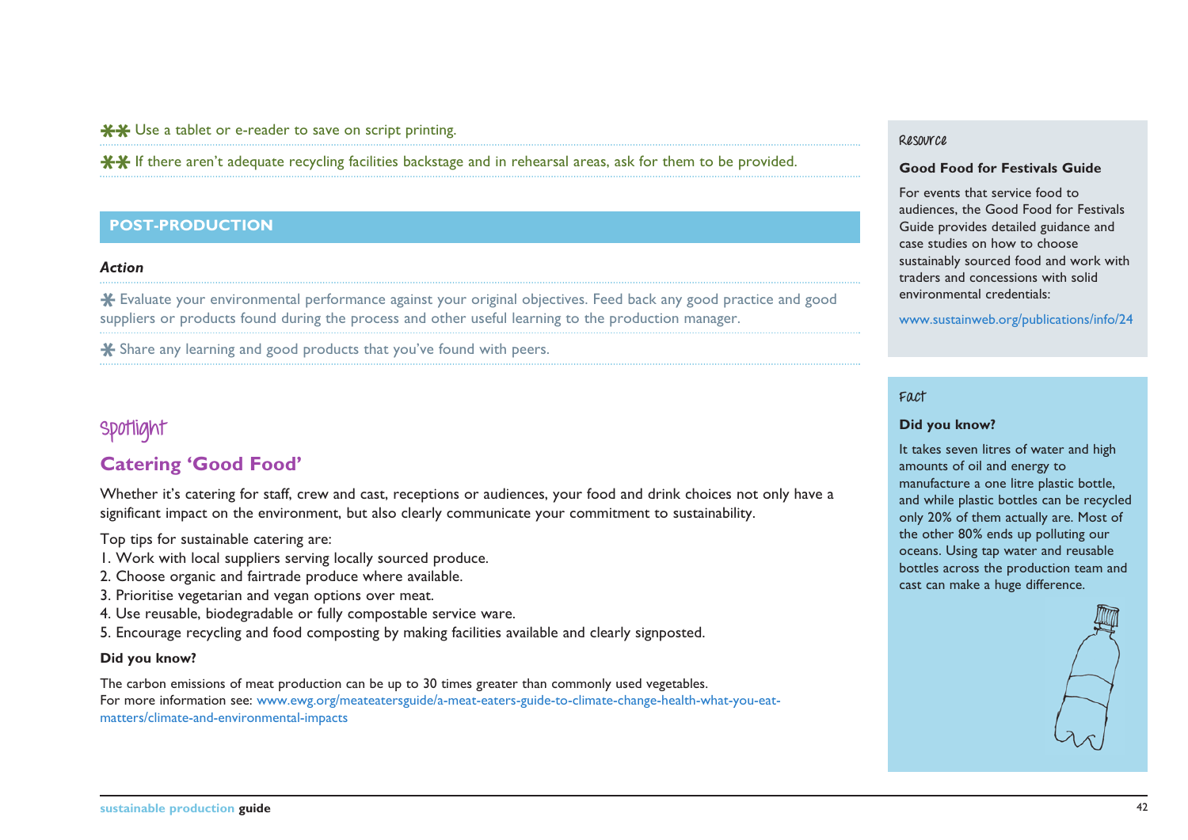✱✱ Use a tablet or e-reader to save on script printing.

✱✱ If there aren't adequate recycling facilities backstage and in rehearsal areas, ask for them to be provided.

## POST-PRODUCTION

***Action***

✱ Evaluate your environmental performance against your original objectives. Feed back any good practice and good suppliers or products found during the process and other useful learning to the production manager.

✱ Share any learning and good products that you've found with peers.

Spotlight

## Catering 'Good Food'

Whether it's catering for staff, crew and cast, receptions or audiences, your food and drink choices not only have a significant impact on the environment, but also clearly communicate your commitment to sustainability.

Top tips for sustainable catering are:

1. Work with local suppliers serving locally sourced produce.
2. Choose organic and fairtrade produce where available.
3. Prioritise vegetarian and vegan options over meat.
4. Use reusable, biodegradable or fully compostable service ware.
5. Encourage recycling and food composting by making facilities available and clearly signposted.

**Did you know?**

The carbon emissions of meat production can be up to 30 times greater than commonly used vegetables.
For more information see: www.ewg.org/meateatersguide/a-meat-eaters-guide-to-climate-change-health-what-you-eat-matters/climate-and-environmental-impacts

Resource

**Good Food for Festivals Guide**

For events that service food to audiences, the Good Food for Festivals Guide provides detailed guidance and case studies on how to choose sustainably sourced food and work with traders and concessions with solid environmental credentials:

www.sustainweb.org/publications/info/24

Fact

**Did you know?**

It takes seven litres of water and high amounts of oil and energy to manufacture a one litre plastic bottle, and while plastic bottles can be recycled only 20% of them actually are. Most of the other 80% ends up polluting our oceans. Using tap water and reusable bottles across the production team and cast can make a huge difference.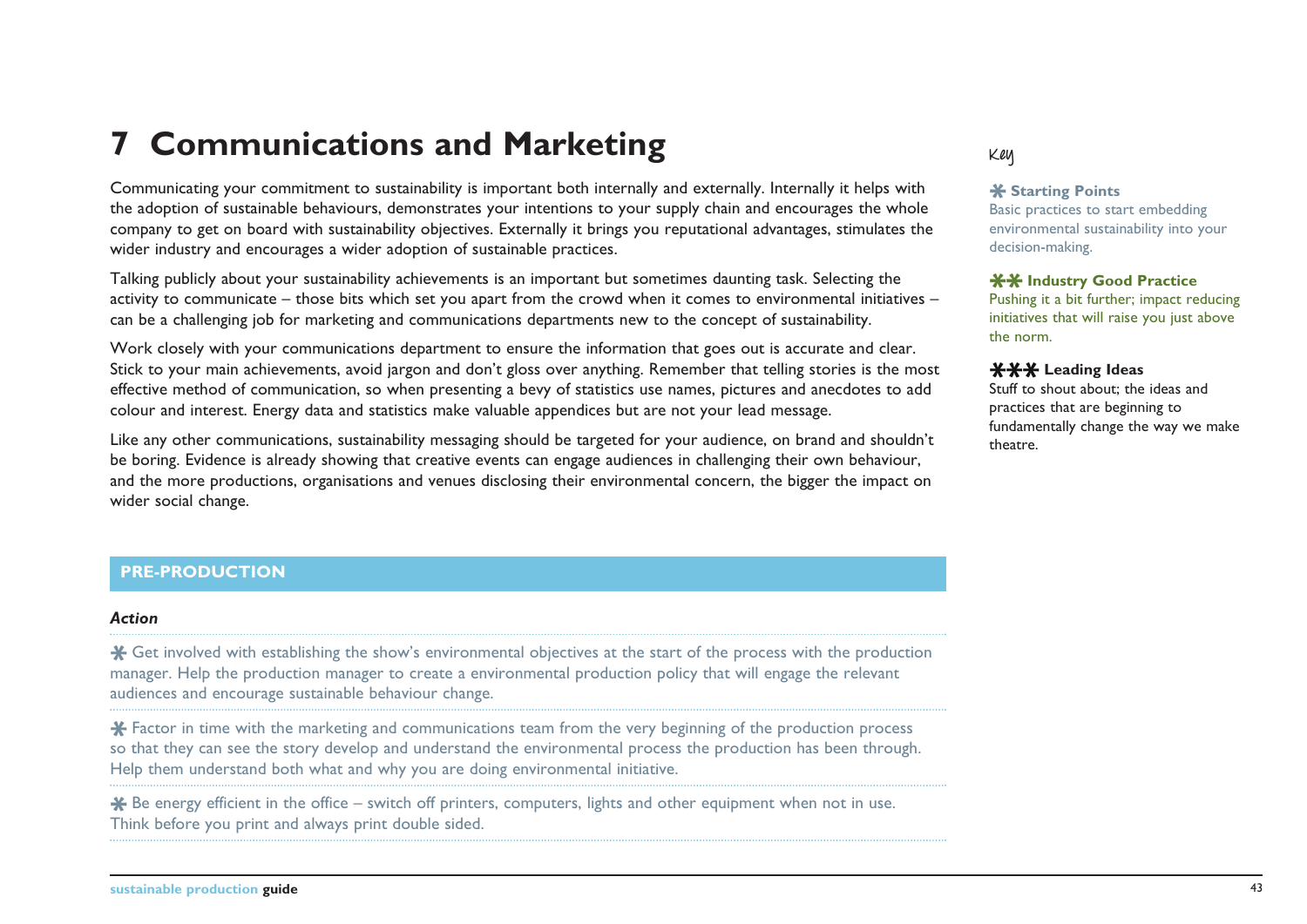# 7 Communications and Marketing

Communicating your commitment to sustainability is important both internally and externally. Internally it helps with the adoption of sustainable behaviours, demonstrates your intentions to your supply chain and encourages the whole company to get on board with sustainability objectives. Externally it brings you reputational advantages, stimulates the wider industry and encourages a wider adoption of sustainable practices.

Talking publicly about your sustainability achievements is an important but sometimes daunting task. Selecting the activity to communicate – those bits which set you apart from the crowd when it comes to environmental initiatives – can be a challenging job for marketing and communications departments new to the concept of sustainability.

Work closely with your communications department to ensure the information that goes out is accurate and clear. Stick to your main achievements, avoid jargon and don't gloss over anything. Remember that telling stories is the most effective method of communication, so when presenting a bevy of statistics use names, pictures and anecdotes to add colour and interest. Energy data and statistics make valuable appendices but are not your lead message.

Like any other communications, sustainability messaging should be targeted for your audience, on brand and shouldn't be boring. Evidence is already showing that creative events can engage audiences in challenging their own behaviour, and the more productions, organisations and venues disclosing their environmental concern, the bigger the impact on wider social change.

Key

**✱ Starting Points**
Basic practices to start embedding environmental sustainability into your decision-making.

**✱✱ Industry Good Practice**
Pushing it a bit further; impact reducing initiatives that will raise you just above the norm.

**✱✱✱ Leading Ideas**
Stuff to shout about; the ideas and practices that are beginning to fundamentally change the way we make theatre.

## PRE-PRODUCTION

***Action***

✱ Get involved with establishing the show's environmental objectives at the start of the process with the production manager. Help the production manager to create a environmental production policy that will engage the relevant audiences and encourage sustainable behaviour change.

✱ Factor in time with the marketing and communications team from the very beginning of the production process so that they can see the story develop and understand the environmental process the production has been through. Help them understand both what and why you are doing environmental initiative.

✱ Be energy efficient in the office – switch off printers, computers, lights and other equipment when not in use. Think before you print and always print double sided.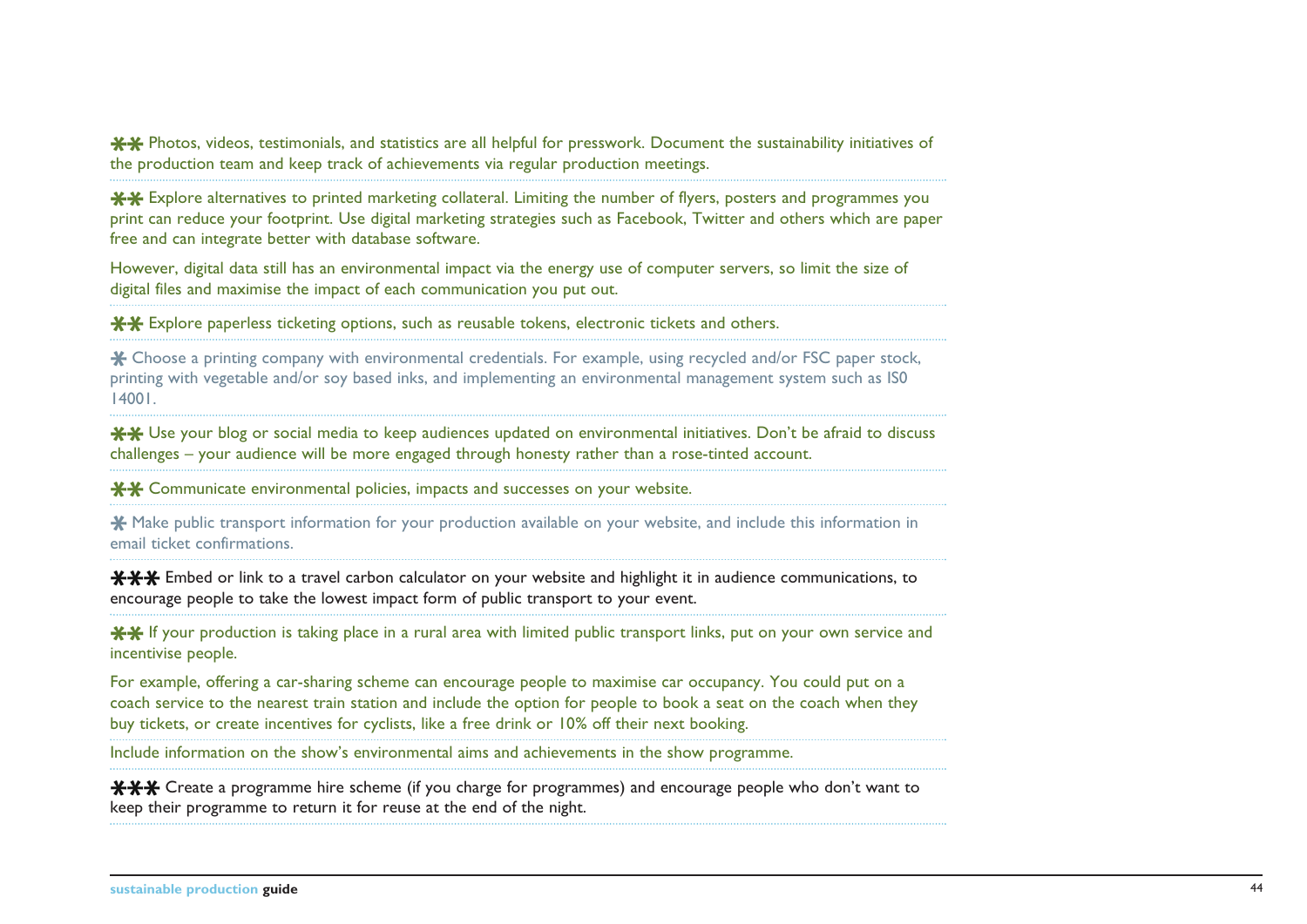✱✱ Photos, videos, testimonials, and statistics are all helpful for presswork. Document the sustainability initiatives of the production team and keep track of achievements via regular production meetings.

---

✱✱ Explore alternatives to printed marketing collateral. Limiting the number of flyers, posters and programmes you print can reduce your footprint. Use digital marketing strategies such as Facebook, Twitter and others which are paper free and can integrate better with database software.

However, digital data still has an environmental impact via the energy use of computer servers, so limit the size of digital files and maximise the impact of each communication you put out.

---

✱✱ Explore paperless ticketing options, such as reusable tokens, electronic tickets and others.

---

✱ Choose a printing company with environmental credentials. For example, using recycled and/or FSC paper stock, printing with vegetable and/or soy based inks, and implementing an environmental management system such as IS0 14001.

---

✱✱ Use your blog or social media to keep audiences updated on environmental initiatives. Don't be afraid to discuss challenges – your audience will be more engaged through honesty rather than a rose-tinted account.

---

✱✱ Communicate environmental policies, impacts and successes on your website.

---

✱ Make public transport information for your production available on your website, and include this information in email ticket confirmations.

---

✱✱✱ Embed or link to a travel carbon calculator on your website and highlight it in audience communications, to encourage people to take the lowest impact form of public transport to your event.

---

✱✱ If your production is taking place in a rural area with limited public transport links, put on your own service and incentivise people.

For example, offering a car-sharing scheme can encourage people to maximise car occupancy. You could put on a coach service to the nearest train station and include the option for people to book a seat on the coach when they buy tickets, or create incentives for cyclists, like a free drink or 10% off their next booking.

---

Include information on the show's environmental aims and achievements in the show programme.

---

✱✱✱ Create a programme hire scheme (if you charge for programmes) and encourage people who don't want to keep their programme to return it for reuse at the end of the night.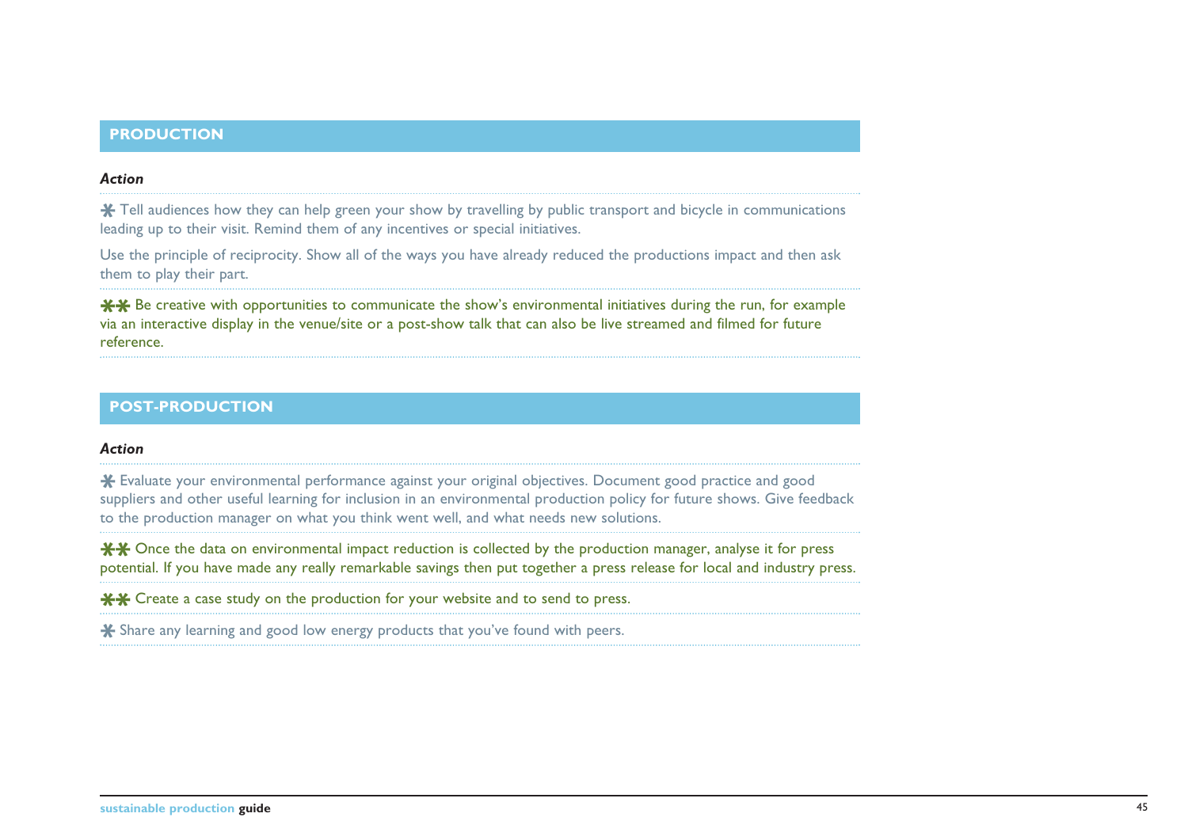## PRODUCTION

***Action***

✱ Tell audiences how they can help green your show by travelling by public transport and bicycle in communications leading up to their visit. Remind them of any incentives or special initiatives.

Use the principle of reciprocity. Show all of the ways you have already reduced the productions impact and then ask them to play their part.

✱✱ Be creative with opportunities to communicate the show's environmental initiatives during the run, for example via an interactive display in the venue/site or a post-show talk that can also be live streamed and filmed for future reference.

## POST-PRODUCTION

***Action***

✱ Evaluate your environmental performance against your original objectives. Document good practice and good suppliers and other useful learning for inclusion in an environmental production policy for future shows. Give feedback to the production manager on what you think went well, and what needs new solutions.

✱✱ Once the data on environmental impact reduction is collected by the production manager, analyse it for press potential. If you have made any really remarkable savings then put together a press release for local and industry press.

✱✱ Create a case study on the production for your website and to send to press.

✱ Share any learning and good low energy products that you've found with peers.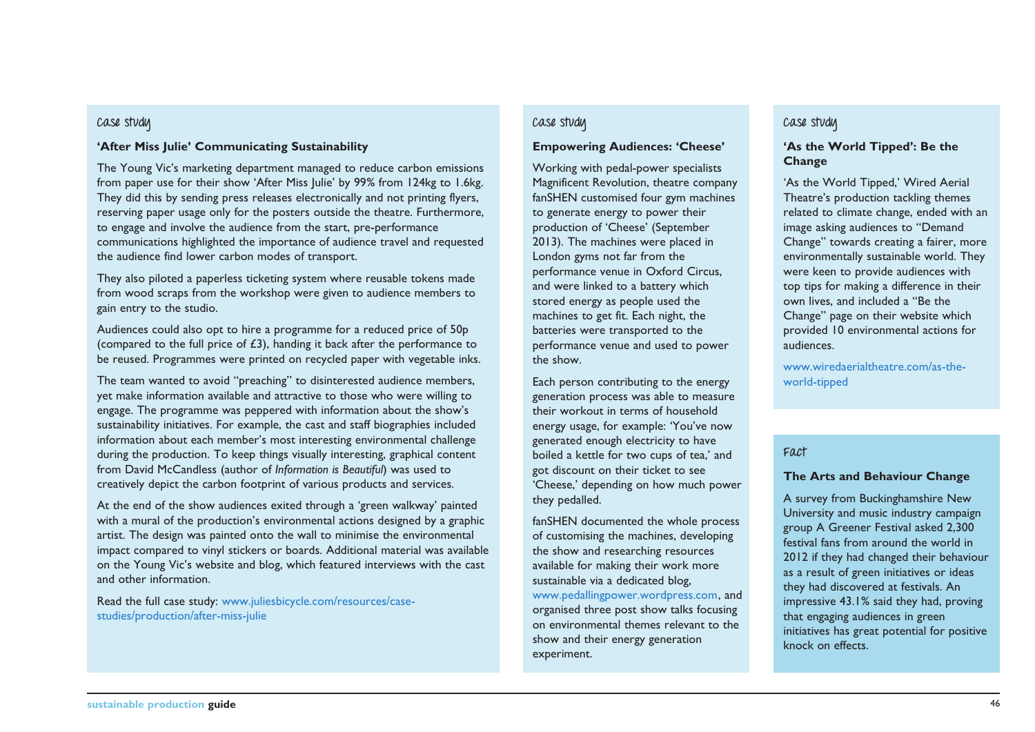Case study

### 'After Miss Julie' Communicating Sustainability

The Young Vic's marketing department managed to reduce carbon emissions from paper use for their show 'After Miss Julie' by 99% from 124kg to 1.6kg. They did this by sending press releases electronically and not printing flyers, reserving paper usage only for the posters outside the theatre. Furthermore, to engage and involve the audience from the start, pre-performance communications highlighted the importance of audience travel and requested the audience find lower carbon modes of transport.

They also piloted a paperless ticketing system where reusable tokens made from wood scraps from the workshop were given to audience members to gain entry to the studio.

Audiences could also opt to hire a programme for a reduced price of 50p (compared to the full price of £3), handing it back after the performance to be reused. Programmes were printed on recycled paper with vegetable inks.

The team wanted to avoid "preaching" to disinterested audience members, yet make information available and attractive to those who were willing to engage. The programme was peppered with information about the show's sustainability initiatives. For example, the cast and staff biographies included information about each member's most interesting environmental challenge during the production. To keep things visually interesting, graphical content from David McCandless (author of *Information is Beautiful*) was used to creatively depict the carbon footprint of various products and services.

At the end of the show audiences exited through a 'green walkway' painted with a mural of the production's environmental actions designed by a graphic artist. The design was painted onto the wall to minimise the environmental impact compared to vinyl stickers or boards. Additional material was available on the Young Vic's website and blog, which featured interviews with the cast and other information.

Read the full case study: www.juliesbicycle.com/resources/case-studies/production/after-miss-julie

Case study

### Empowering Audiences: 'Cheese'

Working with pedal-power specialists Magnificent Revolution, theatre company fanSHEN customised four gym machines to generate energy to power their production of 'Cheese' (September 2013). The machines were placed in London gyms not far from the performance venue in Oxford Circus, and were linked to a battery which stored energy as people used the machines to get fit. Each night, the batteries were transported to the performance venue and used to power the show.

Each person contributing to the energy generation process was able to measure their workout in terms of household energy usage, for example: 'You've now generated enough electricity to have boiled a kettle for two cups of tea,' and got discount on their ticket to see 'Cheese,' depending on how much power they pedalled.

fanSHEN documented the whole process of customising the machines, developing the show and researching resources available for making their work more sustainable via a dedicated blog, www.pedallingpower.wordpress.com, and organised three post show talks focusing on environmental themes relevant to the show and their energy generation experiment.

Case study

### 'As the World Tipped': Be the Change

'As the World Tipped,' Wired Aerial Theatre's production tackling themes related to climate change, ended with an image asking audiences to "Demand Change" towards creating a fairer, more environmentally sustainable world. They were keen to provide audiences with top tips for making a difference in their own lives, and included a "Be the Change" page on their website which provided 10 environmental actions for audiences.

www.wiredaerialtheatre.com/as-the-world-tipped

Fact

### The Arts and Behaviour Change

A survey from Buckinghamshire New University and music industry campaign group A Greener Festival asked 2,300 festival fans from around the world in 2012 if they had changed their behaviour as a result of green initiatives or ideas they had discovered at festivals. An impressive 43.1% said they had, proving that engaging audiences in green initiatives has great potential for positive knock on effects.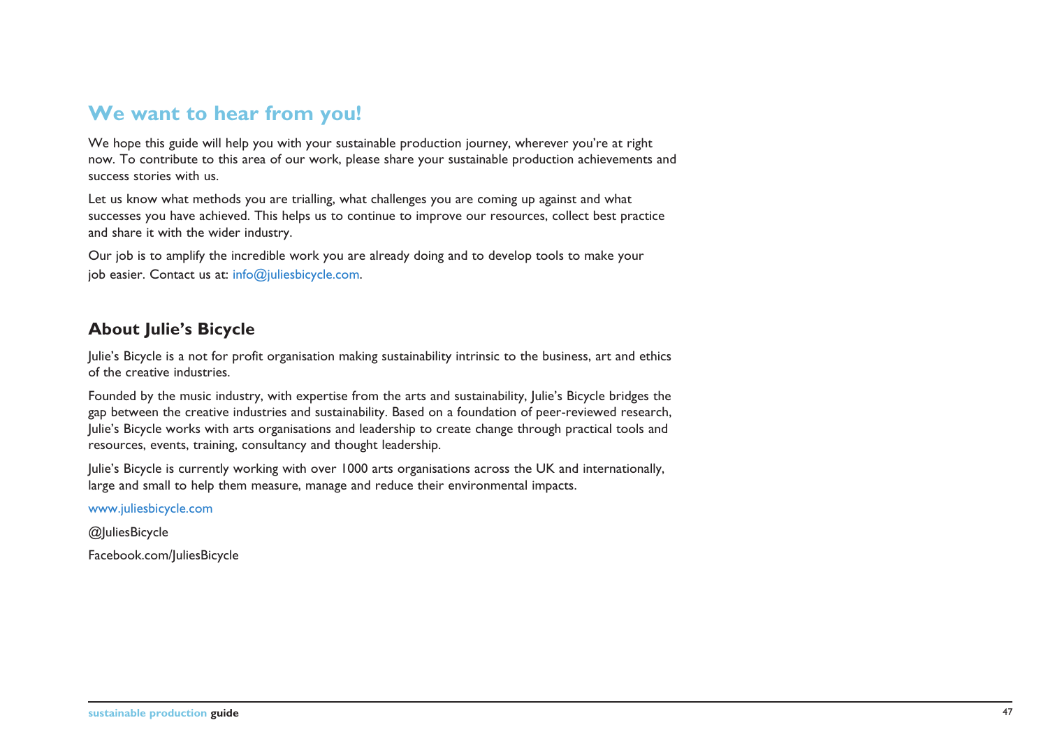## We want to hear from you!

We hope this guide will help you with your sustainable production journey, wherever you're at right now. To contribute to this area of our work, please share your sustainable production achievements and success stories with us.

Let us know what methods you are trialling, what challenges you are coming up against and what successes you have achieved. This helps us to continue to improve our resources, collect best practice and share it with the wider industry.

Our job is to amplify the incredible work you are already doing and to develop tools to make your job easier. Contact us at: info@juliesbicycle.com.

### About Julie's Bicycle

Julie's Bicycle is a not for profit organisation making sustainability intrinsic to the business, art and ethics of the creative industries.

Founded by the music industry, with expertise from the arts and sustainability, Julie's Bicycle bridges the gap between the creative industries and sustainability. Based on a foundation of peer-reviewed research, Julie's Bicycle works with arts organisations and leadership to create change through practical tools and resources, events, training, consultancy and thought leadership.

Julie's Bicycle is currently working with over 1000 arts organisations across the UK and internationally, large and small to help them measure, manage and reduce their environmental impacts.

www.juliesbicycle.com

@JuliesBicycle

Facebook.com/JuliesBicycle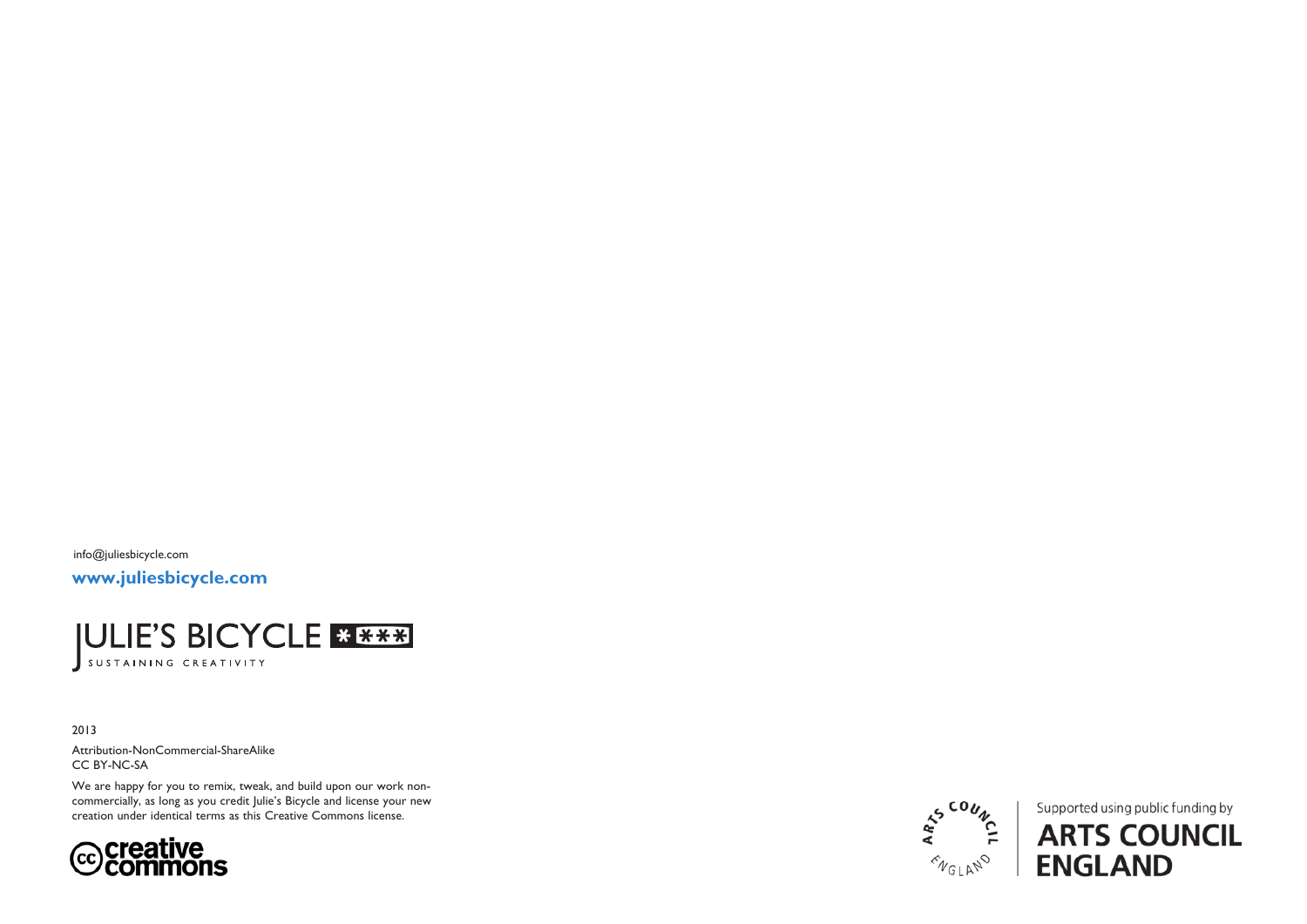info@juliesbicycle.com

**www.juliesbicycle.com**

JULIE'S BICYCLE

SUSTAINING CREATIVITY

2013

Attribution-NonCommercial-ShareAlike
CC BY-NC-SA

We are happy for you to remix, tweak, and build upon our work non-commercially, as long as you credit Julie's Bicycle and license your new creation under identical terms as this Creative Commons license.

creative commons

Supported using public funding by
**ARTS COUNCIL ENGLAND**